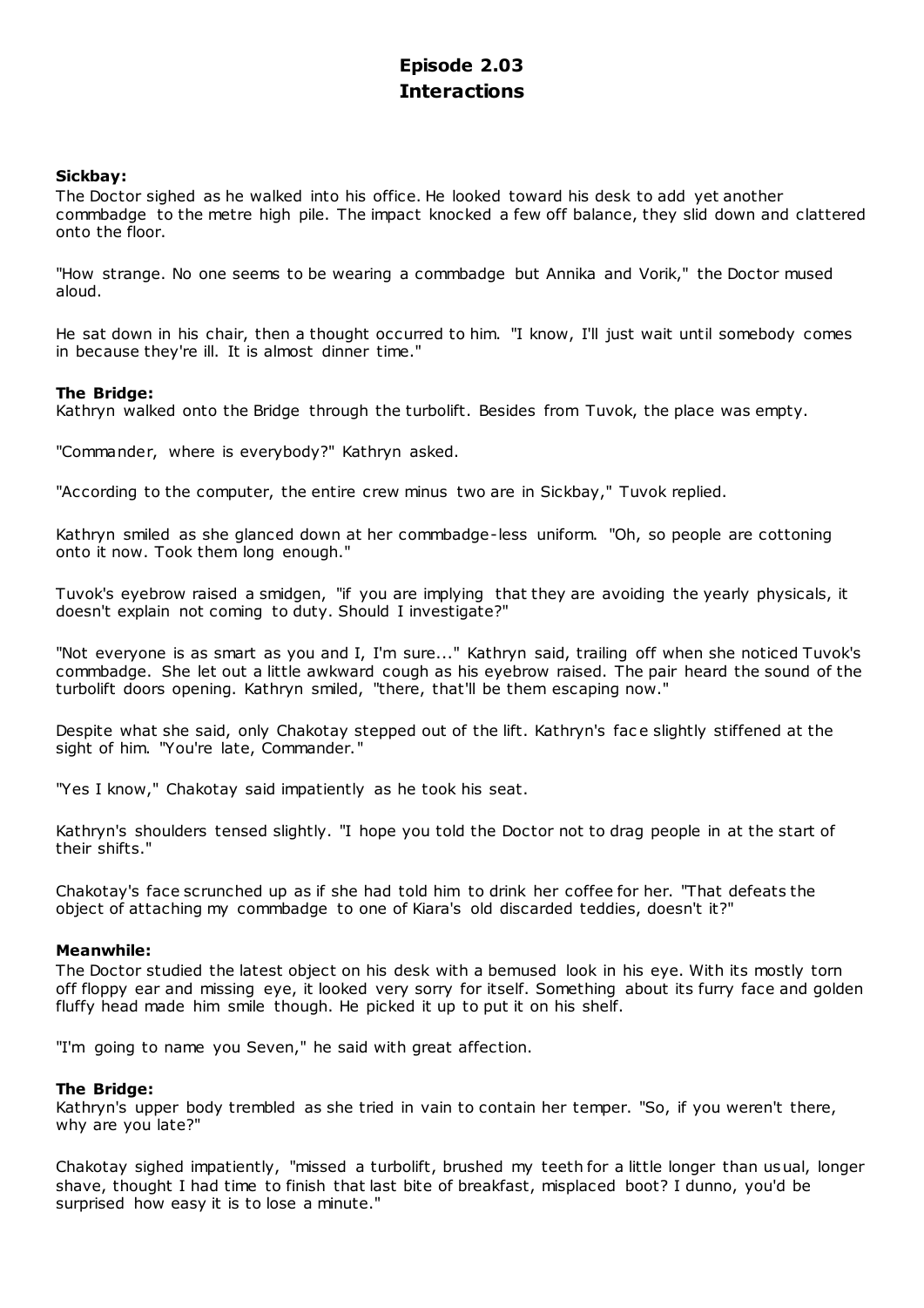# Episode 2.03
# Interactions

**Sickbay:**
The Doctor sighed as he walked into his office. He looked toward his desk to add yet another commbadge to the metre high pile. The impact knocked a few off balance, they slid down and clattered onto the floor.

"How strange. No one seems to be wearing a commbadge but Annika and Vorik," the Doctor mused aloud.

He sat down in his chair, then a thought occurred to him. "I know, I'll just wait until somebody comes in because they're ill. It is almost dinner time."

**The Bridge:**
Kathryn walked onto the Bridge through the turbolift. Besides from Tuvok, the place was empty.

"Commander, where is everybody?" Kathryn asked.

"According to the computer, the entire crew minus two are in Sickbay," Tuvok replied.

Kathryn smiled as she glanced down at her commbadge-less uniform. "Oh, so people are cottoning onto it now. Took them long enough."

Tuvok's eyebrow raised a smidgen, "if you are implying that they are avoiding the yearly physicals, it doesn't explain not coming to duty. Should I investigate?"

"Not everyone is as smart as you and I, I'm sure..." Kathryn said, trailing off when she noticed Tuvok's commbadge. She let out a little awkward cough as his eyebrow raised. The pair heard the sound of the turbolift doors opening. Kathryn smiled, "there, that'll be them escaping now."

Despite what she said, only Chakotay stepped out of the lift. Kathryn's face slightly stiffened at the sight of him. "You're late, Commander."

"Yes I know," Chakotay said impatiently as he took his seat.

Kathryn's shoulders tensed slightly. "I hope you told the Doctor not to drag people in at the start of their shifts."

Chakotay's face scrunched up as if she had told him to drink her coffee for her. "That defeats the object of attaching my commbadge to one of Kiara's old discarded teddies, doesn't it?"

**Meanwhile:**
The Doctor studied the latest object on his desk with a bemused look in his eye. With its mostly torn off floppy ear and missing eye, it looked very sorry for itself. Something about its furry face and golden fluffy head made him smile though. He picked it up to put it on his shelf.

"I'm going to name you Seven," he said with great affection.

**The Bridge:**
Kathryn's upper body trembled as she tried in vain to contain her temper. "So, if you weren't there, why are you late?"

Chakotay sighed impatiently, "missed a turbolift, brushed my teeth for a little longer than usual, longer shave, thought I had time to finish that last bite of breakfast, misplaced boot? I dunno, you'd be surprised how easy it is to lose a minute."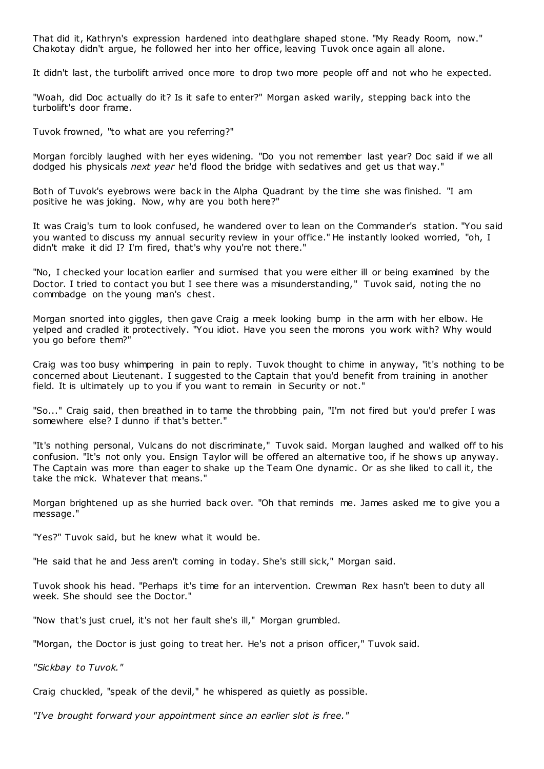That did it, Kathryn's expression hardened into deathglare shaped stone. "My Ready Room, now." Chakotay didn't argue, he followed her into her office, leaving Tuvok once again all alone.

It didn't last, the turbolift arrived once more to drop two more people off and not who he expected.

"Woah, did Doc actually do it? Is it safe to enter?" Morgan asked warily, stepping back into the turbolift's door frame.

Tuvok frowned, "to what are you referring?"

Morgan forcibly laughed with her eyes widening. "Do you not remember last year? Doc said if we all dodged his physicals *next year* he'd flood the bridge with sedatives and get us that way."

Both of Tuvok's eyebrows were back in the Alpha Quadrant by the time she was finished. "I am positive he was joking. Now, why are you both here?"

It was Craig's turn to look confused, he wandered over to lean on the Commander's station. "You said you wanted to discuss my annual security review in your office." He instantly looked worried, "oh, I didn't make it did I? I'm fired, that's why you're not there."

"No, I checked your location earlier and surmised that you were either ill or being examined by the Doctor. I tried to contact you but I see there was a misunderstanding," Tuvok said, noting the no commbadge on the young man's chest.

Morgan snorted into giggles, then gave Craig a meek looking bump in the arm with her elbow. He yelped and cradled it protectively. "You idiot. Have you seen the morons you work with? Why would you go before them?"

Craig was too busy whimpering in pain to reply. Tuvok thought to chime in anyway, "it's nothing to be concerned about Lieutenant. I suggested to the Captain that you'd benefit from training in another field. It is ultimately up to you if you want to remain in Security or not."

"So..." Craig said, then breathed in to tame the throbbing pain, "I'm not fired but you'd prefer I was somewhere else? I dunno if that's better."

"It's nothing personal, Vulcans do not discriminate," Tuvok said. Morgan laughed and walked off to his confusion. "It's not only you. Ensign Taylor will be offered an alternative too, if he shows up anyway. The Captain was more than eager to shake up the Team One dynamic. Or as she liked to call it, the take the mick. Whatever that means."

Morgan brightened up as she hurried back over. "Oh that reminds me. James asked me to give you a message."

"Yes?" Tuvok said, but he knew what it would be.

"He said that he and Jess aren't coming in today. She's still sick," Morgan said.

Tuvok shook his head. "Perhaps it's time for an intervention. Crewman Rex hasn't been to duty all week. She should see the Doctor."

"Now that's just cruel, it's not her fault she's ill," Morgan grumbled.

"Morgan, the Doctor is just going to treat her. He's not a prison officer," Tuvok said.

*"Sickbay to Tuvok."*

Craig chuckled, "speak of the devil," he whispered as quietly as possible.

*"I've brought forward your appointment since an earlier slot is free."*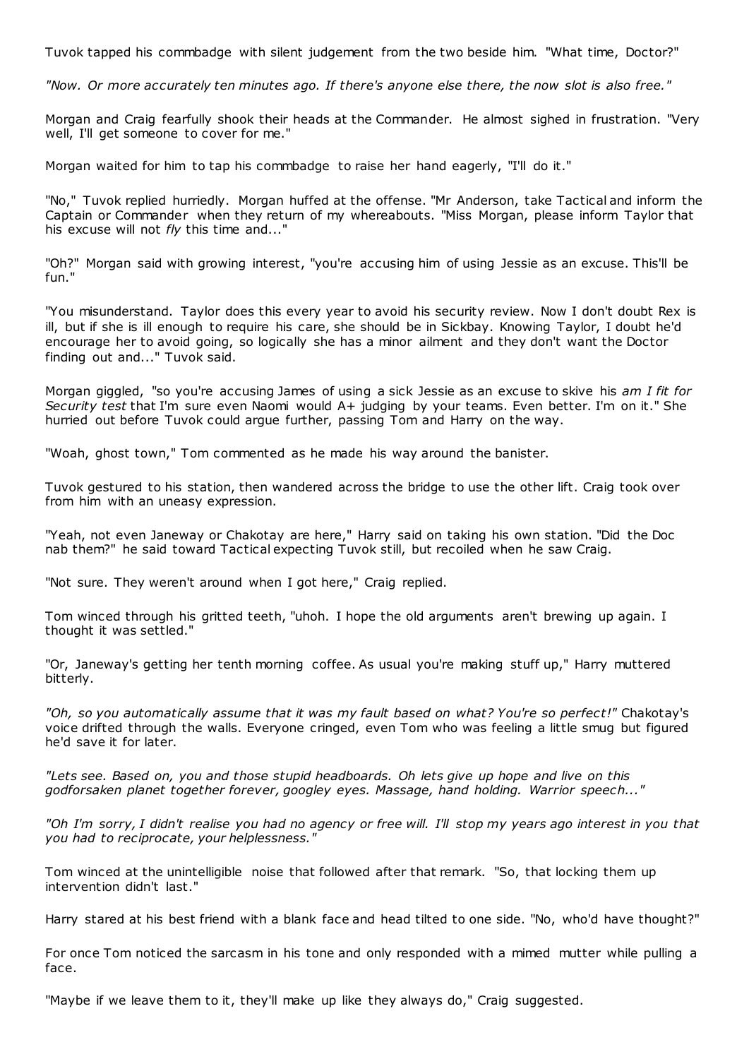Tuvok tapped his commbadge with silent judgement from the two beside him. "What time, Doctor?"

*"Now. Or more accurately ten minutes ago. If there's anyone else there, the now slot is also free."*

Morgan and Craig fearfully shook their heads at the Commander. He almost sighed in frustration. "Very well, I'll get someone to cover for me."

Morgan waited for him to tap his commbadge to raise her hand eagerly, "I'll do it."

"No," Tuvok replied hurriedly. Morgan huffed at the offense. "Mr Anderson, take Tactical and inform the Captain or Commander when they return of my whereabouts. "Miss Morgan, please inform Taylor that his excuse will not *fly* this time and..."

"Oh?" Morgan said with growing interest, "you're accusing him of using Jessie as an excuse. This'll be fun."

"You misunderstand. Taylor does this every year to avoid his security review. Now I don't doubt Rex is ill, but if she is ill enough to require his care, she should be in Sickbay. Knowing Taylor, I doubt he'd encourage her to avoid going, so logically she has a minor ailment and they don't want the Doctor finding out and..." Tuvok said.

Morgan giggled, "so you're accusing James of using a sick Jessie as an excuse to skive his *am I fit for Security test* that I'm sure even Naomi would A+ judging by your teams. Even better. I'm on it." She hurried out before Tuvok could argue further, passing Tom and Harry on the way.

"Woah, ghost town," Tom commented as he made his way around the banister.

Tuvok gestured to his station, then wandered across the bridge to use the other lift. Craig took over from him with an uneasy expression.

"Yeah, not even Janeway or Chakotay are here," Harry said on taking his own station. "Did the Doc nab them?" he said toward Tactical expecting Tuvok still, but recoiled when he saw Craig.

"Not sure. They weren't around when I got here," Craig replied.

Tom winced through his gritted teeth, "uhoh. I hope the old arguments aren't brewing up again. I thought it was settled."

"Or, Janeway's getting her tenth morning coffee. As usual you're making stuff up," Harry muttered bitterly.

*"Oh, so you automatically assume that it was my fault based on what? You're so perfect!"* Chakotay's voice drifted through the walls. Everyone cringed, even Tom who was feeling a little smug but figured he'd save it for later.

*"Lets see. Based on, you and those stupid headboards. Oh lets give up hope and live on this godforsaken planet together forever, googley eyes. Massage, hand holding. Warrior speech..."*

*"Oh I'm sorry, I didn't realise you had no agency or free will. I'll stop my years ago interest in you that you had to reciprocate, your helplessness."*

Tom winced at the unintelligible noise that followed after that remark. "So, that locking them up intervention didn't last."

Harry stared at his best friend with a blank face and head tilted to one side. "No, who'd have thought?"

For once Tom noticed the sarcasm in his tone and only responded with a mimed mutter while pulling a face.

"Maybe if we leave them to it, they'll make up like they always do," Craig suggested.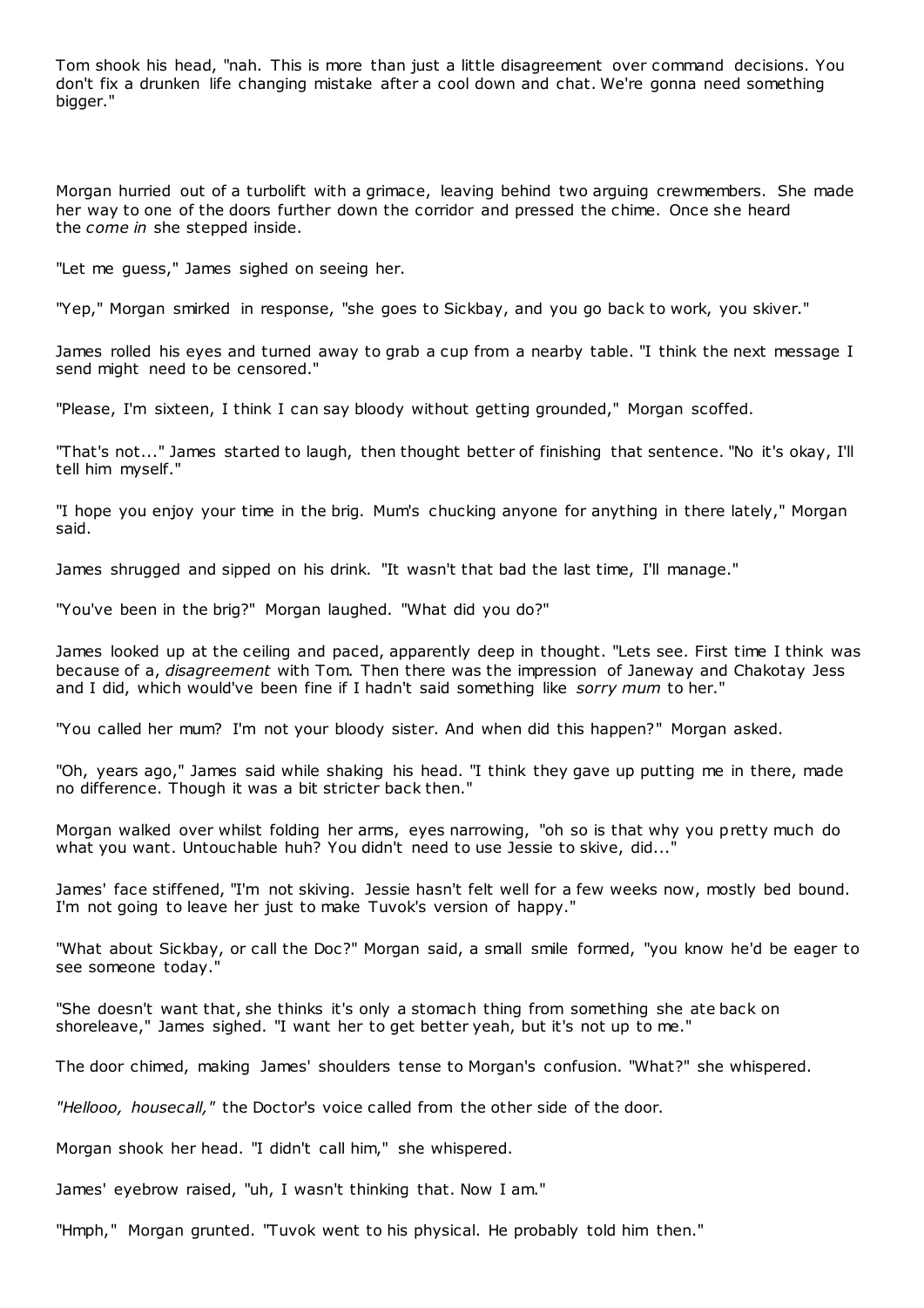Tom shook his head, "nah. This is more than just a little disagreement over command decisions. You don't fix a drunken life changing mistake after a cool down and chat. We're gonna need something bigger."

Morgan hurried out of a turbolift with a grimace, leaving behind two arguing crewmembers. She made her way to one of the doors further down the corridor and pressed the chime. Once she heard the *come in* she stepped inside.

"Let me guess," James sighed on seeing her.

"Yep," Morgan smirked in response, "she goes to Sickbay, and you go back to work, you skiver."

James rolled his eyes and turned away to grab a cup from a nearby table. "I think the next message I send might need to be censored."

"Please, I'm sixteen, I think I can say bloody without getting grounded," Morgan scoffed.

"That's not..." James started to laugh, then thought better of finishing that sentence. "No it's okay, I'll tell him myself."

"I hope you enjoy your time in the brig. Mum's chucking anyone for anything in there lately," Morgan said.

James shrugged and sipped on his drink. "It wasn't that bad the last time, I'll manage."

"You've been in the brig?" Morgan laughed. "What did you do?"

James looked up at the ceiling and paced, apparently deep in thought. "Lets see. First time I think was because of a, *disagreement* with Tom. Then there was the impression of Janeway and Chakotay Jess and I did, which would've been fine if I hadn't said something like *sorry mum* to her."

"You called her mum? I'm not your bloody sister. And when did this happen?" Morgan asked.

"Oh, years ago," James said while shaking his head. "I think they gave up putting me in there, made no difference. Though it was a bit stricter back then."

Morgan walked over whilst folding her arms, eyes narrowing, "oh so is that why you pretty much do what you want. Untouchable huh? You didn't need to use Jessie to skive, did..."

James' face stiffened, "I'm not skiving. Jessie hasn't felt well for a few weeks now, mostly bed bound. I'm not going to leave her just to make Tuvok's version of happy."

"What about Sickbay, or call the Doc?" Morgan said, a small smile formed, "you know he'd be eager to see someone today."

"She doesn't want that, she thinks it's only a stomach thing from something she ate back on shoreleave," James sighed. "I want her to get better yeah, but it's not up to me."

The door chimed, making James' shoulders tense to Morgan's confusion. "What?" she whispered.

*"Hellooo, housecall,"* the Doctor's voice called from the other side of the door.

Morgan shook her head. "I didn't call him," she whispered.

James' eyebrow raised, "uh, I wasn't thinking that. Now I am."

"Hmph," Morgan grunted. "Tuvok went to his physical. He probably told him then."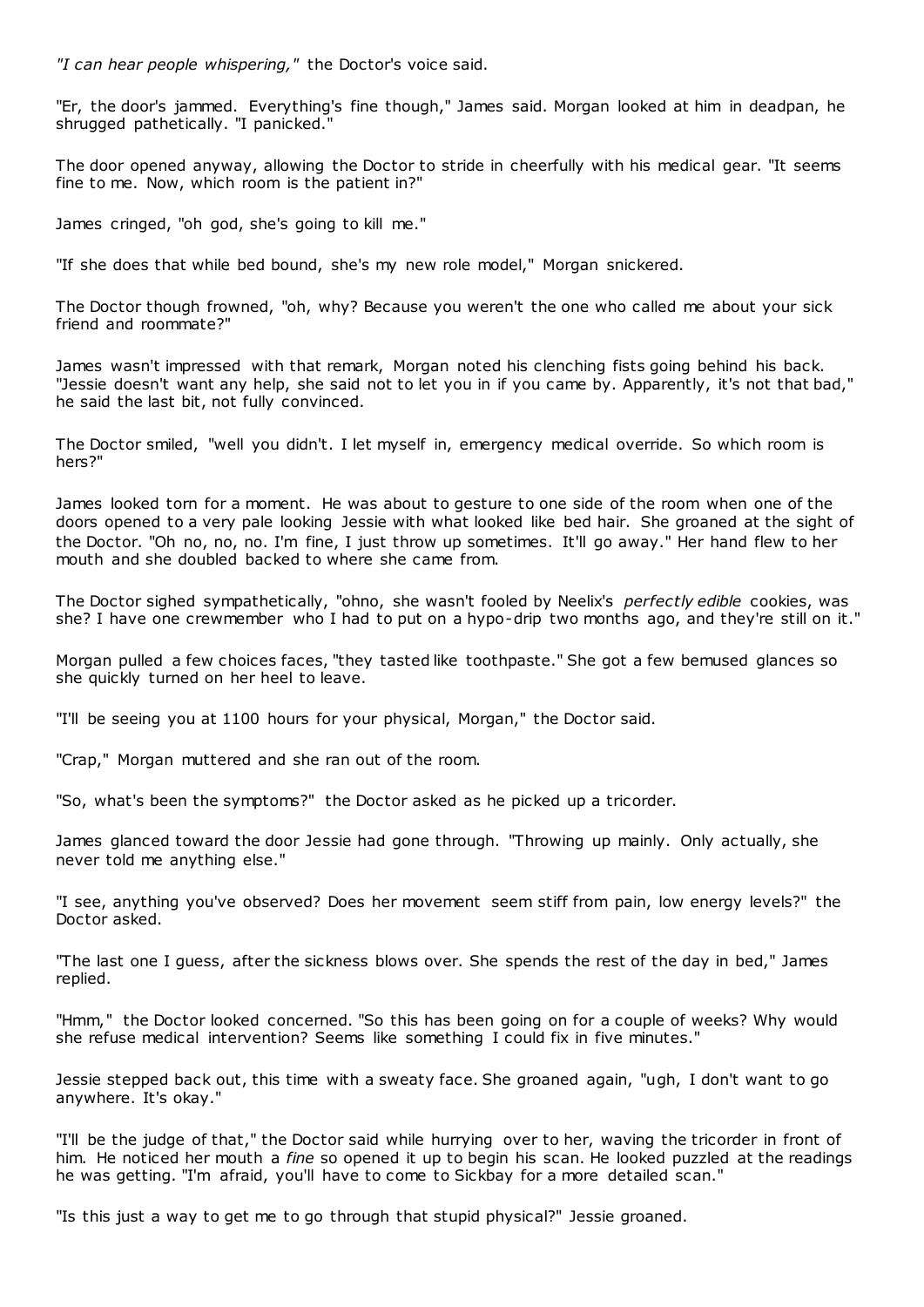*"I can hear people whispering,"* the Doctor's voice said.

"Er, the door's jammed. Everything's fine though," James said. Morgan looked at him in deadpan, he shrugged pathetically. "I panicked."

The door opened anyway, allowing the Doctor to stride in cheerfully with his medical gear. "It seems fine to me. Now, which room is the patient in?"

James cringed, "oh god, she's going to kill me."

"If she does that while bed bound, she's my new role model," Morgan snickered.

The Doctor though frowned, "oh, why? Because you weren't the one who called me about your sick friend and roommate?"

James wasn't impressed with that remark, Morgan noted his clenching fists going behind his back. "Jessie doesn't want any help, she said not to let you in if you came by. Apparently, it's not that bad," he said the last bit, not fully convinced.

The Doctor smiled, "well you didn't. I let myself in, emergency medical override. So which room is hers?"

James looked torn for a moment. He was about to gesture to one side of the room when one of the doors opened to a very pale looking Jessie with what looked like bed hair. She groaned at the sight of the Doctor. "Oh no, no, no. I'm fine, I just throw up sometimes. It'll go away." Her hand flew to her mouth and she doubled backed to where she came from.

The Doctor sighed sympathetically, "ohno, she wasn't fooled by Neelix's *perfectly edible* cookies, was she? I have one crewmember who I had to put on a hypo-drip two months ago, and they're still on it."

Morgan pulled a few choices faces, "they tasted like toothpaste." She got a few bemused glances so she quickly turned on her heel to leave.

"I'll be seeing you at 1100 hours for your physical, Morgan," the Doctor said.

"Crap," Morgan muttered and she ran out of the room.

"So, what's been the symptoms?" the Doctor asked as he picked up a tricorder.

James glanced toward the door Jessie had gone through. "Throwing up mainly. Only actually, she never told me anything else."

"I see, anything you've observed? Does her movement seem stiff from pain, low energy levels?" the Doctor asked.

"The last one I guess, after the sickness blows over. She spends the rest of the day in bed," James replied.

"Hmm," the Doctor looked concerned. "So this has been going on for a couple of weeks? Why would she refuse medical intervention? Seems like something I could fix in five minutes."

Jessie stepped back out, this time with a sweaty face. She groaned again, "ugh, I don't want to go anywhere. It's okay."

"I'll be the judge of that," the Doctor said while hurrying over to her, waving the tricorder in front of him. He noticed her mouth a *fine* so opened it up to begin his scan. He looked puzzled at the readings he was getting. "I'm afraid, you'll have to come to Sickbay for a more detailed scan."

"Is this just a way to get me to go through that stupid physical?" Jessie groaned.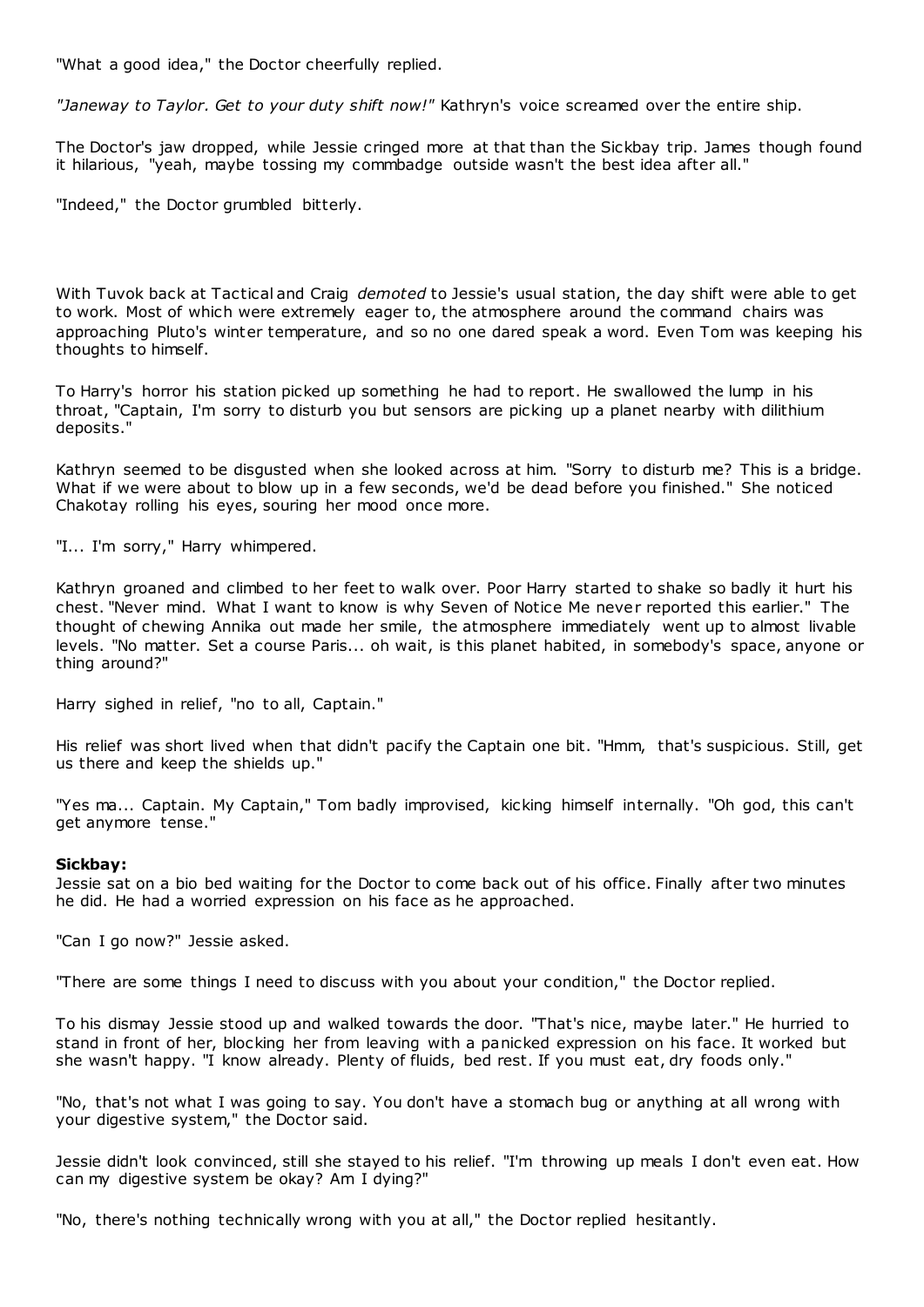"What a good idea," the Doctor cheerfully replied.

*"Janeway to Taylor. Get to your duty shift now!"* Kathryn's voice screamed over the entire ship.

The Doctor's jaw dropped, while Jessie cringed more at that than the Sickbay trip. James though found it hilarious, "yeah, maybe tossing my commbadge outside wasn't the best idea after all."

"Indeed," the Doctor grumbled bitterly.

With Tuvok back at Tactical and Craig *demoted* to Jessie's usual station, the day shift were able to get to work. Most of which were extremely eager to, the atmosphere around the command chairs was approaching Pluto's winter temperature, and so no one dared speak a word. Even Tom was keeping his thoughts to himself.

To Harry's horror his station picked up something he had to report. He swallowed the lump in his throat, "Captain, I'm sorry to disturb you but sensors are picking up a planet nearby with dilithium deposits."

Kathryn seemed to be disgusted when she looked across at him. "Sorry to disturb me? This is a bridge. What if we were about to blow up in a few seconds, we'd be dead before you finished." She noticed Chakotay rolling his eyes, souring her mood once more.

"I... I'm sorry," Harry whimpered.

Kathryn groaned and climbed to her feet to walk over. Poor Harry started to shake so badly it hurt his chest. "Never mind. What I want to know is why Seven of Notice Me never reported this earlier." The thought of chewing Annika out made her smile, the atmosphere immediately went up to almost livable levels. "No matter. Set a course Paris... oh wait, is this planet habited, in somebody's space, anyone or thing around?"

Harry sighed in relief, "no to all, Captain."

His relief was short lived when that didn't pacify the Captain one bit. "Hmm, that's suspicious. Still, get us there and keep the shields up."

"Yes ma... Captain. My Captain," Tom badly improvised, kicking himself internally. "Oh god, this can't get anymore tense."

**Sickbay:**
Jessie sat on a bio bed waiting for the Doctor to come back out of his office. Finally after two minutes he did. He had a worried expression on his face as he approached.

"Can I go now?" Jessie asked.

"There are some things I need to discuss with you about your condition," the Doctor replied.

To his dismay Jessie stood up and walked towards the door. "That's nice, maybe later." He hurried to stand in front of her, blocking her from leaving with a panicked expression on his face. It worked but she wasn't happy. "I know already. Plenty of fluids, bed rest. If you must eat, dry foods only."

"No, that's not what I was going to say. You don't have a stomach bug or anything at all wrong with your digestive system," the Doctor said.

Jessie didn't look convinced, still she stayed to his relief. "I'm throwing up meals I don't even eat. How can my digestive system be okay? Am I dying?"

"No, there's nothing technically wrong with you at all," the Doctor replied hesitantly.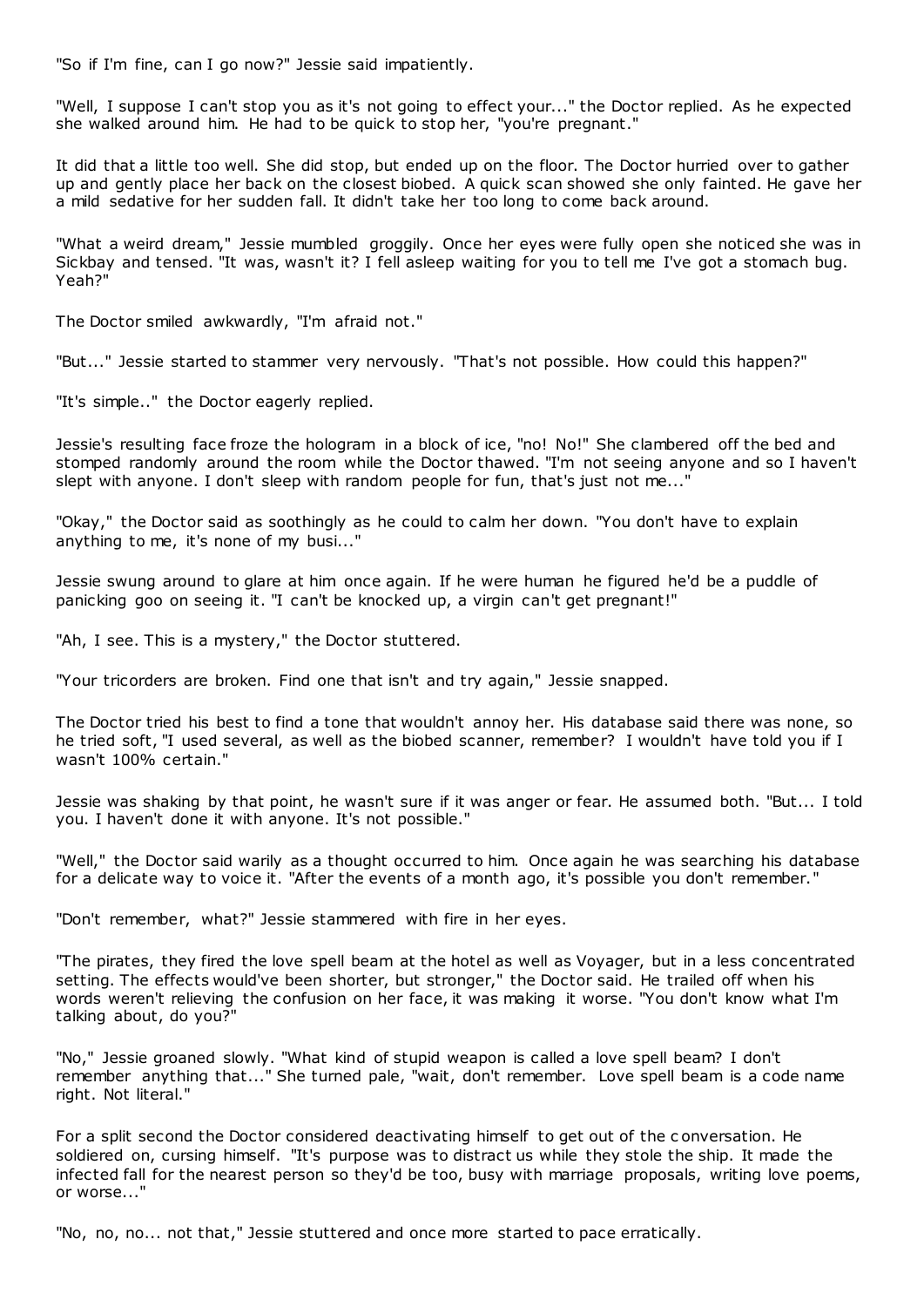"So if I'm fine, can I go now?" Jessie said impatiently.

"Well, I suppose I can't stop you as it's not going to effect your..." the Doctor replied. As he expected she walked around him. He had to be quick to stop her, "you're pregnant."

It did that a little too well. She did stop, but ended up on the floor. The Doctor hurried over to gather up and gently place her back on the closest biobed. A quick scan showed she only fainted. He gave her a mild sedative for her sudden fall. It didn't take her too long to come back around.

"What a weird dream," Jessie mumbled groggily. Once her eyes were fully open she noticed she was in Sickbay and tensed. "It was, wasn't it? I fell asleep waiting for you to tell me I've got a stomach bug. Yeah?"

The Doctor smiled awkwardly, "I'm afraid not."

"But..." Jessie started to stammer very nervously. "That's not possible. How could this happen?"

"It's simple.." the Doctor eagerly replied.

Jessie's resulting face froze the hologram in a block of ice, "no! No!" She clambered off the bed and stomped randomly around the room while the Doctor thawed. "I'm not seeing anyone and so I haven't slept with anyone. I don't sleep with random people for fun, that's just not me..."

"Okay," the Doctor said as soothingly as he could to calm her down. "You don't have to explain anything to me, it's none of my busi..."

Jessie swung around to glare at him once again. If he were human he figured he'd be a puddle of panicking goo on seeing it. "I can't be knocked up, a virgin can't get pregnant!"

"Ah, I see. This is a mystery," the Doctor stuttered.

"Your tricorders are broken. Find one that isn't and try again," Jessie snapped.

The Doctor tried his best to find a tone that wouldn't annoy her. His database said there was none, so he tried soft, "I used several, as well as the biobed scanner, remember? I wouldn't have told you if I wasn't 100% certain."

Jessie was shaking by that point, he wasn't sure if it was anger or fear. He assumed both. "But... I told you. I haven't done it with anyone. It's not possible."

"Well," the Doctor said warily as a thought occurred to him. Once again he was searching his database for a delicate way to voice it. "After the events of a month ago, it's possible you don't remember."

"Don't remember, what?" Jessie stammered with fire in her eyes.

"The pirates, they fired the love spell beam at the hotel as well as Voyager, but in a less concentrated setting. The effects would've been shorter, but stronger," the Doctor said. He trailed off when his words weren't relieving the confusion on her face, it was making it worse. "You don't know what I'm talking about, do you?"

"No," Jessie groaned slowly. "What kind of stupid weapon is called a love spell beam? I don't remember anything that..." She turned pale, "wait, don't remember. Love spell beam is a code name right. Not literal."

For a split second the Doctor considered deactivating himself to get out of the conversation. He soldiered on, cursing himself. "It's purpose was to distract us while they stole the ship. It made the infected fall for the nearest person so they'd be too, busy with marriage proposals, writing love poems, or worse..."

"No, no, no... not that," Jessie stuttered and once more started to pace erratically.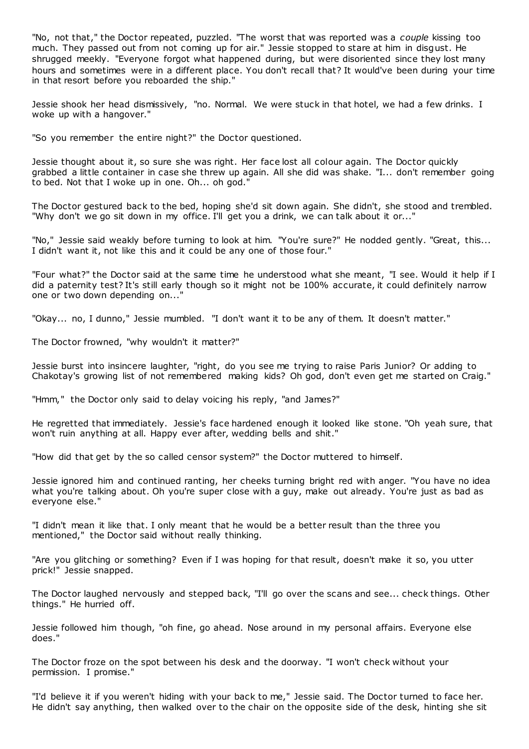"No, not that," the Doctor repeated, puzzled. "The worst that was reported was a *couple* kissing too much. They passed out from not coming up for air." Jessie stopped to stare at him in disgust. He shrugged meekly. "Everyone forgot what happened during, but were disoriented since they lost many hours and sometimes were in a different place. You don't recall that? It would've been during your time in that resort before you reboarded the ship."

Jessie shook her head dismissively, "no. Normal. We were stuck in that hotel, we had a few drinks. I woke up with a hangover."

"So you remember the entire night?" the Doctor questioned.

Jessie thought about it, so sure she was right. Her face lost all colour again. The Doctor quickly grabbed a little container in case she threw up again. All she did was shake. "I... don't remember going to bed. Not that I woke up in one. Oh... oh god."

The Doctor gestured back to the bed, hoping she'd sit down again. She didn't, she stood and trembled. "Why don't we go sit down in my office. I'll get you a drink, we can talk about it or..."

"No," Jessie said weakly before turning to look at him. "You're sure?" He nodded gently. "Great, this... I didn't want it, not like this and it could be any one of those four."

"Four what?" the Doctor said at the same time he understood what she meant, "I see. Would it help if I did a paternity test? It's still early though so it might not be 100% accurate, it could definitely narrow one or two down depending on..."

"Okay... no, I dunno," Jessie mumbled. "I don't want it to be any of them. It doesn't matter."

The Doctor frowned, "why wouldn't it matter?"

Jessie burst into insincere laughter, "right, do you see me trying to raise Paris Junior? Or adding to Chakotay's growing list of not remembered making kids? Oh god, don't even get me started on Craig."

"Hmm," the Doctor only said to delay voicing his reply, "and James?"

He regretted that immediately. Jessie's face hardened enough it looked like stone. "Oh yeah sure, that won't ruin anything at all. Happy ever after, wedding bells and shit."

"How did that get by the so called censor system?" the Doctor muttered to himself.

Jessie ignored him and continued ranting, her cheeks turning bright red with anger. "You have no idea what you're talking about. Oh you're super close with a guy, make out already. You're just as bad as everyone else."

"I didn't mean it like that. I only meant that he would be a better result than the three you mentioned," the Doctor said without really thinking.

"Are you glitching or something? Even if I was hoping for that result, doesn't make it so, you utter prick!" Jessie snapped.

The Doctor laughed nervously and stepped back, "I'll go over the scans and see... check things. Other things." He hurried off.

Jessie followed him though, "oh fine, go ahead. Nose around in my personal affairs. Everyone else does."

The Doctor froze on the spot between his desk and the doorway. "I won't check without your permission. I promise."

"I'd believe it if you weren't hiding with your back to me," Jessie said. The Doctor turned to face her. He didn't say anything, then walked over to the chair on the opposite side of the desk, hinting she sit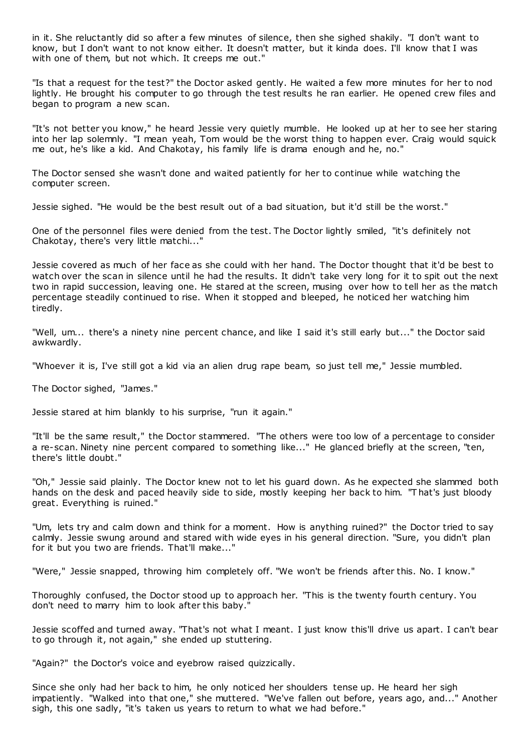in it. She reluctantly did so after a few minutes of silence, then she sighed shakily. "I don't want to know, but I don't want to not know either. It doesn't matter, but it kinda does. I'll know that I was with one of them, but not which. It creeps me out."

"Is that a request for the test?" the Doctor asked gently. He waited a few more minutes for her to nod lightly. He brought his computer to go through the test results he ran earlier. He opened crew files and began to program a new scan.

"It's not better you know," he heard Jessie very quietly mumble. He looked up at her to see her staring into her lap solemnly. "I mean yeah, Tom would be the worst thing to happen ever. Craig would squick me out, he's like a kid. And Chakotay, his family life is drama enough and he, no."

The Doctor sensed she wasn't done and waited patiently for her to continue while watching the computer screen.

Jessie sighed. "He would be the best result out of a bad situation, but it'd still be the worst."

One of the personnel files were denied from the test. The Doctor lightly smiled, "it's definitely not Chakotay, there's very little matchi..."

Jessie covered as much of her face as she could with her hand. The Doctor thought that it'd be best to watch over the scan in silence until he had the results. It didn't take very long for it to spit out the next two in rapid succession, leaving one. He stared at the screen, musing over how to tell her as the match percentage steadily continued to rise. When it stopped and bleeped, he noticed her watching him tiredly.

"Well, um... there's a ninety nine percent chance, and like I said it's still early but..." the Doctor said awkwardly.

"Whoever it is, I've still got a kid via an alien drug rape beam, so just tell me," Jessie mumbled.

The Doctor sighed, "James."

Jessie stared at him blankly to his surprise, "run it again."

"It'll be the same result," the Doctor stammered. "The others were too low of a percentage to consider a re-scan. Ninety nine percent compared to something like..." He glanced briefly at the screen, "ten, there's little doubt."

"Oh," Jessie said plainly. The Doctor knew not to let his guard down. As he expected she slammed both hands on the desk and paced heavily side to side, mostly keeping her back to him. "That's just bloody great. Everything is ruined."

"Um, lets try and calm down and think for a moment. How is anything ruined?" the Doctor tried to say calmly. Jessie swung around and stared with wide eyes in his general direction. "Sure, you didn't plan for it but you two are friends. That'll make..."

"Were," Jessie snapped, throwing him completely off. "We won't be friends after this. No. I know."

Thoroughly confused, the Doctor stood up to approach her. "This is the twenty fourth century. You don't need to marry him to look after this baby."

Jessie scoffed and turned away. "That's not what I meant. I just know this'll drive us apart. I can't bear to go through it, not again," she ended up stuttering.

"Again?" the Doctor's voice and eyebrow raised quizzically.

Since she only had her back to him, he only noticed her shoulders tense up. He heard her sigh impatiently. "Walked into that one," she muttered. "We've fallen out before, years ago, and..." Another sigh, this one sadly, "it's taken us years to return to what we had before."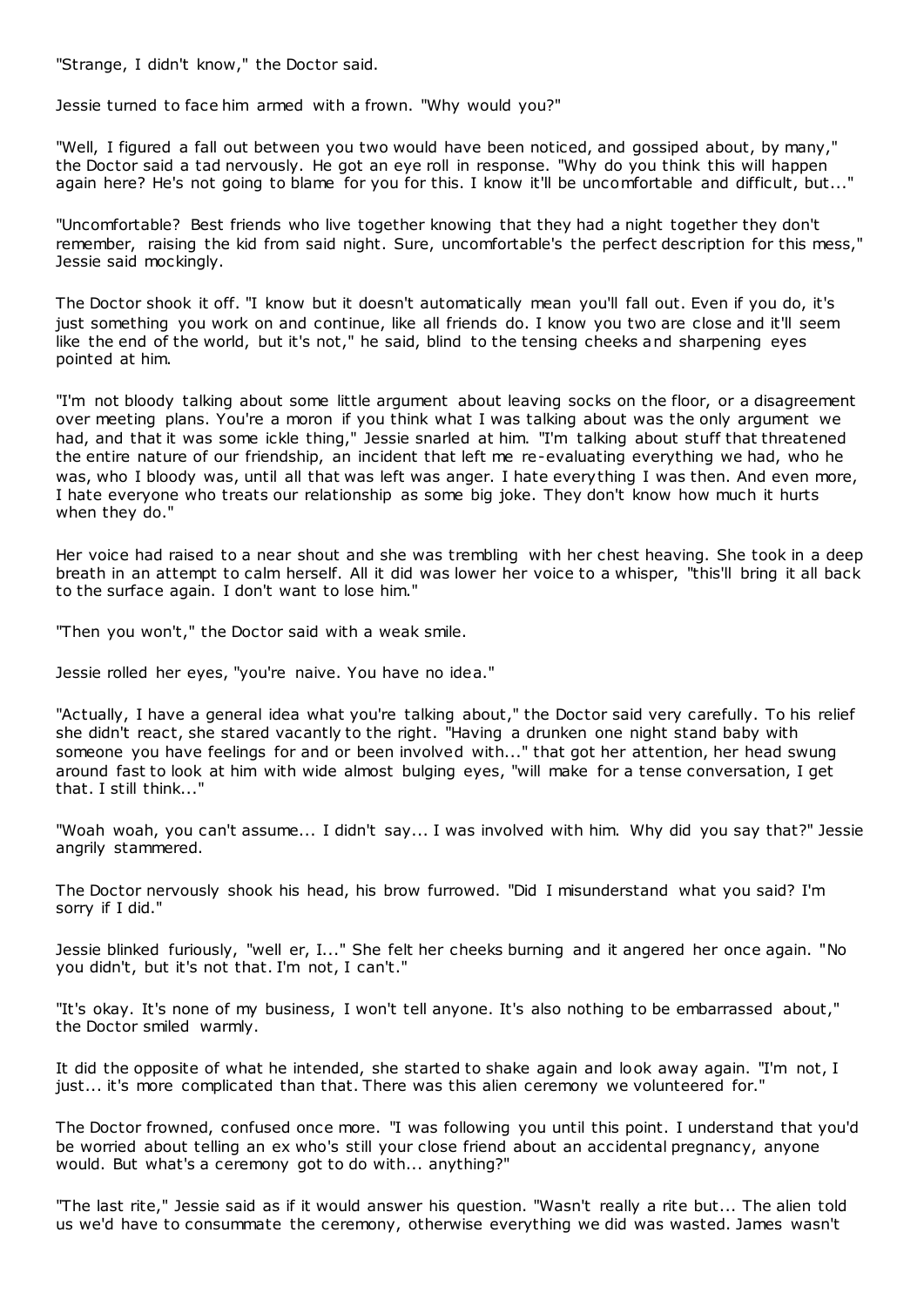"Strange, I didn't know," the Doctor said.

Jessie turned to face him armed with a frown. "Why would you?"

"Well, I figured a fall out between you two would have been noticed, and gossiped about, by many," the Doctor said a tad nervously. He got an eye roll in response. "Why do you think this will happen again here? He's not going to blame for you for this. I know it'll be uncomfortable and difficult, but..."

"Uncomfortable? Best friends who live together knowing that they had a night together they don't remember, raising the kid from said night. Sure, uncomfortable's the perfect description for this mess," Jessie said mockingly.

The Doctor shook it off. "I know but it doesn't automatically mean you'll fall out. Even if you do, it's just something you work on and continue, like all friends do. I know you two are close and it'll seem like the end of the world, but it's not," he said, blind to the tensing cheeks and sharpening eyes pointed at him.

"I'm not bloody talking about some little argument about leaving socks on the floor, or a disagreement over meeting plans. You're a moron if you think what I was talking about was the only argument we had, and that it was some ickle thing," Jessie snarled at him. "I'm talking about stuff that threatened the entire nature of our friendship, an incident that left me re-evaluating everything we had, who he was, who I bloody was, until all that was left was anger. I hate everything I was then. And even more, I hate everyone who treats our relationship as some big joke. They don't know how much it hurts when they do."

Her voice had raised to a near shout and she was trembling with her chest heaving. She took in a deep breath in an attempt to calm herself. All it did was lower her voice to a whisper, "this'll bring it all back to the surface again. I don't want to lose him."

"Then you won't," the Doctor said with a weak smile.

Jessie rolled her eyes, "you're naive. You have no idea."

"Actually, I have a general idea what you're talking about," the Doctor said very carefully. To his relief she didn't react, she stared vacantly to the right. "Having a drunken one night stand baby with someone you have feelings for and or been involved with..." that got her attention, her head swung around fast to look at him with wide almost bulging eyes, "will make for a tense conversation, I get that. I still think..."

"Woah woah, you can't assume... I didn't say... I was involved with him. Why did you say that?" Jessie angrily stammered.

The Doctor nervously shook his head, his brow furrowed. "Did I misunderstand what you said? I'm sorry if I did."

Jessie blinked furiously, "well er, I..." She felt her cheeks burning and it angered her once again. "No you didn't, but it's not that. I'm not, I can't."

"It's okay. It's none of my business, I won't tell anyone. It's also nothing to be embarrassed about," the Doctor smiled warmly.

It did the opposite of what he intended, she started to shake again and look away again. "I'm not, I just... it's more complicated than that. There was this alien ceremony we volunteered for."

The Doctor frowned, confused once more. "I was following you until this point. I understand that you'd be worried about telling an ex who's still your close friend about an accidental pregnancy, anyone would. But what's a ceremony got to do with... anything?"

"The last rite," Jessie said as if it would answer his question. "Wasn't really a rite but... The alien told us we'd have to consummate the ceremony, otherwise everything we did was wasted. James wasn't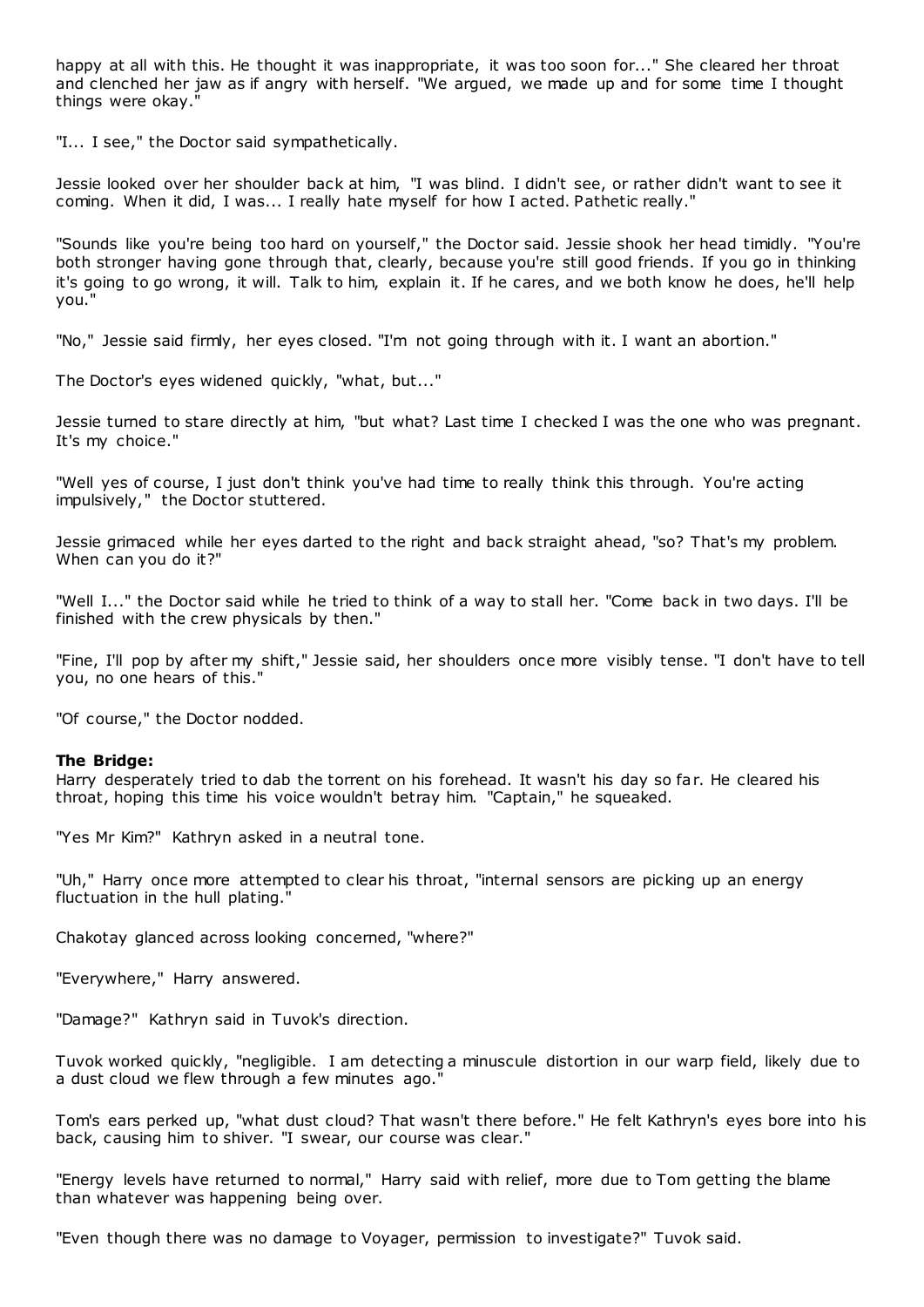happy at all with this. He thought it was inappropriate, it was too soon for..." She cleared her throat and clenched her jaw as if angry with herself. "We argued, we made up and for some time I thought things were okay."

"I... I see," the Doctor said sympathetically.

Jessie looked over her shoulder back at him, "I was blind. I didn't see, or rather didn't want to see it coming. When it did, I was... I really hate myself for how I acted. Pathetic really."

"Sounds like you're being too hard on yourself," the Doctor said. Jessie shook her head timidly. "You're both stronger having gone through that, clearly, because you're still good friends. If you go in thinking it's going to go wrong, it will. Talk to him, explain it. If he cares, and we both know he does, he'll help you."

"No," Jessie said firmly, her eyes closed. "I'm not going through with it. I want an abortion."

The Doctor's eyes widened quickly, "what, but..."

Jessie turned to stare directly at him, "but what? Last time I checked I was the one who was pregnant. It's my choice."

"Well yes of course, I just don't think you've had time to really think this through. You're acting impulsively," the Doctor stuttered.

Jessie grimaced while her eyes darted to the right and back straight ahead, "so? That's my problem. When can you do it?"

"Well I..." the Doctor said while he tried to think of a way to stall her. "Come back in two days. I'll be finished with the crew physicals by then."

"Fine, I'll pop by after my shift," Jessie said, her shoulders once more visibly tense. "I don't have to tell you, no one hears of this."

"Of course," the Doctor nodded.

**The Bridge:**
Harry desperately tried to dab the torrent on his forehead. It wasn't his day so far. He cleared his throat, hoping this time his voice wouldn't betray him. "Captain," he squeaked.

"Yes Mr Kim?" Kathryn asked in a neutral tone.

"Uh," Harry once more attempted to clear his throat, "internal sensors are picking up an energy fluctuation in the hull plating."

Chakotay glanced across looking concerned, "where?"

"Everywhere," Harry answered.

"Damage?" Kathryn said in Tuvok's direction.

Tuvok worked quickly, "negligible. I am detecting a minuscule distortion in our warp field, likely due to a dust cloud we flew through a few minutes ago."

Tom's ears perked up, "what dust cloud? That wasn't there before." He felt Kathryn's eyes bore into his back, causing him to shiver. "I swear, our course was clear."

"Energy levels have returned to normal," Harry said with relief, more due to Tom getting the blame than whatever was happening being over.

"Even though there was no damage to Voyager, permission to investigate?" Tuvok said.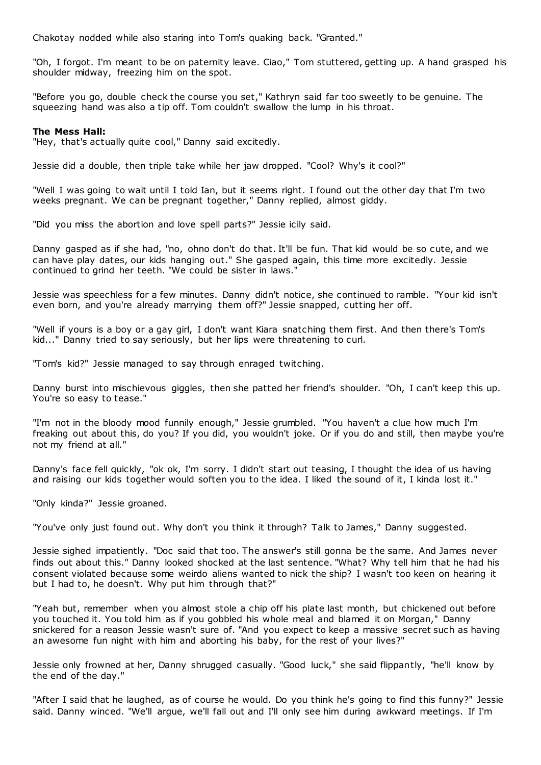Chakotay nodded while also staring into Tom's quaking back. "Granted."

"Oh, I forgot. I'm meant to be on paternity leave. Ciao," Tom stuttered, getting up. A hand grasped his shoulder midway, freezing him on the spot.

"Before you go, double check the course you set," Kathryn said far too sweetly to be genuine. The squeezing hand was also a tip off. Tom couldn't swallow the lump in his throat.

**The Mess Hall:**
"Hey, that's actually quite cool," Danny said excitedly.

Jessie did a double, then triple take while her jaw dropped. "Cool? Why's it cool?"

"Well I was going to wait until I told Ian, but it seems right. I found out the other day that I'm two weeks pregnant. We can be pregnant together," Danny replied, almost giddy.

"Did you miss the abortion and love spell parts?" Jessie icily said.

Danny gasped as if she had, "no, ohno don't do that. It'll be fun. That kid would be so cute, and we can have play dates, our kids hanging out." She gasped again, this time more excitedly. Jessie continued to grind her teeth. "We could be sister in laws."

Jessie was speechless for a few minutes. Danny didn't notice, she continued to ramble. "Your kid isn't even born, and you're already marrying them off?" Jessie snapped, cutting her off.

"Well if yours is a boy or a gay girl, I don't want Kiara snatching them first. And then there's Tom's kid..." Danny tried to say seriously, but her lips were threatening to curl.

"Tom's kid?" Jessie managed to say through enraged twitching.

Danny burst into mischievous giggles, then she patted her friend's shoulder. "Oh, I can't keep this up. You're so easy to tease."

"I'm not in the bloody mood funnily enough," Jessie grumbled. "You haven't a clue how much I'm freaking out about this, do you? If you did, you wouldn't joke. Or if you do and still, then maybe you're not my friend at all."

Danny's face fell quickly, "ok ok, I'm sorry. I didn't start out teasing, I thought the idea of us having and raising our kids together would soften you to the idea. I liked the sound of it, I kinda lost it."

"Only kinda?" Jessie groaned.

"You've only just found out. Why don't you think it through? Talk to James," Danny suggested.

Jessie sighed impatiently. "Doc said that too. The answer's still gonna be the same. And James never finds out about this." Danny looked shocked at the last sentence. "What? Why tell him that he had his consent violated because some weirdo aliens wanted to nick the ship? I wasn't too keen on hearing it but I had to, he doesn't. Why put him through that?"

"Yeah but, remember when you almost stole a chip off his plate last month, but chickened out before you touched it. You told him as if you gobbled his whole meal and blamed it on Morgan," Danny snickered for a reason Jessie wasn't sure of. "And you expect to keep a massive secret such as having an awesome fun night with him and aborting his baby, for the rest of your lives?"

Jessie only frowned at her, Danny shrugged casually. "Good luck," she said flippantly, "he'll know by the end of the day."

"After I said that he laughed, as of course he would. Do you think he's going to find this funny?" Jessie said. Danny winced. "We'll argue, we'll fall out and I'll only see him during awkward meetings. If I'm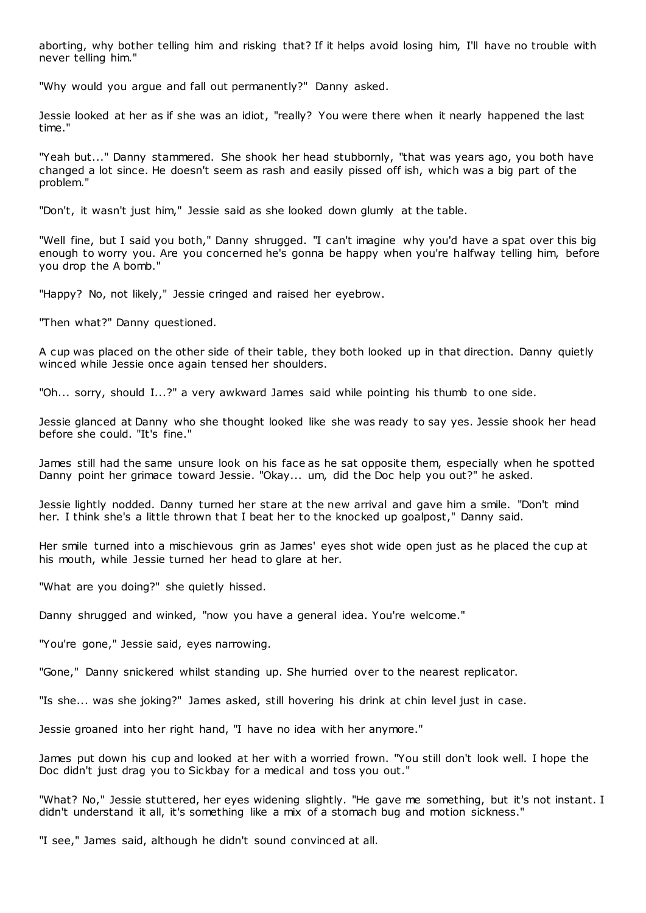aborting, why bother telling him and risking that? If it helps avoid losing him, I'll have no trouble with never telling him."

"Why would you argue and fall out permanently?" Danny asked.

Jessie looked at her as if she was an idiot, "really? You were there when it nearly happened the last time."

"Yeah but..." Danny stammered. She shook her head stubbornly, "that was years ago, you both have changed a lot since. He doesn't seem as rash and easily pissed off ish, which was a big part of the problem."

"Don't, it wasn't just him," Jessie said as she looked down glumly at the table.

"Well fine, but I said you both," Danny shrugged. "I can't imagine why you'd have a spat over this big enough to worry you. Are you concerned he's gonna be happy when you're halfway telling him, before you drop the A bomb."

"Happy? No, not likely," Jessie cringed and raised her eyebrow.

"Then what?" Danny questioned.

A cup was placed on the other side of their table, they both looked up in that direction. Danny quietly winced while Jessie once again tensed her shoulders.

"Oh... sorry, should I...?" a very awkward James said while pointing his thumb to one side.

Jessie glanced at Danny who she thought looked like she was ready to say yes. Jessie shook her head before she could. "It's fine."

James still had the same unsure look on his face as he sat opposite them, especially when he spotted Danny point her grimace toward Jessie. "Okay... um, did the Doc help you out?" he asked.

Jessie lightly nodded. Danny turned her stare at the new arrival and gave him a smile. "Don't mind her. I think she's a little thrown that I beat her to the knocked up goalpost," Danny said.

Her smile turned into a mischievous grin as James' eyes shot wide open just as he placed the cup at his mouth, while Jessie turned her head to glare at her.

"What are you doing?" she quietly hissed.

Danny shrugged and winked, "now you have a general idea. You're welcome."

"You're gone," Jessie said, eyes narrowing.

"Gone," Danny snickered whilst standing up. She hurried over to the nearest replicator.

"Is she... was she joking?" James asked, still hovering his drink at chin level just in case.

Jessie groaned into her right hand, "I have no idea with her anymore."

James put down his cup and looked at her with a worried frown. "You still don't look well. I hope the Doc didn't just drag you to Sickbay for a medical and toss you out."

"What? No," Jessie stuttered, her eyes widening slightly. "He gave me something, but it's not instant. I didn't understand it all, it's something like a mix of a stomach bug and motion sickness."

"I see," James said, although he didn't sound convinced at all.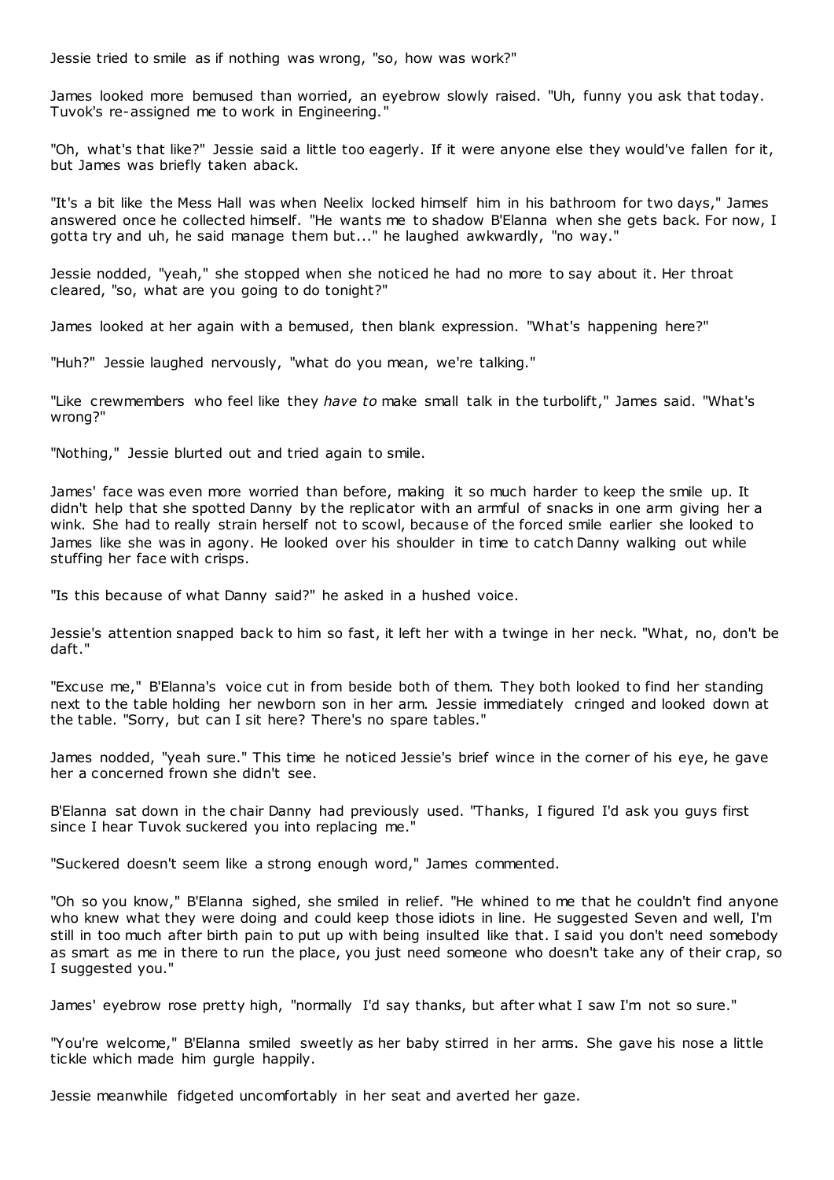Jessie tried to smile as if nothing was wrong, "so, how was work?"

James looked more bemused than worried, an eyebrow slowly raised. "Uh, funny you ask that today. Tuvok's re-assigned me to work in Engineering."

"Oh, what's that like?" Jessie said a little too eagerly. If it were anyone else they would've fallen for it, but James was briefly taken aback.

"It's a bit like the Mess Hall was when Neelix locked himself him in his bathroom for two days," James answered once he collected himself. "He wants me to shadow B'Elanna when she gets back. For now, I gotta try and uh, he said manage them but..." he laughed awkwardly, "no way."

Jessie nodded, "yeah," she stopped when she noticed he had no more to say about it. Her throat cleared, "so, what are you going to do tonight?"

James looked at her again with a bemused, then blank expression. "What's happening here?"

"Huh?" Jessie laughed nervously, "what do you mean, we're talking."

"Like crewmembers who feel like they *have to* make small talk in the turbolift," James said. "What's wrong?"

"Nothing," Jessie blurted out and tried again to smile.

James' face was even more worried than before, making it so much harder to keep the smile up. It didn't help that she spotted Danny by the replicator with an armful of snacks in one arm giving her a wink. She had to really strain herself not to scowl, because of the forced smile earlier she looked to James like she was in agony. He looked over his shoulder in time to catch Danny walking out while stuffing her face with crisps.

"Is this because of what Danny said?" he asked in a hushed voice.

Jessie's attention snapped back to him so fast, it left her with a twinge in her neck. "What, no, don't be daft."

"Excuse me," B'Elanna's voice cut in from beside both of them. They both looked to find her standing next to the table holding her newborn son in her arm. Jessie immediately cringed and looked down at the table. "Sorry, but can I sit here? There's no spare tables."

James nodded, "yeah sure." This time he noticed Jessie's brief wince in the corner of his eye, he gave her a concerned frown she didn't see.

B'Elanna sat down in the chair Danny had previously used. "Thanks, I figured I'd ask you guys first since I hear Tuvok suckered you into replacing me."

"Suckered doesn't seem like a strong enough word," James commented.

"Oh so you know," B'Elanna sighed, she smiled in relief. "He whined to me that he couldn't find anyone who knew what they were doing and could keep those idiots in line. He suggested Seven and well, I'm still in too much after birth pain to put up with being insulted like that. I said you don't need somebody as smart as me in there to run the place, you just need someone who doesn't take any of their crap, so I suggested you."

James' eyebrow rose pretty high, "normally I'd say thanks, but after what I saw I'm not so sure."

"You're welcome," B'Elanna smiled sweetly as her baby stirred in her arms. She gave his nose a little tickle which made him gurgle happily.

Jessie meanwhile fidgeted uncomfortably in her seat and averted her gaze.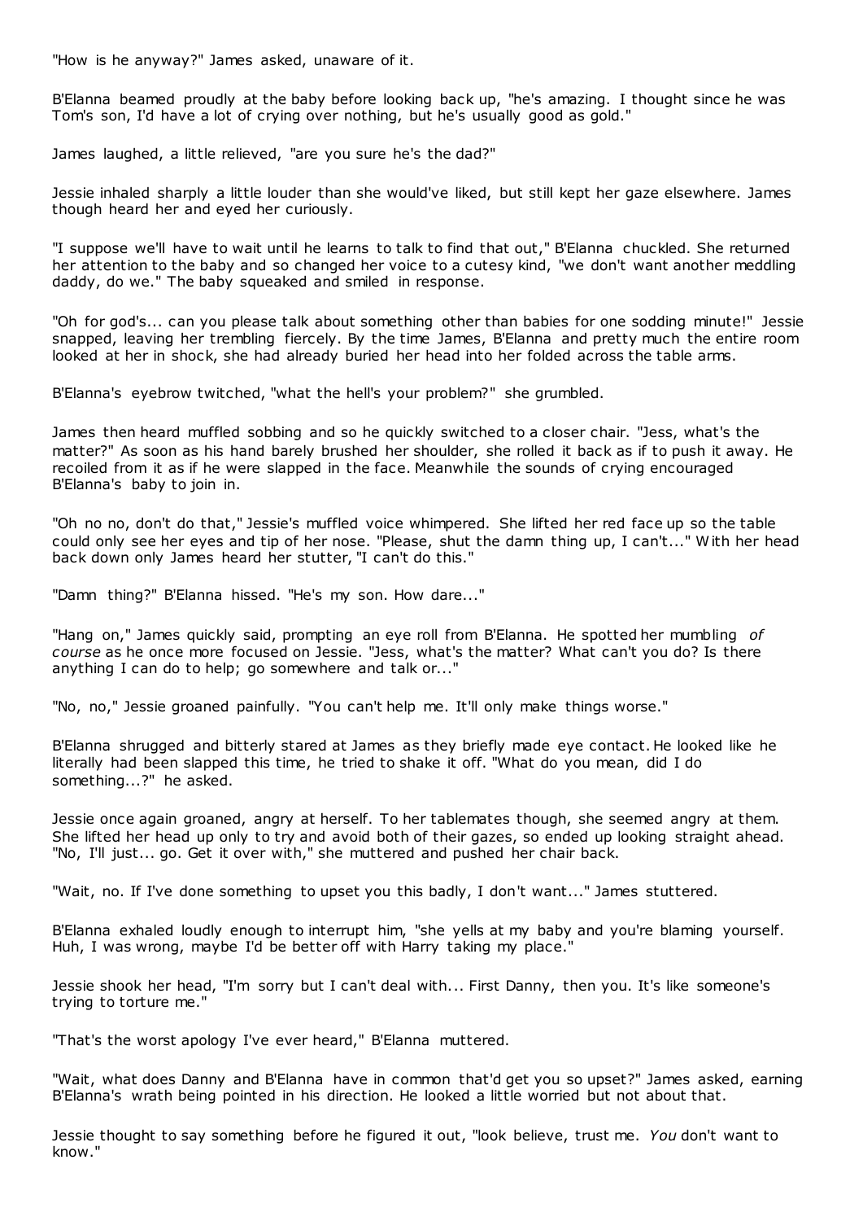"How is he anyway?" James asked, unaware of it.

B'Elanna beamed proudly at the baby before looking back up, "he's amazing. I thought since he was Tom's son, I'd have a lot of crying over nothing, but he's usually good as gold."

James laughed, a little relieved, "are you sure he's the dad?"

Jessie inhaled sharply a little louder than she would've liked, but still kept her gaze elsewhere. James though heard her and eyed her curiously.

"I suppose we'll have to wait until he learns to talk to find that out," B'Elanna chuckled. She returned her attention to the baby and so changed her voice to a cutesy kind, "we don't want another meddling daddy, do we." The baby squeaked and smiled in response.

"Oh for god's... can you please talk about something other than babies for one sodding minute!" Jessie snapped, leaving her trembling fiercely. By the time James, B'Elanna and pretty much the entire room looked at her in shock, she had already buried her head into her folded across the table arms.

B'Elanna's eyebrow twitched, "what the hell's your problem?" she grumbled.

James then heard muffled sobbing and so he quickly switched to a closer chair. "Jess, what's the matter?" As soon as his hand barely brushed her shoulder, she rolled it back as if to push it away. He recoiled from it as if he were slapped in the face. Meanwhile the sounds of crying encouraged B'Elanna's baby to join in.

"Oh no no, don't do that," Jessie's muffled voice whimpered. She lifted her red face up so the table could only see her eyes and tip of her nose. "Please, shut the damn thing up, I can't..." With her head back down only James heard her stutter, "I can't do this."

"Damn thing?" B'Elanna hissed. "He's my son. How dare..."

"Hang on," James quickly said, prompting an eye roll from B'Elanna. He spotted her mumbling *of course* as he once more focused on Jessie. "Jess, what's the matter? What can't you do? Is there anything I can do to help; go somewhere and talk or..."

"No, no," Jessie groaned painfully. "You can't help me. It'll only make things worse."

B'Elanna shrugged and bitterly stared at James as they briefly made eye contact. He looked like he literally had been slapped this time, he tried to shake it off. "What do you mean, did I do something...?" he asked.

Jessie once again groaned, angry at herself. To her tablemates though, she seemed angry at them. She lifted her head up only to try and avoid both of their gazes, so ended up looking straight ahead. "No, I'll just... go. Get it over with," she muttered and pushed her chair back.

"Wait, no. If I've done something to upset you this badly, I don't want..." James stuttered.

B'Elanna exhaled loudly enough to interrupt him, "she yells at my baby and you're blaming yourself. Huh, I was wrong, maybe I'd be better off with Harry taking my place."

Jessie shook her head, "I'm sorry but I can't deal with... First Danny, then you. It's like someone's trying to torture me."

"That's the worst apology I've ever heard," B'Elanna muttered.

"Wait, what does Danny and B'Elanna have in common that'd get you so upset?" James asked, earning B'Elanna's wrath being pointed in his direction. He looked a little worried but not about that.

Jessie thought to say something before he figured it out, "look believe, trust me. *You* don't want to know."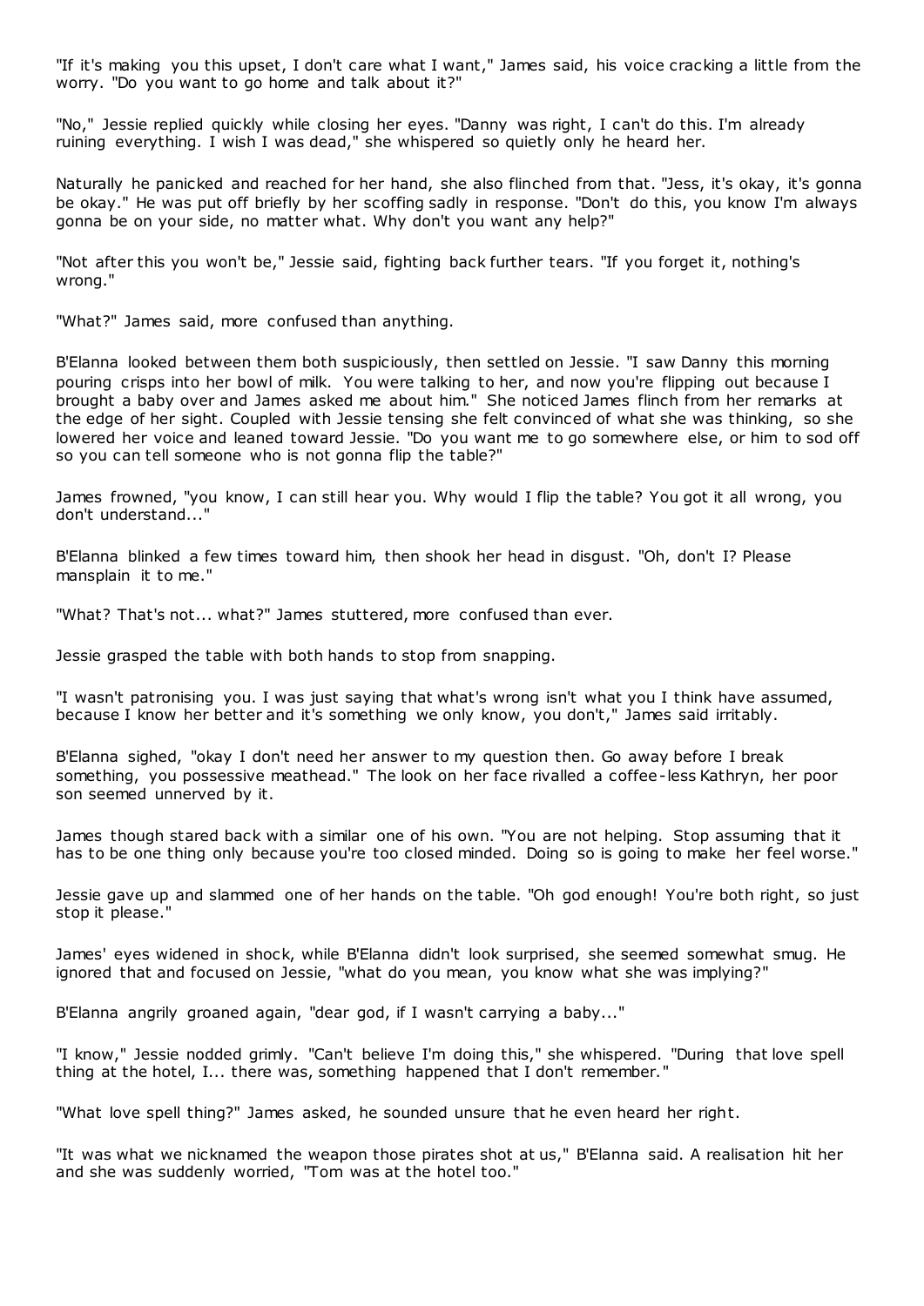"If it's making you this upset, I don't care what I want," James said, his voice cracking a little from the worry. "Do you want to go home and talk about it?"

"No," Jessie replied quickly while closing her eyes. "Danny was right, I can't do this. I'm already ruining everything. I wish I was dead," she whispered so quietly only he heard her.

Naturally he panicked and reached for her hand, she also flinched from that. "Jess, it's okay, it's gonna be okay." He was put off briefly by her scoffing sadly in response. "Don't do this, you know I'm always gonna be on your side, no matter what. Why don't you want any help?"

"Not after this you won't be," Jessie said, fighting back further tears. "If you forget it, nothing's wrong."

"What?" James said, more confused than anything.

B'Elanna looked between them both suspiciously, then settled on Jessie. "I saw Danny this morning pouring crisps into her bowl of milk. You were talking to her, and now you're flipping out because I brought a baby over and James asked me about him." She noticed James flinch from her remarks at the edge of her sight. Coupled with Jessie tensing she felt convinced of what she was thinking, so she lowered her voice and leaned toward Jessie. "Do you want me to go somewhere else, or him to sod off so you can tell someone who is not gonna flip the table?"

James frowned, "you know, I can still hear you. Why would I flip the table? You got it all wrong, you don't understand..."

B'Elanna blinked a few times toward him, then shook her head in disgust. "Oh, don't I? Please mansplain it to me."

"What? That's not... what?" James stuttered, more confused than ever.

Jessie grasped the table with both hands to stop from snapping.

"I wasn't patronising you. I was just saying that what's wrong isn't what you I think have assumed, because I know her better and it's something we only know, you don't," James said irritably.

B'Elanna sighed, "okay I don't need her answer to my question then. Go away before I break something, you possessive meathead." The look on her face rivalled a coffee-less Kathryn, her poor son seemed unnerved by it.

James though stared back with a similar one of his own. "You are not helping. Stop assuming that it has to be one thing only because you're too closed minded. Doing so is going to make her feel worse."

Jessie gave up and slammed one of her hands on the table. "Oh god enough! You're both right, so just stop it please."

James' eyes widened in shock, while B'Elanna didn't look surprised, she seemed somewhat smug. He ignored that and focused on Jessie, "what do you mean, you know what she was implying?"

B'Elanna angrily groaned again, "dear god, if I wasn't carrying a baby..."

"I know," Jessie nodded grimly. "Can't believe I'm doing this," she whispered. "During that love spell thing at the hotel, I... there was, something happened that I don't remember."

"What love spell thing?" James asked, he sounded unsure that he even heard her right.

"It was what we nicknamed the weapon those pirates shot at us," B'Elanna said. A realisation hit her and she was suddenly worried, "Tom was at the hotel too."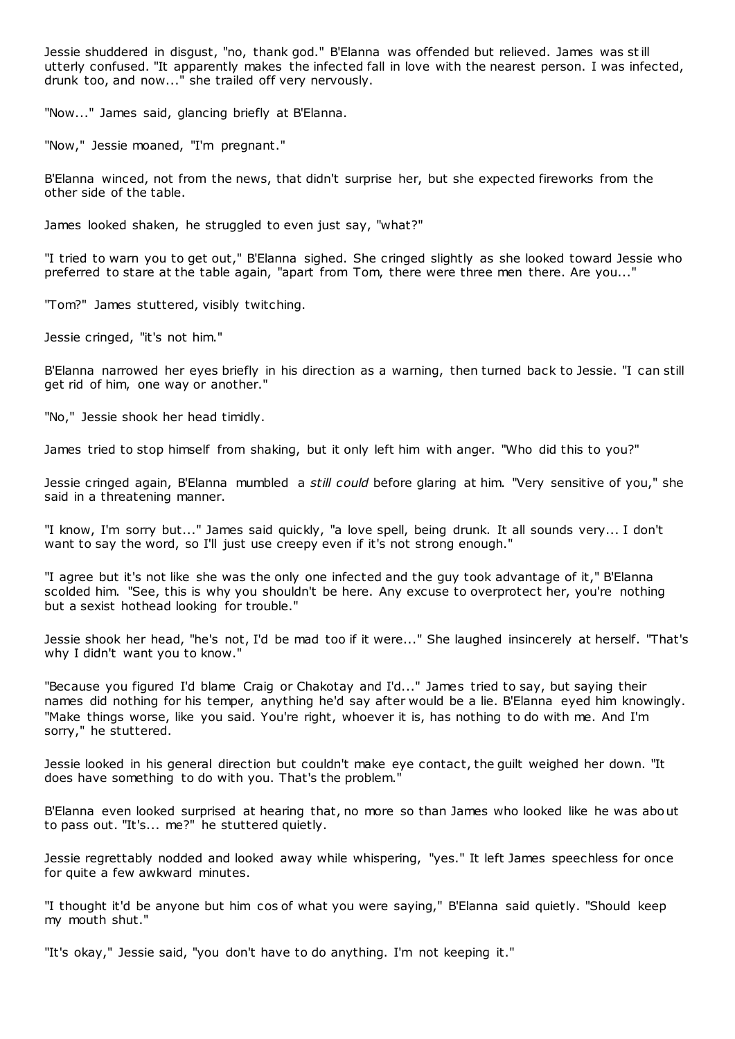Jessie shuddered in disgust, "no, thank god." B'Elanna was offended but relieved. James was still utterly confused. "It apparently makes the infected fall in love with the nearest person. I was infected, drunk too, and now..." she trailed off very nervously.

"Now..." James said, glancing briefly at B'Elanna.

"Now," Jessie moaned, "I'm pregnant."

B'Elanna winced, not from the news, that didn't surprise her, but she expected fireworks from the other side of the table.

James looked shaken, he struggled to even just say, "what?"

"I tried to warn you to get out," B'Elanna sighed. She cringed slightly as she looked toward Jessie who preferred to stare at the table again, "apart from Tom, there were three men there. Are you..."

"Tom?" James stuttered, visibly twitching.

Jessie cringed, "it's not him."

B'Elanna narrowed her eyes briefly in his direction as a warning, then turned back to Jessie. "I can still get rid of him, one way or another."

"No," Jessie shook her head timidly.

James tried to stop himself from shaking, but it only left him with anger. "Who did this to you?"

Jessie cringed again, B'Elanna mumbled a *still could* before glaring at him. "Very sensitive of you," she said in a threatening manner.

"I know, I'm sorry but..." James said quickly, "a love spell, being drunk. It all sounds very... I don't want to say the word, so I'll just use creepy even if it's not strong enough."

"I agree but it's not like she was the only one infected and the guy took advantage of it," B'Elanna scolded him. "See, this is why you shouldn't be here. Any excuse to overprotect her, you're nothing but a sexist hothead looking for trouble."

Jessie shook her head, "he's not, I'd be mad too if it were..." She laughed insincerely at herself. "That's why I didn't want you to know."

"Because you figured I'd blame Craig or Chakotay and I'd..." James tried to say, but saying their names did nothing for his temper, anything he'd say after would be a lie. B'Elanna eyed him knowingly. "Make things worse, like you said. You're right, whoever it is, has nothing to do with me. And I'm sorry," he stuttered.

Jessie looked in his general direction but couldn't make eye contact, the guilt weighed her down. "It does have something to do with you. That's the problem."

B'Elanna even looked surprised at hearing that, no more so than James who looked like he was about to pass out. "It's... me?" he stuttered quietly.

Jessie regrettably nodded and looked away while whispering, "yes." It left James speechless for once for quite a few awkward minutes.

"I thought it'd be anyone but him cos of what you were saying," B'Elanna said quietly. "Should keep my mouth shut."

"It's okay," Jessie said, "you don't have to do anything. I'm not keeping it."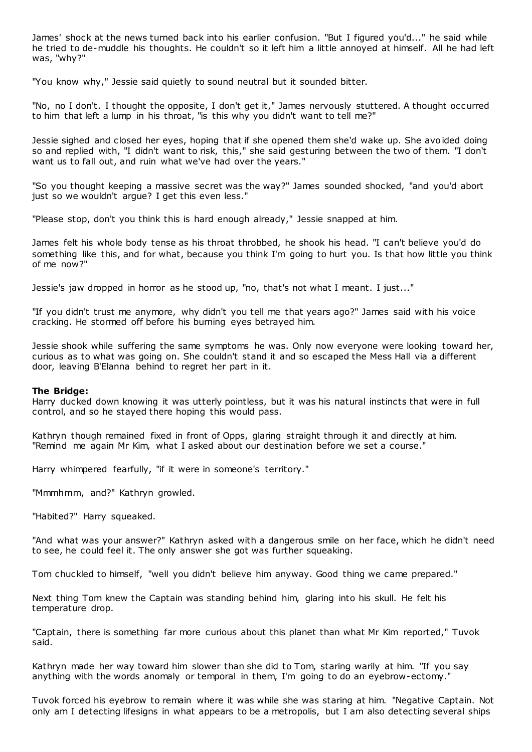James' shock at the news turned back into his earlier confusion. "But I figured you'd..." he said while he tried to de-muddle his thoughts. He couldn't so it left him a little annoyed at himself. All he had left was, "why?"

"You know why," Jessie said quietly to sound neutral but it sounded bitter.

"No, no I don't. I thought the opposite, I don't get it," James nervously stuttered. A thought occurred to him that left a lump in his throat, "is this why you didn't want to tell me?"

Jessie sighed and closed her eyes, hoping that if she opened them she'd wake up. She avoided doing so and replied with, "I didn't want to risk, this," she said gesturing between the two of them. "I don't want us to fall out, and ruin what we've had over the years."

"So you thought keeping a massive secret was the way?" James sounded shocked, "and you'd abort just so we wouldn't argue? I get this even less."

"Please stop, don't you think this is hard enough already," Jessie snapped at him.

James felt his whole body tense as his throat throbbed, he shook his head. "I can't believe you'd do something like this, and for what, because you think I'm going to hurt you. Is that how little you think of me now?"

Jessie's jaw dropped in horror as he stood up, "no, that's not what I meant. I just..."

"If you didn't trust me anymore, why didn't you tell me that years ago?" James said with his voice cracking. He stormed off before his burning eyes betrayed him.

Jessie shook while suffering the same symptoms he was. Only now everyone were looking toward her, curious as to what was going on. She couldn't stand it and so escaped the Mess Hall via a different door, leaving B'Elanna behind to regret her part in it.

**The Bridge:**
Harry ducked down knowing it was utterly pointless, but it was his natural instincts that were in full control, and so he stayed there hoping this would pass.

Kathryn though remained fixed in front of Opps, glaring straight through it and directly at him. "Remind me again Mr Kim, what I asked about our destination before we set a course."

Harry whimpered fearfully, "if it were in someone's territory."

"Mmmhmm, and?" Kathryn growled.

"Habited?" Harry squeaked.

"And what was your answer?" Kathryn asked with a dangerous smile on her face, which he didn't need to see, he could feel it. The only answer she got was further squeaking.

Tom chuckled to himself, "well you didn't believe him anyway. Good thing we came prepared."

Next thing Tom knew the Captain was standing behind him, glaring into his skull. He felt his temperature drop.

"Captain, there is something far more curious about this planet than what Mr Kim reported," Tuvok said.

Kathryn made her way toward him slower than she did to Tom, staring warily at him. "If you say anything with the words anomaly or temporal in them, I'm going to do an eyebrow-ectomy."

Tuvok forced his eyebrow to remain where it was while she was staring at him. "Negative Captain. Not only am I detecting lifesigns in what appears to be a metropolis, but I am also detecting several ships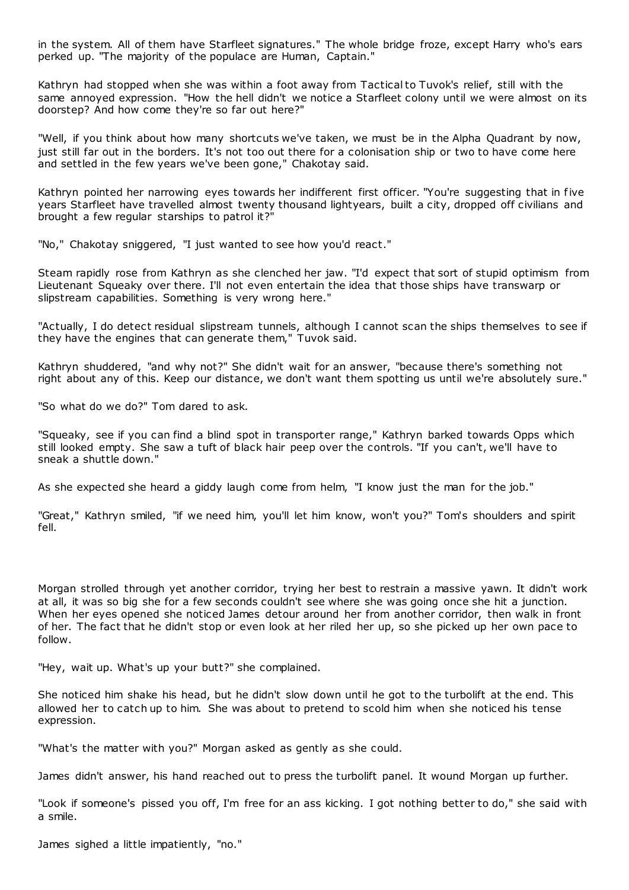in the system. All of them have Starfleet signatures." The whole bridge froze, except Harry who's ears perked up. "The majority of the populace are Human, Captain."

Kathryn had stopped when she was within a foot away from Tactical to Tuvok's relief, still with the same annoyed expression. "How the hell didn't we notice a Starfleet colony until we were almost on its doorstep? And how come they're so far out here?"

"Well, if you think about how many shortcuts we've taken, we must be in the Alpha Quadrant by now, just still far out in the borders. It's not too out there for a colonisation ship or two to have come here and settled in the few years we've been gone," Chakotay said.

Kathryn pointed her narrowing eyes towards her indifferent first officer. "You're suggesting that in five years Starfleet have travelled almost twenty thousand lightyears, built a city, dropped off civilians and brought a few regular starships to patrol it?"

"No," Chakotay sniggered, "I just wanted to see how you'd react."

Steam rapidly rose from Kathryn as she clenched her jaw. "I'd expect that sort of stupid optimism from Lieutenant Squeaky over there. I'll not even entertain the idea that those ships have transwarp or slipstream capabilities. Something is very wrong here."

"Actually, I do detect residual slipstream tunnels, although I cannot scan the ships themselves to see if they have the engines that can generate them," Tuvok said.

Kathryn shuddered, "and why not?" She didn't wait for an answer, "because there's something not right about any of this. Keep our distance, we don't want them spotting us until we're absolutely sure."

"So what do we do?" Tom dared to ask.

"Squeaky, see if you can find a blind spot in transporter range," Kathryn barked towards Opps which still looked empty. She saw a tuft of black hair peep over the controls. "If you can't, we'll have to sneak a shuttle down."

As she expected she heard a giddy laugh come from helm, "I know just the man for the job."

"Great," Kathryn smiled, "if we need him, you'll let him know, won't you?" Tom's shoulders and spirit fell.

Morgan strolled through yet another corridor, trying her best to restrain a massive yawn. It didn't work at all, it was so big she for a few seconds couldn't see where she was going once she hit a junction. When her eyes opened she noticed James detour around her from another corridor, then walk in front of her. The fact that he didn't stop or even look at her riled her up, so she picked up her own pace to follow.

"Hey, wait up. What's up your butt?" she complained.

She noticed him shake his head, but he didn't slow down until he got to the turbolift at the end. This allowed her to catch up to him. She was about to pretend to scold him when she noticed his tense expression.

"What's the matter with you?" Morgan asked as gently as she could.

James didn't answer, his hand reached out to press the turbolift panel. It wound Morgan up further.

"Look if someone's pissed you off, I'm free for an ass kicking. I got nothing better to do," she said with a smile.

James sighed a little impatiently, "no."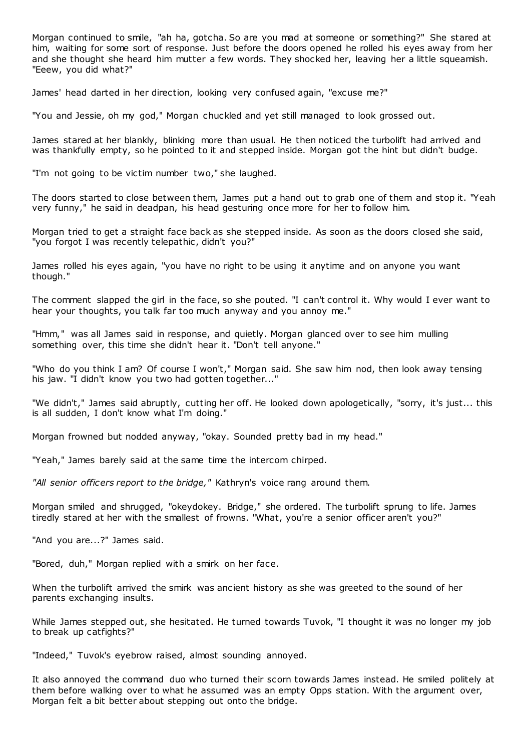Morgan continued to smile, "ah ha, gotcha. So are you mad at someone or something?" She stared at him, waiting for some sort of response. Just before the doors opened he rolled his eyes away from her and she thought she heard him mutter a few words. They shocked her, leaving her a little squeamish. "Eeew, you did what?"

James' head darted in her direction, looking very confused again, "excuse me?"

"You and Jessie, oh my god," Morgan chuckled and yet still managed to look grossed out.

James stared at her blankly, blinking more than usual. He then noticed the turbolift had arrived and was thankfully empty, so he pointed to it and stepped inside. Morgan got the hint but didn't budge.

"I'm not going to be victim number two," she laughed.

The doors started to close between them, James put a hand out to grab one of them and stop it. "Yeah very funny," he said in deadpan, his head gesturing once more for her to follow him.

Morgan tried to get a straight face back as she stepped inside. As soon as the doors closed she said, "you forgot I was recently telepathic, didn't you?"

James rolled his eyes again, "you have no right to be using it anytime and on anyone you want though."

The comment slapped the girl in the face, so she pouted. "I can't control it. Why would I ever want to hear your thoughts, you talk far too much anyway and you annoy me."

"Hmm," was all James said in response, and quietly. Morgan glanced over to see him mulling something over, this time she didn't hear it. "Don't tell anyone."

"Who do you think I am? Of course I won't," Morgan said. She saw him nod, then look away tensing his jaw. "I didn't know you two had gotten together..."

"We didn't," James said abruptly, cutting her off. He looked down apologetically, "sorry, it's just... this is all sudden, I don't know what I'm doing."

Morgan frowned but nodded anyway, "okay. Sounded pretty bad in my head."

"Yeah," James barely said at the same time the intercom chirped.

*"All senior officers report to the bridge,"* Kathryn's voice rang around them.

Morgan smiled and shrugged, "okeydokey. Bridge," she ordered. The turbolift sprung to life. James tiredly stared at her with the smallest of frowns. "What, you're a senior officer aren't you?"

"And you are...?" James said.

"Bored, duh," Morgan replied with a smirk on her face.

When the turbolift arrived the smirk was ancient history as she was greeted to the sound of her parents exchanging insults.

While James stepped out, she hesitated. He turned towards Tuvok, "I thought it was no longer my job to break up catfights?"

"Indeed," Tuvok's eyebrow raised, almost sounding annoyed.

It also annoyed the command duo who turned their scorn towards James instead. He smiled politely at them before walking over to what he assumed was an empty Opps station. With the argument over, Morgan felt a bit better about stepping out onto the bridge.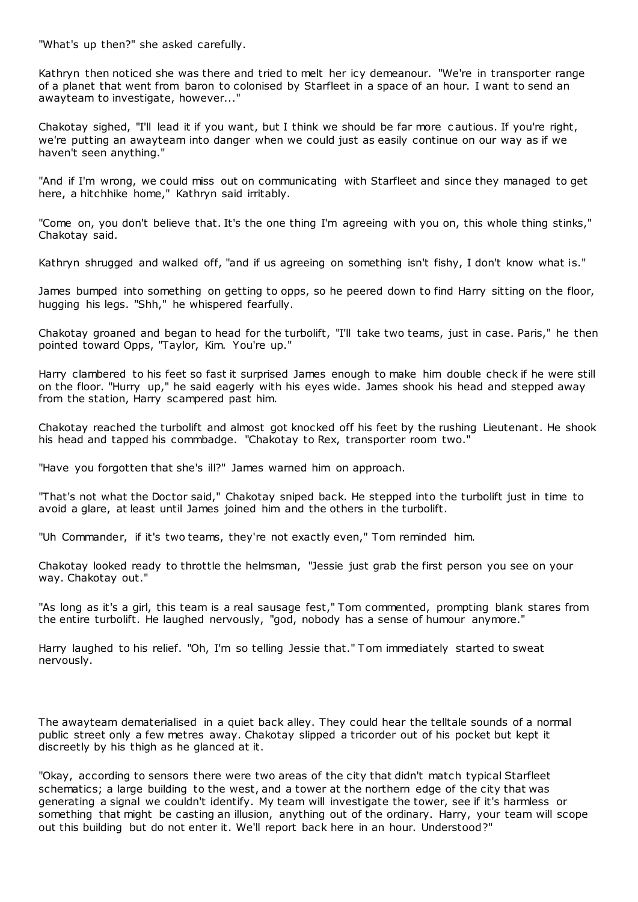"What's up then?" she asked carefully.

Kathryn then noticed she was there and tried to melt her icy demeanour. "We're in transporter range of a planet that went from baron to colonised by Starfleet in a space of an hour. I want to send an awayteam to investigate, however..."

Chakotay sighed, "I'll lead it if you want, but I think we should be far more cautious. If you're right, we're putting an awayteam into danger when we could just as easily continue on our way as if we haven't seen anything."

"And if I'm wrong, we could miss out on communicating with Starfleet and since they managed to get here, a hitchhike home," Kathryn said irritably.

"Come on, you don't believe that. It's the one thing I'm agreeing with you on, this whole thing stinks," Chakotay said.

Kathryn shrugged and walked off, "and if us agreeing on something isn't fishy, I don't know what is."

James bumped into something on getting to opps, so he peered down to find Harry sitting on the floor, hugging his legs. "Shh," he whispered fearfully.

Chakotay groaned and began to head for the turbolift, "I'll take two teams, just in case. Paris," he then pointed toward Opps, "Taylor, Kim. You're up."

Harry clambered to his feet so fast it surprised James enough to make him double check if he were still on the floor. "Hurry up," he said eagerly with his eyes wide. James shook his head and stepped away from the station, Harry scampered past him.

Chakotay reached the turbolift and almost got knocked off his feet by the rushing Lieutenant. He shook his head and tapped his commbadge. "Chakotay to Rex, transporter room two."

"Have you forgotten that she's ill?" James warned him on approach.

"That's not what the Doctor said," Chakotay sniped back. He stepped into the turbolift just in time to avoid a glare, at least until James joined him and the others in the turbolift.

"Uh Commander, if it's two teams, they're not exactly even," Tom reminded him.

Chakotay looked ready to throttle the helmsman, "Jessie just grab the first person you see on your way. Chakotay out."

"As long as it's a girl, this team is a real sausage fest," Tom commented, prompting blank stares from the entire turbolift. He laughed nervously, "god, nobody has a sense of humour anymore."

Harry laughed to his relief. "Oh, I'm so telling Jessie that." Tom immediately started to sweat nervously.

The awayteam dematerialised in a quiet back alley. They could hear the telltale sounds of a normal public street only a few metres away. Chakotay slipped a tricorder out of his pocket but kept it discreetly by his thigh as he glanced at it.

"Okay, according to sensors there were two areas of the city that didn't match typical Starfleet schematics; a large building to the west, and a tower at the northern edge of the city that was generating a signal we couldn't identify. My team will investigate the tower, see if it's harmless or something that might be casting an illusion, anything out of the ordinary. Harry, your team will scope out this building but do not enter it. We'll report back here in an hour. Understood?"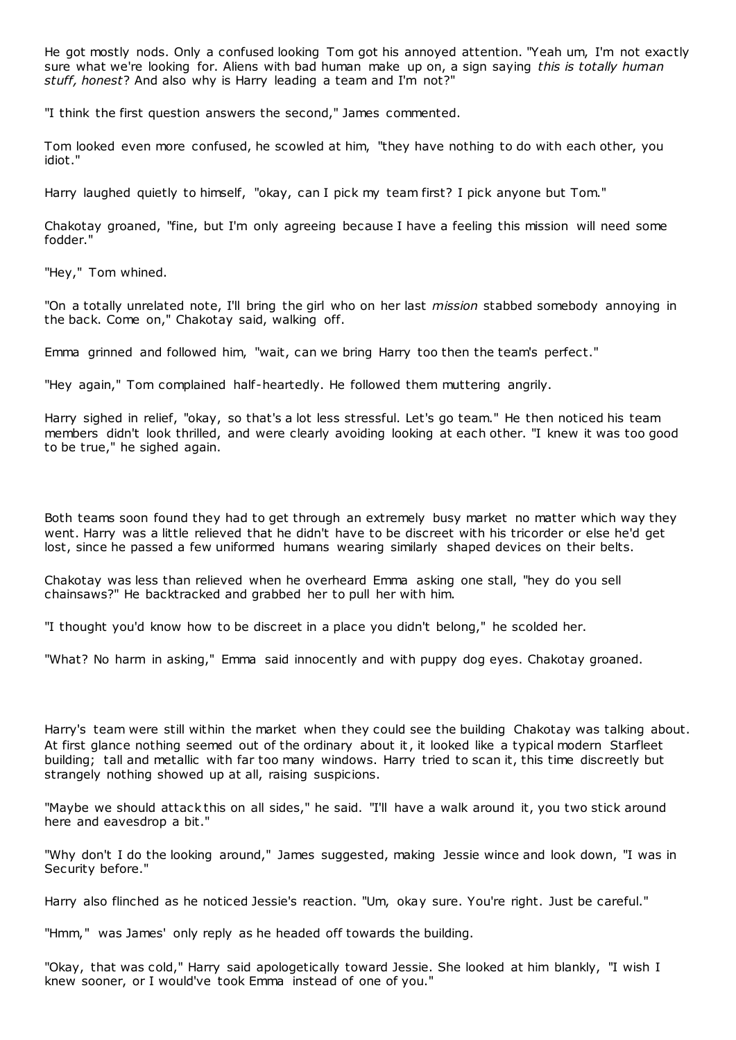He got mostly nods. Only a confused looking Tom got his annoyed attention. "Yeah um, I'm not exactly sure what we're looking for. Aliens with bad human make up on, a sign saying *this is totally human stuff, honest*? And also why is Harry leading a team and I'm not?"

"I think the first question answers the second," James commented.

Tom looked even more confused, he scowled at him, "they have nothing to do with each other, you idiot."

Harry laughed quietly to himself, "okay, can I pick my team first? I pick anyone but Tom."

Chakotay groaned, "fine, but I'm only agreeing because I have a feeling this mission will need some fodder."

"Hey," Tom whined.

"On a totally unrelated note, I'll bring the girl who on her last *mission* stabbed somebody annoying in the back. Come on," Chakotay said, walking off.

Emma grinned and followed him, "wait, can we bring Harry too then the team's perfect."

"Hey again," Tom complained half-heartedly. He followed them muttering angrily.

Harry sighed in relief, "okay, so that's a lot less stressful. Let's go team." He then noticed his team members didn't look thrilled, and were clearly avoiding looking at each other. "I knew it was too good to be true," he sighed again.

Both teams soon found they had to get through an extremely busy market no matter which way they went. Harry was a little relieved that he didn't have to be discreet with his tricorder or else he'd get lost, since he passed a few uniformed humans wearing similarly shaped devices on their belts.

Chakotay was less than relieved when he overheard Emma asking one stall, "hey do you sell chainsaws?" He backtracked and grabbed her to pull her with him.

"I thought you'd know how to be discreet in a place you didn't belong," he scolded her.

"What? No harm in asking," Emma said innocently and with puppy dog eyes. Chakotay groaned.

Harry's team were still within the market when they could see the building Chakotay was talking about. At first glance nothing seemed out of the ordinary about it, it looked like a typical modern Starfleet building; tall and metallic with far too many windows. Harry tried to scan it, this time discreetly but strangely nothing showed up at all, raising suspicions.

"Maybe we should attack this on all sides," he said. "I'll have a walk around it, you two stick around here and eavesdrop a bit."

"Why don't I do the looking around," James suggested, making Jessie wince and look down, "I was in Security before."

Harry also flinched as he noticed Jessie's reaction. "Um, okay sure. You're right. Just be careful."

"Hmm," was James' only reply as he headed off towards the building.

"Okay, that was cold," Harry said apologetically toward Jessie. She looked at him blankly, "I wish I knew sooner, or I would've took Emma instead of one of you."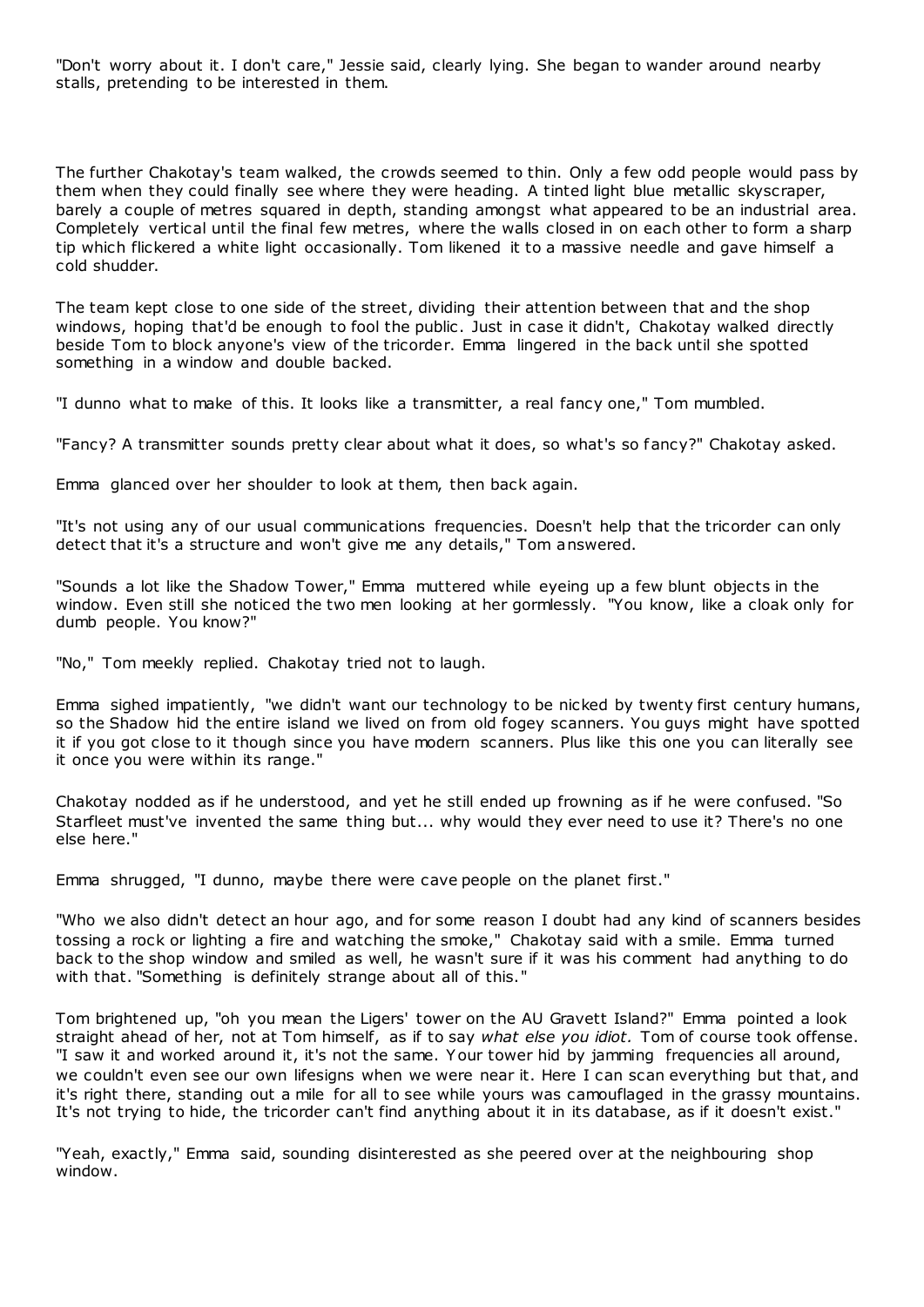"Don't worry about it. I don't care," Jessie said, clearly lying. She began to wander around nearby stalls, pretending to be interested in them.

The further Chakotay's team walked, the crowds seemed to thin. Only a few odd people would pass by them when they could finally see where they were heading. A tinted light blue metallic skyscraper, barely a couple of metres squared in depth, standing amongst what appeared to be an industrial area. Completely vertical until the final few metres, where the walls closed in on each other to form a sharp tip which flickered a white light occasionally. Tom likened it to a massive needle and gave himself a cold shudder.

The team kept close to one side of the street, dividing their attention between that and the shop windows, hoping that'd be enough to fool the public. Just in case it didn't, Chakotay walked directly beside Tom to block anyone's view of the tricorder. Emma lingered in the back until she spotted something in a window and double backed.

"I dunno what to make of this. It looks like a transmitter, a real fancy one," Tom mumbled.

"Fancy? A transmitter sounds pretty clear about what it does, so what's so fancy?" Chakotay asked.

Emma glanced over her shoulder to look at them, then back again.

"It's not using any of our usual communications frequencies. Doesn't help that the tricorder can only detect that it's a structure and won't give me any details," Tom answered.

"Sounds a lot like the Shadow Tower," Emma muttered while eyeing up a few blunt objects in the window. Even still she noticed the two men looking at her gormlessly. "You know, like a cloak only for dumb people. You know?"

"No," Tom meekly replied. Chakotay tried not to laugh.

Emma sighed impatiently, "we didn't want our technology to be nicked by twenty first century humans, so the Shadow hid the entire island we lived on from old fogey scanners. You guys might have spotted it if you got close to it though since you have modern scanners. Plus like this one you can literally see it once you were within its range."

Chakotay nodded as if he understood, and yet he still ended up frowning as if he were confused. "So Starfleet must've invented the same thing but... why would they ever need to use it? There's no one else here."

Emma shrugged, "I dunno, maybe there were cave people on the planet first."

"Who we also didn't detect an hour ago, and for some reason I doubt had any kind of scanners besides tossing a rock or lighting a fire and watching the smoke," Chakotay said with a smile. Emma turned back to the shop window and smiled as well, he wasn't sure if it was his comment had anything to do with that. "Something is definitely strange about all of this."

Tom brightened up, "oh you mean the Ligers' tower on the AU Gravett Island?" Emma pointed a look straight ahead of her, not at Tom himself, as if to say *what else you idiot.* Tom of course took offense. "I saw it and worked around it, it's not the same. Your tower hid by jamming frequencies all around, we couldn't even see our own lifesigns when we were near it. Here I can scan everything but that, and it's right there, standing out a mile for all to see while yours was camouflaged in the grassy mountains. It's not trying to hide, the tricorder can't find anything about it in its database, as if it doesn't exist."

"Yeah, exactly," Emma said, sounding disinterested as she peered over at the neighbouring shop window.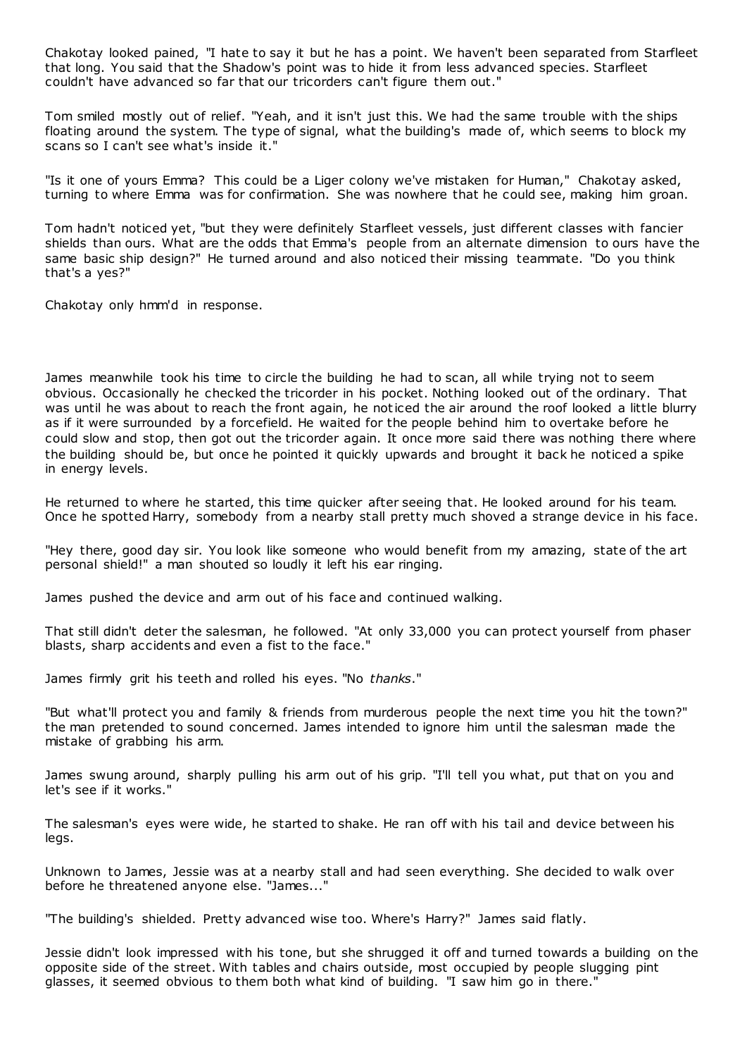Chakotay looked pained, "I hate to say it but he has a point. We haven't been separated from Starfleet that long. You said that the Shadow's point was to hide it from less advanced species. Starfleet couldn't have advanced so far that our tricorders can't figure them out."

Tom smiled mostly out of relief. "Yeah, and it isn't just this. We had the same trouble with the ships floating around the system. The type of signal, what the building's made of, which seems to block my scans so I can't see what's inside it."

"Is it one of yours Emma? This could be a Liger colony we've mistaken for Human," Chakotay asked, turning to where Emma was for confirmation. She was nowhere that he could see, making him groan.

Tom hadn't noticed yet, "but they were definitely Starfleet vessels, just different classes with fancier shields than ours. What are the odds that Emma's people from an alternate dimension to ours have the same basic ship design?" He turned around and also noticed their missing teammate. "Do you think that's a yes?"

Chakotay only hmm'd in response.

James meanwhile took his time to circle the building he had to scan, all while trying not to seem obvious. Occasionally he checked the tricorder in his pocket. Nothing looked out of the ordinary. That was until he was about to reach the front again, he noticed the air around the roof looked a little blurry as if it were surrounded by a forcefield. He waited for the people behind him to overtake before he could slow and stop, then got out the tricorder again. It once more said there was nothing there where the building should be, but once he pointed it quickly upwards and brought it back he noticed a spike in energy levels.

He returned to where he started, this time quicker after seeing that. He looked around for his team. Once he spotted Harry, somebody from a nearby stall pretty much shoved a strange device in his face.

"Hey there, good day sir. You look like someone who would benefit from my amazing, state of the art personal shield!" a man shouted so loudly it left his ear ringing.

James pushed the device and arm out of his face and continued walking.

That still didn't deter the salesman, he followed. "At only 33,000 you can protect yourself from phaser blasts, sharp accidents and even a fist to the face."

James firmly grit his teeth and rolled his eyes. "No *thanks*."

"But what'll protect you and family & friends from murderous people the next time you hit the town?" the man pretended to sound concerned. James intended to ignore him until the salesman made the mistake of grabbing his arm.

James swung around, sharply pulling his arm out of his grip. "I'll tell you what, put that on you and let's see if it works."

The salesman's eyes were wide, he started to shake. He ran off with his tail and device between his legs.

Unknown to James, Jessie was at a nearby stall and had seen everything. She decided to walk over before he threatened anyone else. "James..."

"The building's shielded. Pretty advanced wise too. Where's Harry?" James said flatly.

Jessie didn't look impressed with his tone, but she shrugged it off and turned towards a building on the opposite side of the street. With tables and chairs outside, most occupied by people slugging pint glasses, it seemed obvious to them both what kind of building. "I saw him go in there."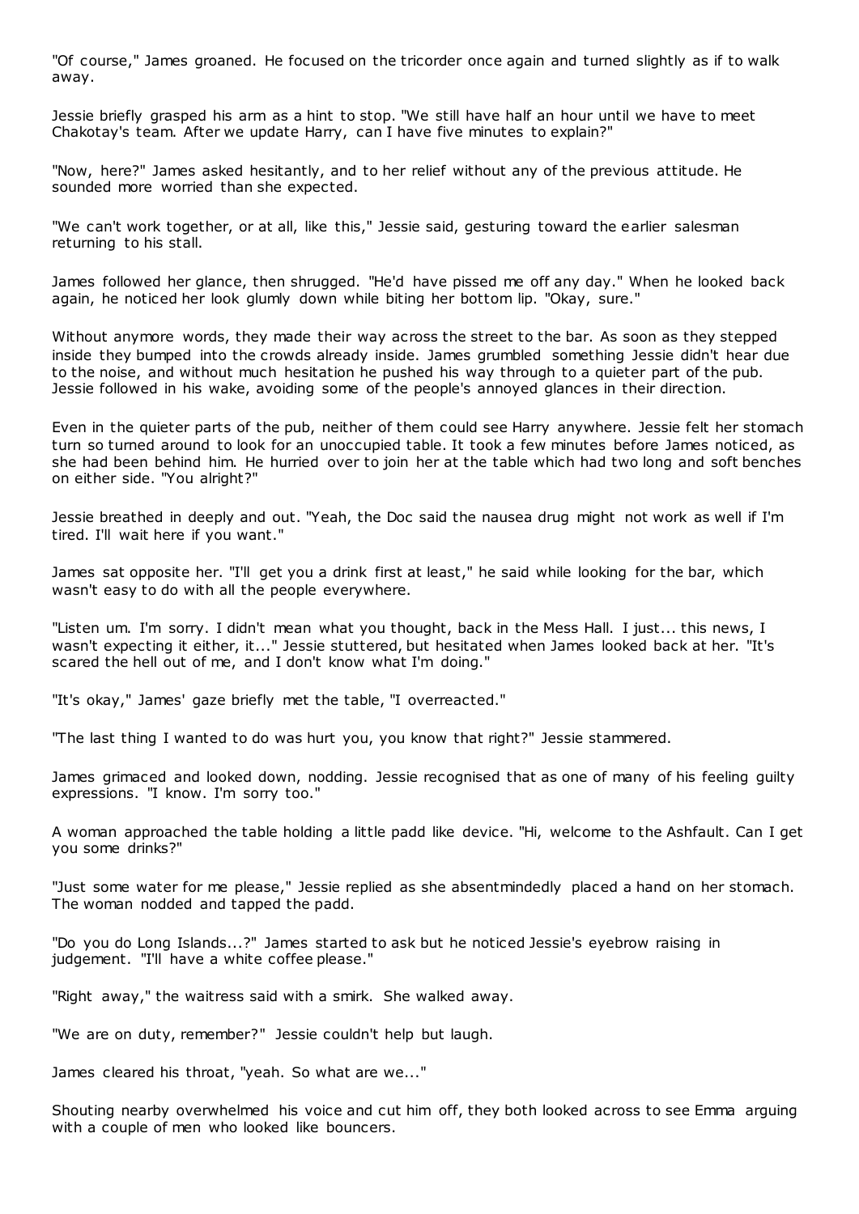"Of course," James groaned. He focused on the tricorder once again and turned slightly as if to walk away.

Jessie briefly grasped his arm as a hint to stop. "We still have half an hour until we have to meet Chakotay's team. After we update Harry, can I have five minutes to explain?"

"Now, here?" James asked hesitantly, and to her relief without any of the previous attitude. He sounded more worried than she expected.

"We can't work together, or at all, like this," Jessie said, gesturing toward the earlier salesman returning to his stall.

James followed her glance, then shrugged. "He'd have pissed me off any day." When he looked back again, he noticed her look glumly down while biting her bottom lip. "Okay, sure."

Without anymore words, they made their way across the street to the bar. As soon as they stepped inside they bumped into the crowds already inside. James grumbled something Jessie didn't hear due to the noise, and without much hesitation he pushed his way through to a quieter part of the pub. Jessie followed in his wake, avoiding some of the people's annoyed glances in their direction.

Even in the quieter parts of the pub, neither of them could see Harry anywhere. Jessie felt her stomach turn so turned around to look for an unoccupied table. It took a few minutes before James noticed, as she had been behind him. He hurried over to join her at the table which had two long and soft benches on either side. "You alright?"

Jessie breathed in deeply and out. "Yeah, the Doc said the nausea drug might not work as well if I'm tired. I'll wait here if you want."

James sat opposite her. "I'll get you a drink first at least," he said while looking for the bar, which wasn't easy to do with all the people everywhere.

"Listen um. I'm sorry. I didn't mean what you thought, back in the Mess Hall. I just... this news, I wasn't expecting it either, it..." Jessie stuttered, but hesitated when James looked back at her. "It's scared the hell out of me, and I don't know what I'm doing."

"It's okay," James' gaze briefly met the table, "I overreacted."

"The last thing I wanted to do was hurt you, you know that right?" Jessie stammered.

James grimaced and looked down, nodding. Jessie recognised that as one of many of his feeling guilty expressions. "I know. I'm sorry too."

A woman approached the table holding a little padd like device. "Hi, welcome to the Ashfault. Can I get you some drinks?"

"Just some water for me please," Jessie replied as she absentmindedly placed a hand on her stomach. The woman nodded and tapped the padd.

"Do you do Long Islands...?" James started to ask but he noticed Jessie's eyebrow raising in judgement. "I'll have a white coffee please."

"Right away," the waitress said with a smirk. She walked away.

"We are on duty, remember?" Jessie couldn't help but laugh.

James cleared his throat, "yeah. So what are we..."

Shouting nearby overwhelmed his voice and cut him off, they both looked across to see Emma arguing with a couple of men who looked like bouncers.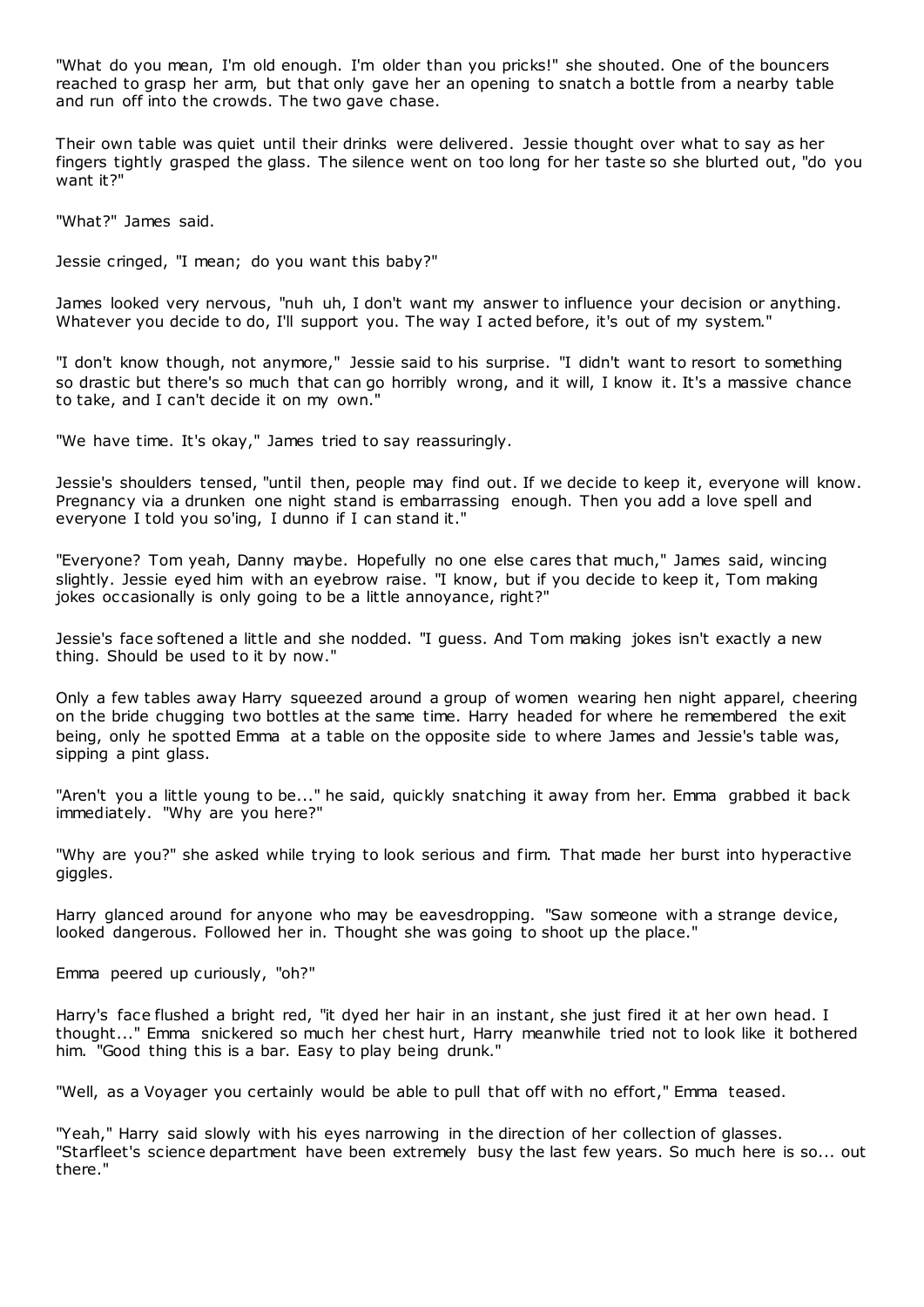"What do you mean, I'm old enough. I'm older than you pricks!" she shouted. One of the bouncers reached to grasp her arm, but that only gave her an opening to snatch a bottle from a nearby table and run off into the crowds. The two gave chase.

Their own table was quiet until their drinks were delivered. Jessie thought over what to say as her fingers tightly grasped the glass. The silence went on too long for her taste so she blurted out, "do you want it?"

"What?" James said.

Jessie cringed, "I mean; do you want this baby?"

James looked very nervous, "nuh uh, I don't want my answer to influence your decision or anything. Whatever you decide to do, I'll support you. The way I acted before, it's out of my system."

"I don't know though, not anymore," Jessie said to his surprise. "I didn't want to resort to something so drastic but there's so much that can go horribly wrong, and it will, I know it. It's a massive chance to take, and I can't decide it on my own."

"We have time. It's okay," James tried to say reassuringly.

Jessie's shoulders tensed, "until then, people may find out. If we decide to keep it, everyone will know. Pregnancy via a drunken one night stand is embarrassing enough. Then you add a love spell and everyone I told you so'ing, I dunno if I can stand it."

"Everyone? Tom yeah, Danny maybe. Hopefully no one else cares that much," James said, wincing slightly. Jessie eyed him with an eyebrow raise. "I know, but if you decide to keep it, Tom making jokes occasionally is only going to be a little annoyance, right?"

Jessie's face softened a little and she nodded. "I guess. And Tom making jokes isn't exactly a new thing. Should be used to it by now."

Only a few tables away Harry squeezed around a group of women wearing hen night apparel, cheering on the bride chugging two bottles at the same time. Harry headed for where he remembered the exit being, only he spotted Emma at a table on the opposite side to where James and Jessie's table was, sipping a pint glass.

"Aren't you a little young to be..." he said, quickly snatching it away from her. Emma grabbed it back immediately. "Why are you here?"

"Why are you?" she asked while trying to look serious and firm. That made her burst into hyperactive giggles.

Harry glanced around for anyone who may be eavesdropping. "Saw someone with a strange device, looked dangerous. Followed her in. Thought she was going to shoot up the place."

Emma peered up curiously, "oh?"

Harry's face flushed a bright red, "it dyed her hair in an instant, she just fired it at her own head. I thought..." Emma snickered so much her chest hurt, Harry meanwhile tried not to look like it bothered him. "Good thing this is a bar. Easy to play being drunk."

"Well, as a Voyager you certainly would be able to pull that off with no effort," Emma teased.

"Yeah," Harry said slowly with his eyes narrowing in the direction of her collection of glasses. "Starfleet's science department have been extremely busy the last few years. So much here is so... out there."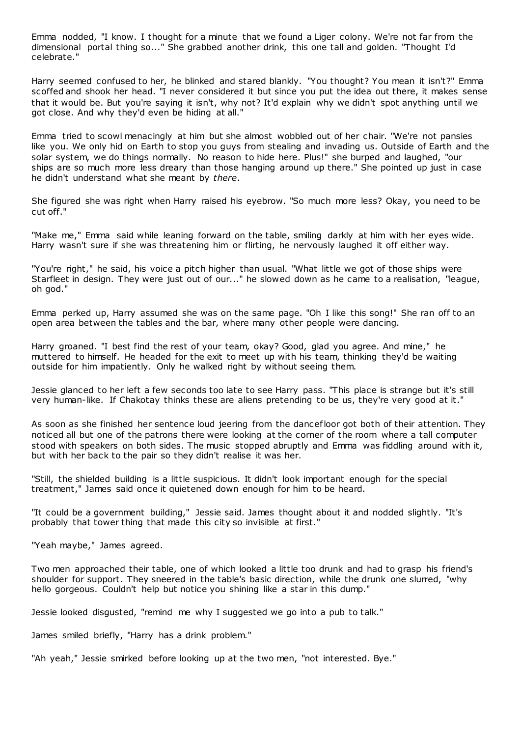Emma nodded, "I know. I thought for a minute that we found a Liger colony. We're not far from the dimensional portal thing so..." She grabbed another drink, this one tall and golden. "Thought I'd celebrate."

Harry seemed confused to her, he blinked and stared blankly. "You thought? You mean it isn't?" Emma scoffed and shook her head. "I never considered it but since you put the idea out there, it makes sense that it would be. But you're saying it isn't, why not? It'd explain why we didn't spot anything until we got close. And why they'd even be hiding at all."

Emma tried to scowl menacingly at him but she almost wobbled out of her chair. "We're not pansies like you. We only hid on Earth to stop you guys from stealing and invading us. Outside of Earth and the solar system, we do things normally. No reason to hide here. Plus!" she burped and laughed, "our ships are so much more less dreary than those hanging around up there." She pointed up just in case he didn't understand what she meant by *there*.

She figured she was right when Harry raised his eyebrow. "So much more less? Okay, you need to be cut off."

"Make me," Emma said while leaning forward on the table, smiling darkly at him with her eyes wide. Harry wasn't sure if she was threatening him or flirting, he nervously laughed it off either way.

"You're right," he said, his voice a pitch higher than usual. "What little we got of those ships were Starfleet in design. They were just out of our..." he slowed down as he came to a realisation, "league, oh god."

Emma perked up, Harry assumed she was on the same page. "Oh I like this song!" She ran off to an open area between the tables and the bar, where many other people were dancing.

Harry groaned. "I best find the rest of your team, okay? Good, glad you agree. And mine," he muttered to himself. He headed for the exit to meet up with his team, thinking they'd be waiting outside for him impatiently. Only he walked right by without seeing them.

Jessie glanced to her left a few seconds too late to see Harry pass. "This place is strange but it's still very human-like. If Chakotay thinks these are aliens pretending to be us, they're very good at it."

As soon as she finished her sentence loud jeering from the dancefloor got both of their attention. They noticed all but one of the patrons there were looking at the corner of the room where a tall computer stood with speakers on both sides. The music stopped abruptly and Emma was fiddling around with it, but with her back to the pair so they didn't realise it was her.

"Still, the shielded building is a little suspicious. It didn't look important enough for the special treatment," James said once it quietened down enough for him to be heard.

"It could be a government building," Jessie said. James thought about it and nodded slightly. "It's probably that tower thing that made this city so invisible at first."

"Yeah maybe," James agreed.

Two men approached their table, one of which looked a little too drunk and had to grasp his friend's shoulder for support. They sneered in the table's basic direction, while the drunk one slurred, "why hello gorgeous. Couldn't help but notice you shining like a star in this dump."

Jessie looked disgusted, "remind me why I suggested we go into a pub to talk."

James smiled briefly, "Harry has a drink problem."

"Ah yeah," Jessie smirked before looking up at the two men, "not interested. Bye."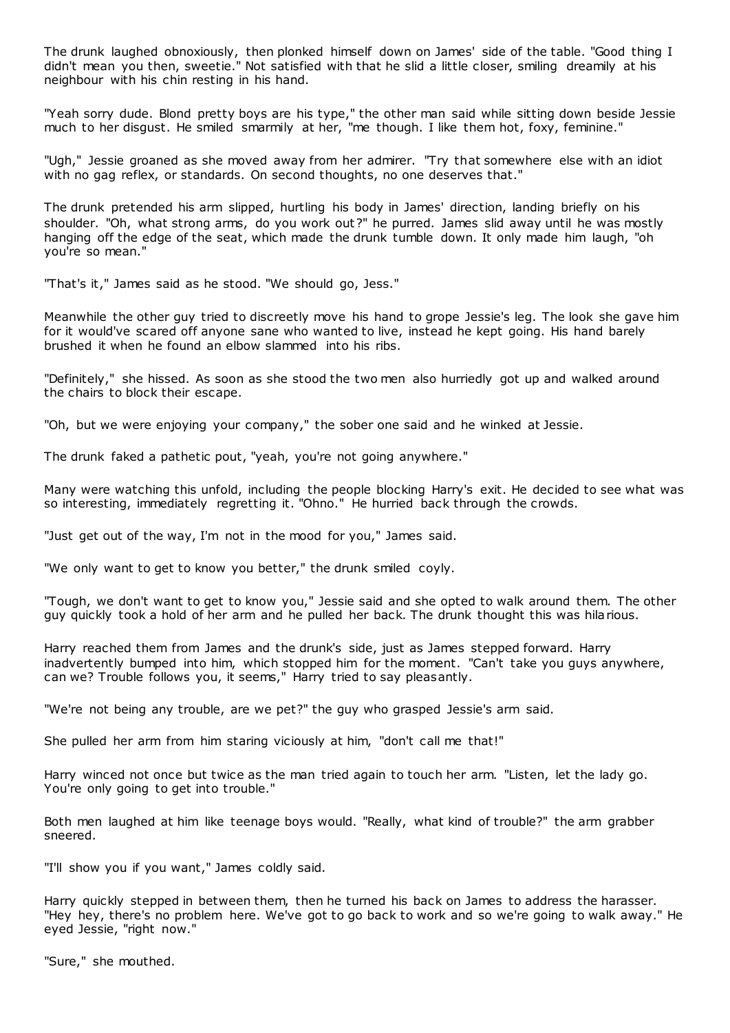The drunk laughed obnoxiously, then plonked himself down on James' side of the table. "Good thing I didn't mean you then, sweetie." Not satisfied with that he slid a little closer, smiling dreamily at his neighbour with his chin resting in his hand.

"Yeah sorry dude. Blond pretty boys are his type," the other man said while sitting down beside Jessie much to her disgust. He smiled smarmily at her, "me though. I like them hot, foxy, feminine."

"Ugh," Jessie groaned as she moved away from her admirer. "Try that somewhere else with an idiot with no gag reflex, or standards. On second thoughts, no one deserves that."

The drunk pretended his arm slipped, hurtling his body in James' direction, landing briefly on his shoulder. "Oh, what strong arms, do you work out?" he purred. James slid away until he was mostly hanging off the edge of the seat, which made the drunk tumble down. It only made him laugh, "oh you're so mean."

"That's it," James said as he stood. "We should go, Jess."

Meanwhile the other guy tried to discreetly move his hand to grope Jessie's leg. The look she gave him for it would've scared off anyone sane who wanted to live, instead he kept going. His hand barely brushed it when he found an elbow slammed into his ribs.

"Definitely," she hissed. As soon as she stood the two men also hurriedly got up and walked around the chairs to block their escape.

"Oh, but we were enjoying your company," the sober one said and he winked at Jessie.

The drunk faked a pathetic pout, "yeah, you're not going anywhere."

Many were watching this unfold, including the people blocking Harry's exit. He decided to see what was so interesting, immediately regretting it. "Ohno." He hurried back through the crowds.

"Just get out of the way, I'm not in the mood for you," James said.

"We only want to get to know you better," the drunk smiled coyly.

"Tough, we don't want to get to know you," Jessie said and she opted to walk around them. The other guy quickly took a hold of her arm and he pulled her back. The drunk thought this was hilarious.

Harry reached them from James and the drunk's side, just as James stepped forward. Harry inadvertently bumped into him, which stopped him for the moment. "Can't take you guys anywhere, can we? Trouble follows you, it seems," Harry tried to say pleasantly.

"We're not being any trouble, are we pet?" the guy who grasped Jessie's arm said.

She pulled her arm from him staring viciously at him, "don't call me that!"

Harry winced not once but twice as the man tried again to touch her arm. "Listen, let the lady go. You're only going to get into trouble."

Both men laughed at him like teenage boys would. "Really, what kind of trouble?" the arm grabber sneered.

"I'll show you if you want," James coldly said.

Harry quickly stepped in between them, then he turned his back on James to address the harasser. "Hey hey, there's no problem here. We've got to go back to work and so we're going to walk away." He eyed Jessie, "right now."

"Sure," she mouthed.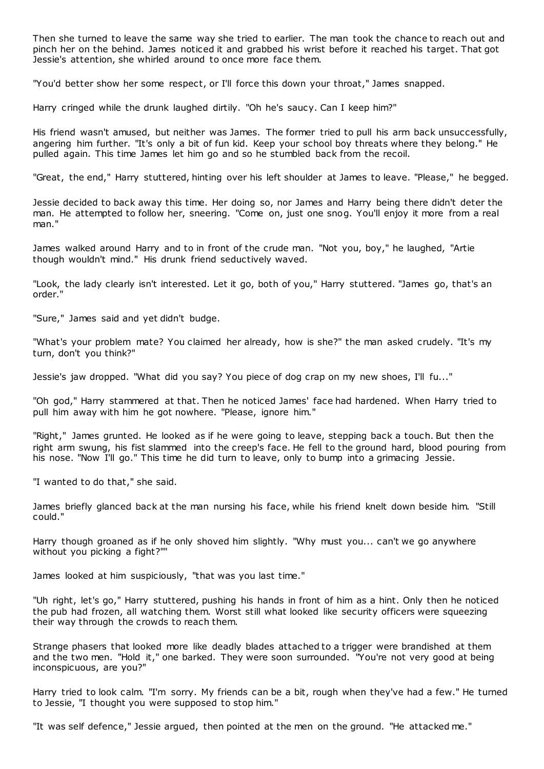Then she turned to leave the same way she tried to earlier. The man took the chance to reach out and pinch her on the behind. James noticed it and grabbed his wrist before it reached his target. That got Jessie's attention, she whirled around to once more face them.

"You'd better show her some respect, or I'll force this down your throat," James snapped.

Harry cringed while the drunk laughed dirtily. "Oh he's saucy. Can I keep him?"

His friend wasn't amused, but neither was James. The former tried to pull his arm back unsuccessfully, angering him further. "It's only a bit of fun kid. Keep your school boy threats where they belong." He pulled again. This time James let him go and so he stumbled back from the recoil.

"Great, the end," Harry stuttered, hinting over his left shoulder at James to leave. "Please," he begged.

Jessie decided to back away this time. Her doing so, nor James and Harry being there didn't deter the man. He attempted to follow her, sneering. "Come on, just one snog. You'll enjoy it more from a real man."

James walked around Harry and to in front of the crude man. "Not you, boy," he laughed, "Artie though wouldn't mind." His drunk friend seductively waved.

"Look, the lady clearly isn't interested. Let it go, both of you," Harry stuttered. "James go, that's an order."

"Sure," James said and yet didn't budge.

"What's your problem mate? You claimed her already, how is she?" the man asked crudely. "It's my turn, don't you think?"

Jessie's jaw dropped. "What did you say? You piece of dog crap on my new shoes, I'll fu..."

"Oh god," Harry stammered at that. Then he noticed James' face had hardened. When Harry tried to pull him away with him he got nowhere. "Please, ignore him."

"Right," James grunted. He looked as if he were going to leave, stepping back a touch. But then the right arm swung, his fist slammed into the creep's face. He fell to the ground hard, blood pouring from his nose. "Now I'll go." This time he did turn to leave, only to bump into a grimacing Jessie.

"I wanted to do that," she said.

James briefly glanced back at the man nursing his face, while his friend knelt down beside him. "Still could."

Harry though groaned as if he only shoved him slightly. "Why must you... can't we go anywhere without you picking a fight?""

James looked at him suspiciously, "that was you last time."

"Uh right, let's go," Harry stuttered, pushing his hands in front of him as a hint. Only then he noticed the pub had frozen, all watching them. Worst still what looked like security officers were squeezing their way through the crowds to reach them.

Strange phasers that looked more like deadly blades attached to a trigger were brandished at them and the two men. "Hold it," one barked. They were soon surrounded. "You're not very good at being inconspicuous, are you?"

Harry tried to look calm. "I'm sorry. My friends can be a bit, rough when they've had a few." He turned to Jessie, "I thought you were supposed to stop him."

"It was self defence," Jessie argued, then pointed at the men on the ground. "He attacked me."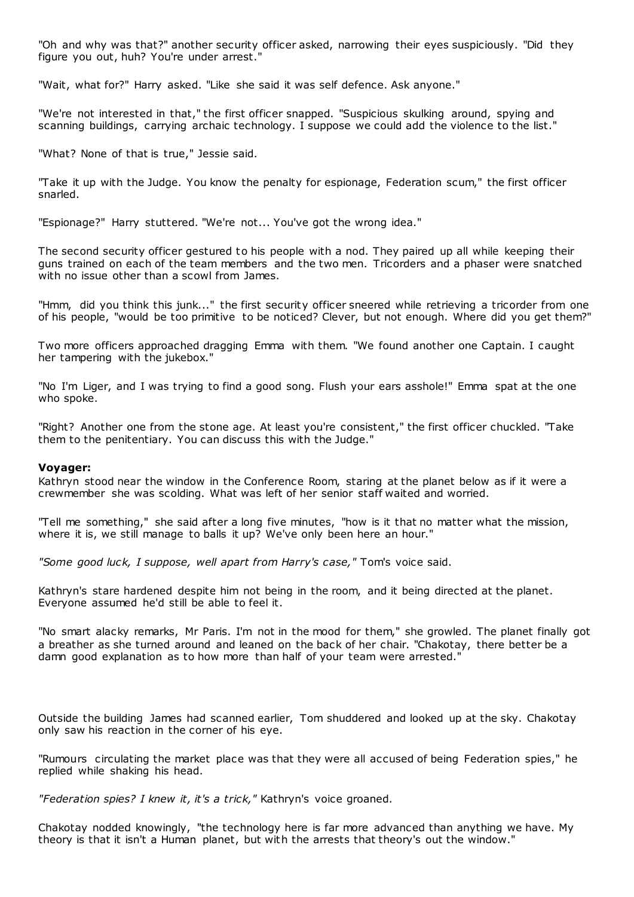"Oh and why was that?" another security officer asked, narrowing their eyes suspiciously. "Did they figure you out, huh? You're under arrest."

"Wait, what for?" Harry asked. "Like she said it was self defence. Ask anyone."

"We're not interested in that," the first officer snapped. "Suspicious skulking around, spying and scanning buildings, carrying archaic technology. I suppose we could add the violence to the list."

"What? None of that is true," Jessie said.

"Take it up with the Judge. You know the penalty for espionage, Federation scum," the first officer snarled.

"Espionage?" Harry stuttered. "We're not... You've got the wrong idea."

The second security officer gestured to his people with a nod. They paired up all while keeping their guns trained on each of the team members and the two men. Tricorders and a phaser were snatched with no issue other than a scowl from James.

"Hmm, did you think this junk..." the first security officer sneered while retrieving a tricorder from one of his people, "would be too primitive to be noticed? Clever, but not enough. Where did you get them?"

Two more officers approached dragging Emma with them. "We found another one Captain. I caught her tampering with the jukebox."

"No I'm Liger, and I was trying to find a good song. Flush your ears asshole!" Emma spat at the one who spoke.

"Right? Another one from the stone age. At least you're consistent," the first officer chuckled. "Take them to the penitentiary. You can discuss this with the Judge."

**Voyager:**
Kathryn stood near the window in the Conference Room, staring at the planet below as if it were a crewmember she was scolding. What was left of her senior staff waited and worried.

"Tell me something," she said after a long five minutes, "how is it that no matter what the mission, where it is, we still manage to balls it up? We've only been here an hour."

*"Some good luck, I suppose, well apart from Harry's case,"* Tom's voice said.

Kathryn's stare hardened despite him not being in the room, and it being directed at the planet. Everyone assumed he'd still be able to feel it.

"No smart alacky remarks, Mr Paris. I'm not in the mood for them," she growled. The planet finally got a breather as she turned around and leaned on the back of her chair. "Chakotay, there better be a damn good explanation as to how more than half of your team were arrested."

Outside the building James had scanned earlier, Tom shuddered and looked up at the sky. Chakotay only saw his reaction in the corner of his eye.

"Rumours circulating the market place was that they were all accused of being Federation spies," he replied while shaking his head.

*"Federation spies? I knew it, it's a trick,"* Kathryn's voice groaned.

Chakotay nodded knowingly, "the technology here is far more advanced than anything we have. My theory is that it isn't a Human planet, but with the arrests that theory's out the window."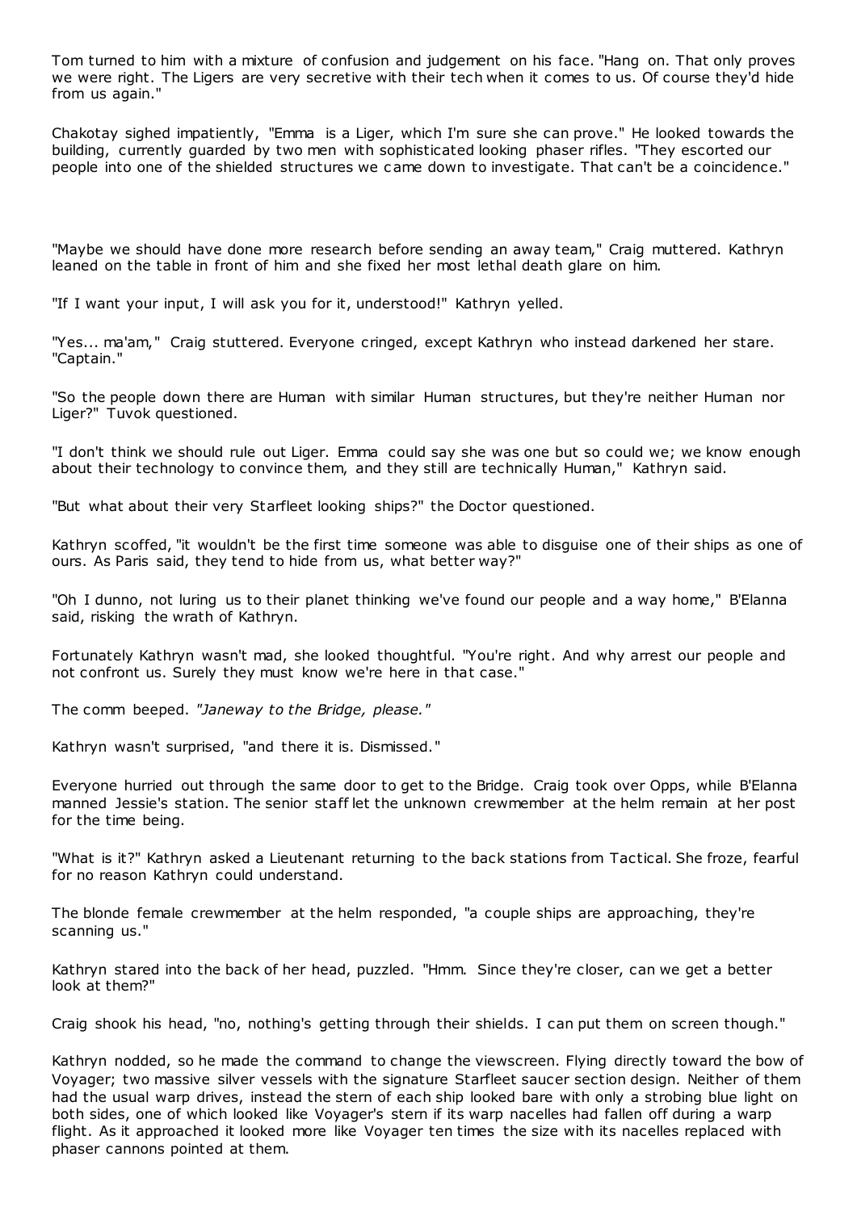Tom turned to him with a mixture of confusion and judgement on his face. "Hang on. That only proves we were right. The Ligers are very secretive with their tech when it comes to us. Of course they'd hide from us again."

Chakotay sighed impatiently, "Emma is a Liger, which I'm sure she can prove." He looked towards the building, currently guarded by two men with sophisticated looking phaser rifles. "They escorted our people into one of the shielded structures we came down to investigate. That can't be a coincidence."

"Maybe we should have done more research before sending an away team," Craig muttered. Kathryn leaned on the table in front of him and she fixed her most lethal death glare on him.

"If I want your input, I will ask you for it, understood!" Kathryn yelled.

"Yes... ma'am," Craig stuttered. Everyone cringed, except Kathryn who instead darkened her stare. "Captain."

"So the people down there are Human with similar Human structures, but they're neither Human nor Liger?" Tuvok questioned.

"I don't think we should rule out Liger. Emma could say she was one but so could we; we know enough about their technology to convince them, and they still are technically Human," Kathryn said.

"But what about their very Starfleet looking ships?" the Doctor questioned.

Kathryn scoffed, "it wouldn't be the first time someone was able to disguise one of their ships as one of ours. As Paris said, they tend to hide from us, what better way?"

"Oh I dunno, not luring us to their planet thinking we've found our people and a way home," B'Elanna said, risking the wrath of Kathryn.

Fortunately Kathryn wasn't mad, she looked thoughtful. "You're right. And why arrest our people and not confront us. Surely they must know we're here in that case."

The comm beeped. *"Janeway to the Bridge, please."*

Kathryn wasn't surprised, "and there it is. Dismissed."

Everyone hurried out through the same door to get to the Bridge. Craig took over Opps, while B'Elanna manned Jessie's station. The senior staff let the unknown crewmember at the helm remain at her post for the time being.

"What is it?" Kathryn asked a Lieutenant returning to the back stations from Tactical. She froze, fearful for no reason Kathryn could understand.

The blonde female crewmember at the helm responded, "a couple ships are approaching, they're scanning us."

Kathryn stared into the back of her head, puzzled. "Hmm. Since they're closer, can we get a better look at them?"

Craig shook his head, "no, nothing's getting through their shields. I can put them on screen though."

Kathryn nodded, so he made the command to change the viewscreen. Flying directly toward the bow of Voyager; two massive silver vessels with the signature Starfleet saucer section design. Neither of them had the usual warp drives, instead the stern of each ship looked bare with only a strobing blue light on both sides, one of which looked like Voyager's stern if its warp nacelles had fallen off during a warp flight. As it approached it looked more like Voyager ten times the size with its nacelles replaced with phaser cannons pointed at them.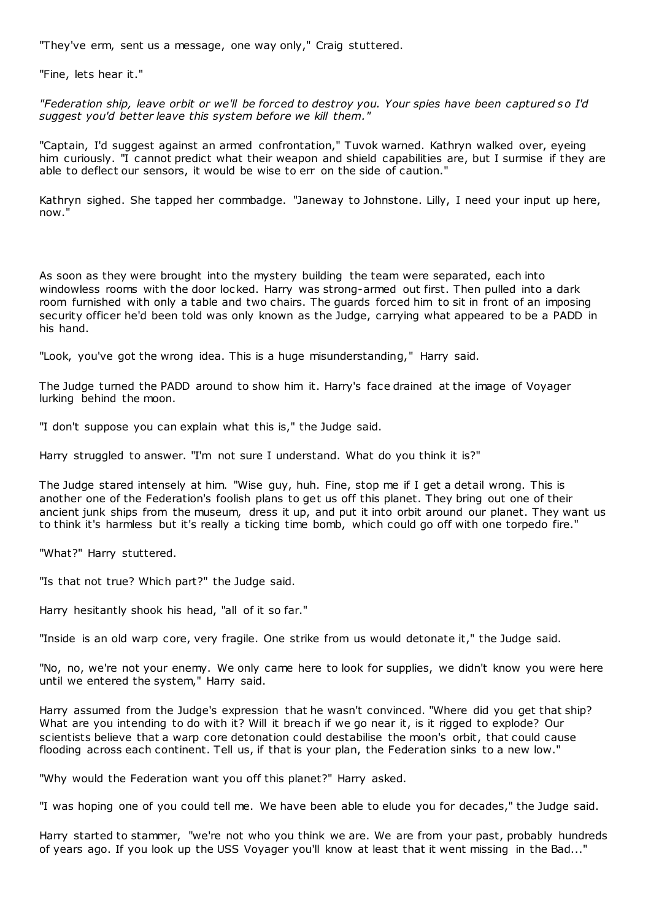"They've erm, sent us a message, one way only," Craig stuttered.

"Fine, lets hear it."

*"Federation ship, leave orbit or we'll be forced to destroy you. Your spies have been captured so I'd suggest you'd better leave this system before we kill them."*

"Captain, I'd suggest against an armed confrontation," Tuvok warned. Kathryn walked over, eyeing him curiously. "I cannot predict what their weapon and shield capabilities are, but I surmise if they are able to deflect our sensors, it would be wise to err on the side of caution."

Kathryn sighed. She tapped her commbadge. "Janeway to Johnstone. Lilly, I need your input up here, now."

As soon as they were brought into the mystery building the team were separated, each into windowless rooms with the door locked. Harry was strong-armed out first. Then pulled into a dark room furnished with only a table and two chairs. The guards forced him to sit in front of an imposing security officer he'd been told was only known as the Judge, carrying what appeared to be a PADD in his hand.

"Look, you've got the wrong idea. This is a huge misunderstanding," Harry said.

The Judge turned the PADD around to show him it. Harry's face drained at the image of Voyager lurking behind the moon.

"I don't suppose you can explain what this is," the Judge said.

Harry struggled to answer. "I'm not sure I understand. What do you think it is?"

The Judge stared intensely at him. "Wise guy, huh. Fine, stop me if I get a detail wrong. This is another one of the Federation's foolish plans to get us off this planet. They bring out one of their ancient junk ships from the museum, dress it up, and put it into orbit around our planet. They want us to think it's harmless but it's really a ticking time bomb, which could go off with one torpedo fire."

"What?" Harry stuttered.

"Is that not true? Which part?" the Judge said.

Harry hesitantly shook his head, "all of it so far."

"Inside is an old warp core, very fragile. One strike from us would detonate it," the Judge said.

"No, no, we're not your enemy. We only came here to look for supplies, we didn't know you were here until we entered the system," Harry said.

Harry assumed from the Judge's expression that he wasn't convinced. "Where did you get that ship? What are you intending to do with it? Will it breach if we go near it, is it rigged to explode? Our scientists believe that a warp core detonation could destabilise the moon's orbit, that could cause flooding across each continent. Tell us, if that is your plan, the Federation sinks to a new low."

"Why would the Federation want you off this planet?" Harry asked.

"I was hoping one of you could tell me. We have been able to elude you for decades," the Judge said.

Harry started to stammer, "we're not who you think we are. We are from your past, probably hundreds of years ago. If you look up the USS Voyager you'll know at least that it went missing in the Bad..."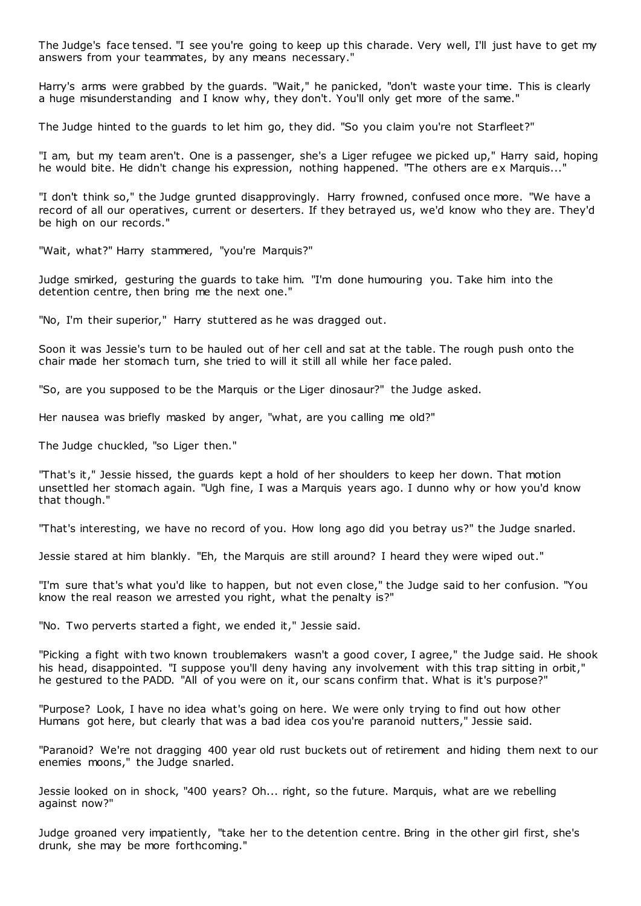The Judge's face tensed. "I see you're going to keep up this charade. Very well, I'll just have to get my answers from your teammates, by any means necessary."

Harry's arms were grabbed by the guards. "Wait," he panicked, "don't waste your time. This is clearly a huge misunderstanding and I know why, they don't. You'll only get more of the same."

The Judge hinted to the guards to let him go, they did. "So you claim you're not Starfleet?"

"I am, but my team aren't. One is a passenger, she's a Liger refugee we picked up," Harry said, hoping he would bite. He didn't change his expression, nothing happened. "The others are ex Marquis..."

"I don't think so," the Judge grunted disapprovingly. Harry frowned, confused once more. "We have a record of all our operatives, current or deserters. If they betrayed us, we'd know who they are. They'd be high on our records."

"Wait, what?" Harry stammered, "you're Marquis?"

Judge smirked, gesturing the guards to take him. "I'm done humouring you. Take him into the detention centre, then bring me the next one."

"No, I'm their superior," Harry stuttered as he was dragged out.

Soon it was Jessie's turn to be hauled out of her cell and sat at the table. The rough push onto the chair made her stomach turn, she tried to will it still all while her face paled.

"So, are you supposed to be the Marquis or the Liger dinosaur?" the Judge asked.

Her nausea was briefly masked by anger, "what, are you calling me old?"

The Judge chuckled, "so Liger then."

"That's it," Jessie hissed, the guards kept a hold of her shoulders to keep her down. That motion unsettled her stomach again. "Ugh fine, I was a Marquis years ago. I dunno why or how you'd know that though."

"That's interesting, we have no record of you. How long ago did you betray us?" the Judge snarled.

Jessie stared at him blankly. "Eh, the Marquis are still around? I heard they were wiped out."

"I'm sure that's what you'd like to happen, but not even close," the Judge said to her confusion. "You know the real reason we arrested you right, what the penalty is?"

"No. Two perverts started a fight, we ended it," Jessie said.

"Picking a fight with two known troublemakers wasn't a good cover, I agree," the Judge said. He shook his head, disappointed. "I suppose you'll deny having any involvement with this trap sitting in orbit," he gestured to the PADD. "All of you were on it, our scans confirm that. What is it's purpose?"

"Purpose? Look, I have no idea what's going on here. We were only trying to find out how other Humans got here, but clearly that was a bad idea cos you're paranoid nutters," Jessie said.

"Paranoid? We're not dragging 400 year old rust buckets out of retirement and hiding them next to our enemies moons," the Judge snarled.

Jessie looked on in shock, "400 years? Oh... right, so the future. Marquis, what are we rebelling against now?"

Judge groaned very impatiently, "take her to the detention centre. Bring in the other girl first, she's drunk, she may be more forthcoming."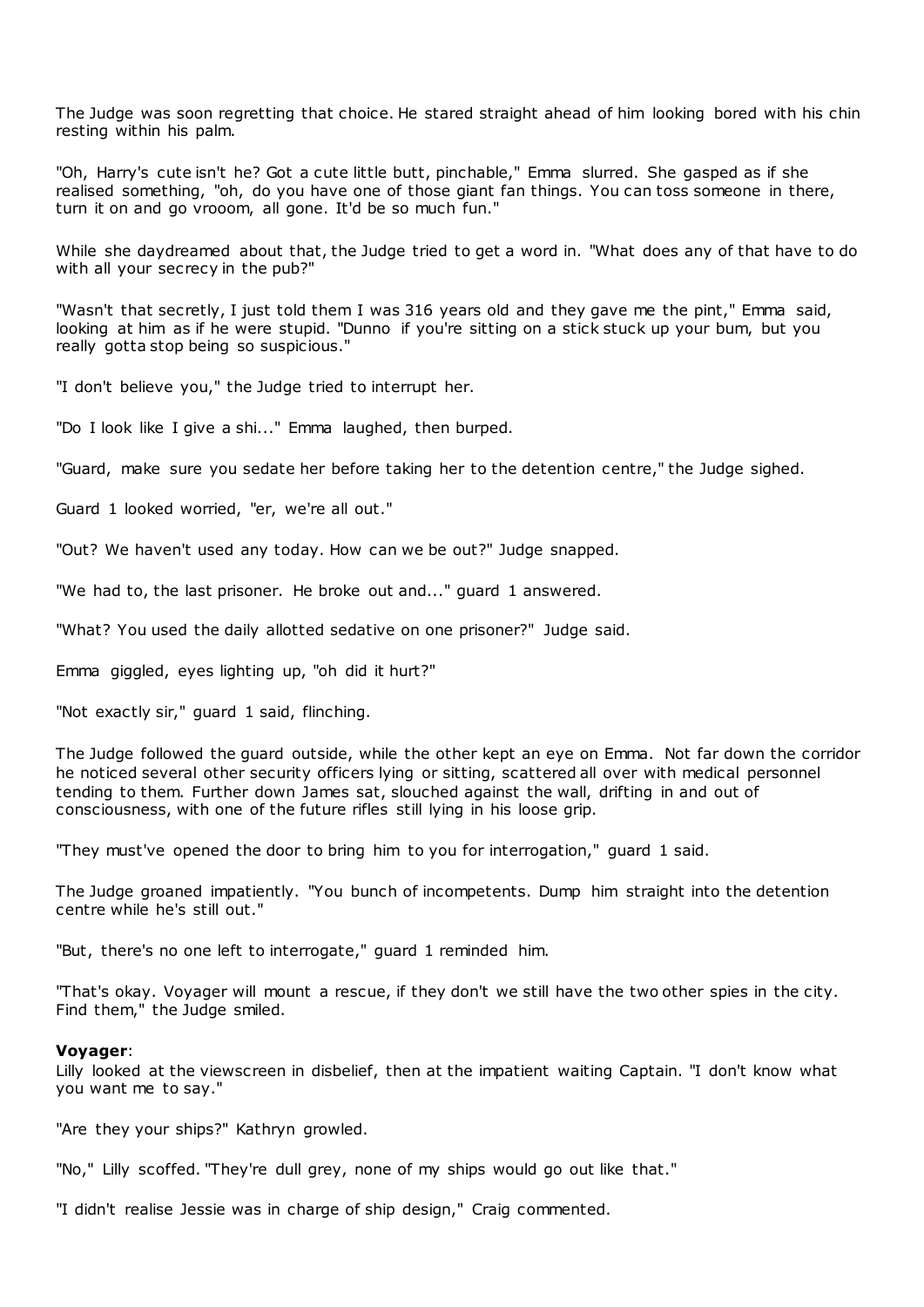The Judge was soon regretting that choice. He stared straight ahead of him looking bored with his chin resting within his palm.

"Oh, Harry's cute isn't he? Got a cute little butt, pinchable," Emma slurred. She gasped as if she realised something, "oh, do you have one of those giant fan things. You can toss someone in there, turn it on and go vrooom, all gone. It'd be so much fun."

While she daydreamed about that, the Judge tried to get a word in. "What does any of that have to do with all your secrecy in the pub?"

"Wasn't that secretly, I just told them I was 316 years old and they gave me the pint," Emma said, looking at him as if he were stupid. "Dunno if you're sitting on a stick stuck up your bum, but you really gotta stop being so suspicious."

"I don't believe you," the Judge tried to interrupt her.

"Do I look like I give a shi..." Emma laughed, then burped.

"Guard, make sure you sedate her before taking her to the detention centre," the Judge sighed.

Guard 1 looked worried, "er, we're all out."

"Out? We haven't used any today. How can we be out?" Judge snapped.

"We had to, the last prisoner. He broke out and..." guard 1 answered.

"What? You used the daily allotted sedative on one prisoner?" Judge said.

Emma giggled, eyes lighting up, "oh did it hurt?"

"Not exactly sir," guard 1 said, flinching.

The Judge followed the guard outside, while the other kept an eye on Emma. Not far down the corridor he noticed several other security officers lying or sitting, scattered all over with medical personnel tending to them. Further down James sat, slouched against the wall, drifting in and out of consciousness, with one of the future rifles still lying in his loose grip.

"They must've opened the door to bring him to you for interrogation," guard 1 said.

The Judge groaned impatiently. "You bunch of incompetents. Dump him straight into the detention centre while he's still out."

"But, there's no one left to interrogate," guard 1 reminded him.

"That's okay. Voyager will mount a rescue, if they don't we still have the two other spies in the city. Find them," the Judge smiled.

**Voyager**:
Lilly looked at the viewscreen in disbelief, then at the impatient waiting Captain. "I don't know what you want me to say."

"Are they your ships?" Kathryn growled.

"No," Lilly scoffed. "They're dull grey, none of my ships would go out like that."

"I didn't realise Jessie was in charge of ship design," Craig commented.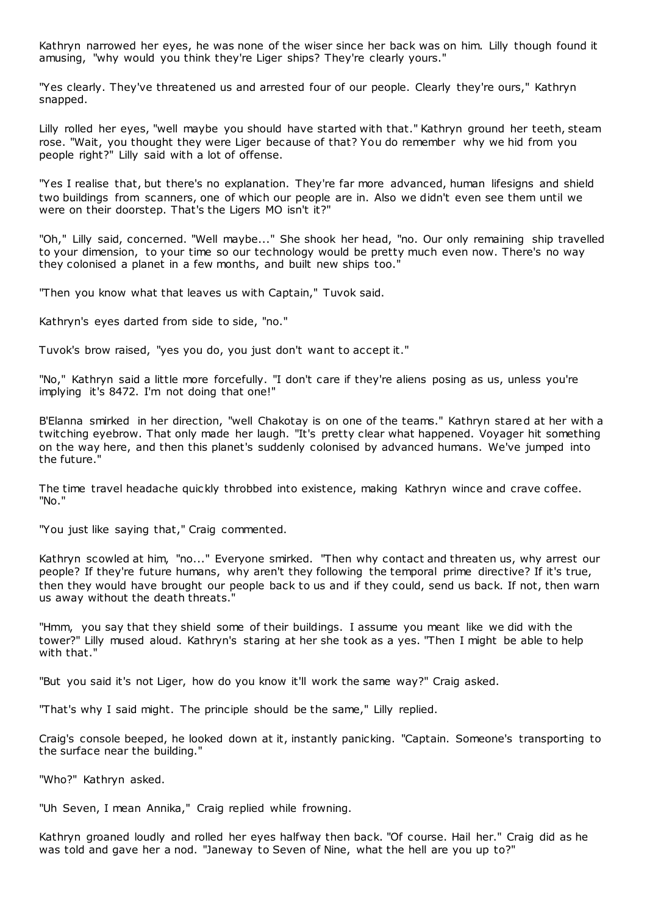Kathryn narrowed her eyes, he was none of the wiser since her back was on him. Lilly though found it amusing, "why would you think they're Liger ships? They're clearly yours."

"Yes clearly. They've threatened us and arrested four of our people. Clearly they're ours," Kathryn snapped.

Lilly rolled her eyes, "well maybe you should have started with that." Kathryn ground her teeth, steam rose. "Wait, you thought they were Liger because of that? You do remember why we hid from you people right?" Lilly said with a lot of offense.

"Yes I realise that, but there's no explanation. They're far more advanced, human lifesigns and shield two buildings from scanners, one of which our people are in. Also we didn't even see them until we were on their doorstep. That's the Ligers MO isn't it?"

"Oh," Lilly said, concerned. "Well maybe..." She shook her head, "no. Our only remaining ship travelled to your dimension, to your time so our technology would be pretty much even now. There's no way they colonised a planet in a few months, and built new ships too."

"Then you know what that leaves us with Captain," Tuvok said.

Kathryn's eyes darted from side to side, "no."

Tuvok's brow raised, "yes you do, you just don't want to accept it."

"No," Kathryn said a little more forcefully. "I don't care if they're aliens posing as us, unless you're implying it's 8472. I'm not doing that one!"

B'Elanna smirked in her direction, "well Chakotay is on one of the teams." Kathryn stared at her with a twitching eyebrow. That only made her laugh. "It's pretty clear what happened. Voyager hit something on the way here, and then this planet's suddenly colonised by advanced humans. We've jumped into the future."

The time travel headache quickly throbbed into existence, making Kathryn wince and crave coffee. "No."

"You just like saying that," Craig commented.

Kathryn scowled at him, "no..." Everyone smirked. "Then why contact and threaten us, why arrest our people? If they're future humans, why aren't they following the temporal prime directive? If it's true, then they would have brought our people back to us and if they could, send us back. If not, then warn us away without the death threats."

"Hmm, you say that they shield some of their buildings. I assume you meant like we did with the tower?" Lilly mused aloud. Kathryn's staring at her she took as a yes. "Then I might be able to help with that."

"But you said it's not Liger, how do you know it'll work the same way?" Craig asked.

"That's why I said might. The principle should be the same," Lilly replied.

Craig's console beeped, he looked down at it, instantly panicking. "Captain. Someone's transporting to the surface near the building."

"Who?" Kathryn asked.

"Uh Seven, I mean Annika," Craig replied while frowning.

Kathryn groaned loudly and rolled her eyes halfway then back. "Of course. Hail her." Craig did as he was told and gave her a nod. "Janeway to Seven of Nine, what the hell are you up to?"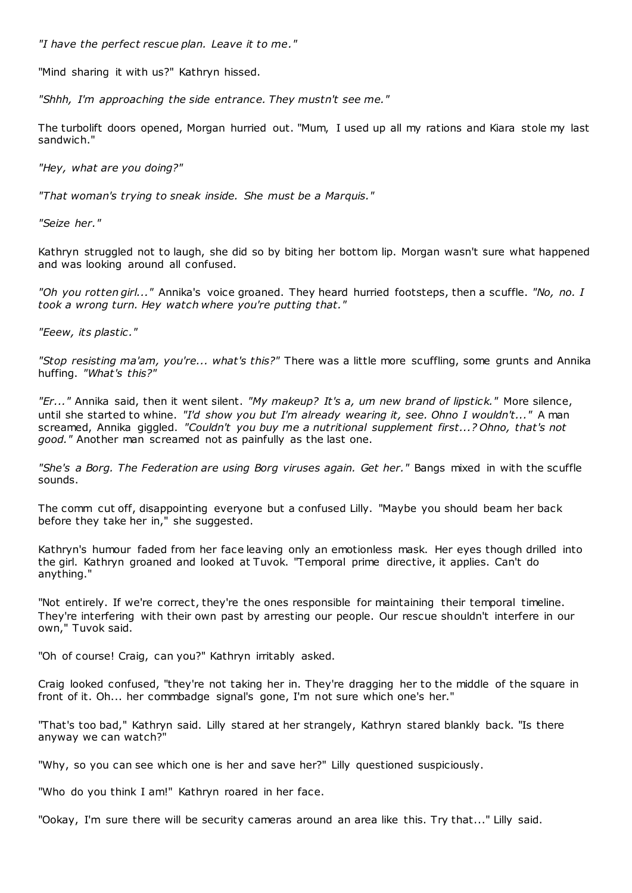*"I have the perfect rescue plan. Leave it to me."*

"Mind sharing it with us?" Kathryn hissed.

*"Shhh, I'm approaching the side entrance. They mustn't see me."*

The turbolift doors opened, Morgan hurried out. "Mum, I used up all my rations and Kiara stole my last sandwich."

*"Hey, what are you doing?"*

*"That woman's trying to sneak inside. She must be a Marquis."*

*"Seize her."*

Kathryn struggled not to laugh, she did so by biting her bottom lip. Morgan wasn't sure what happened and was looking around all confused.

*"Oh you rotten girl..."* Annika's voice groaned. They heard hurried footsteps, then a scuffle. *"No, no. I took a wrong turn. Hey watch where you're putting that."*

*"Eeew, its plastic."*

*"Stop resisting ma'am, you're... what's this?"* There was a little more scuffling, some grunts and Annika huffing. *"What's this?"*

*"Er..."* Annika said, then it went silent. *"My makeup? It's a, um new brand of lipstick."* More silence, until she started to whine. *"I'd show you but I'm already wearing it, see. Ohno I wouldn't..."* A man screamed, Annika giggled. *"Couldn't you buy me a nutritional supplement first...? Ohno, that's not good."* Another man screamed not as painfully as the last one.

*"She's a Borg. The Federation are using Borg viruses again. Get her."* Bangs mixed in with the scuffle sounds.

The comm cut off, disappointing everyone but a confused Lilly. "Maybe you should beam her back before they take her in," she suggested.

Kathryn's humour faded from her face leaving only an emotionless mask. Her eyes though drilled into the girl. Kathryn groaned and looked at Tuvok. "Temporal prime directive, it applies. Can't do anything."

"Not entirely. If we're correct, they're the ones responsible for maintaining their temporal timeline. They're interfering with their own past by arresting our people. Our rescue shouldn't interfere in our own," Tuvok said.

"Oh of course! Craig, can you?" Kathryn irritably asked.

Craig looked confused, "they're not taking her in. They're dragging her to the middle of the square in front of it. Oh... her commbadge signal's gone, I'm not sure which one's her."

"That's too bad," Kathryn said. Lilly stared at her strangely, Kathryn stared blankly back. "Is there anyway we can watch?"

"Why, so you can see which one is her and save her?" Lilly questioned suspiciously.

"Who do you think I am!" Kathryn roared in her face.

"Ookay, I'm sure there will be security cameras around an area like this. Try that..." Lilly said.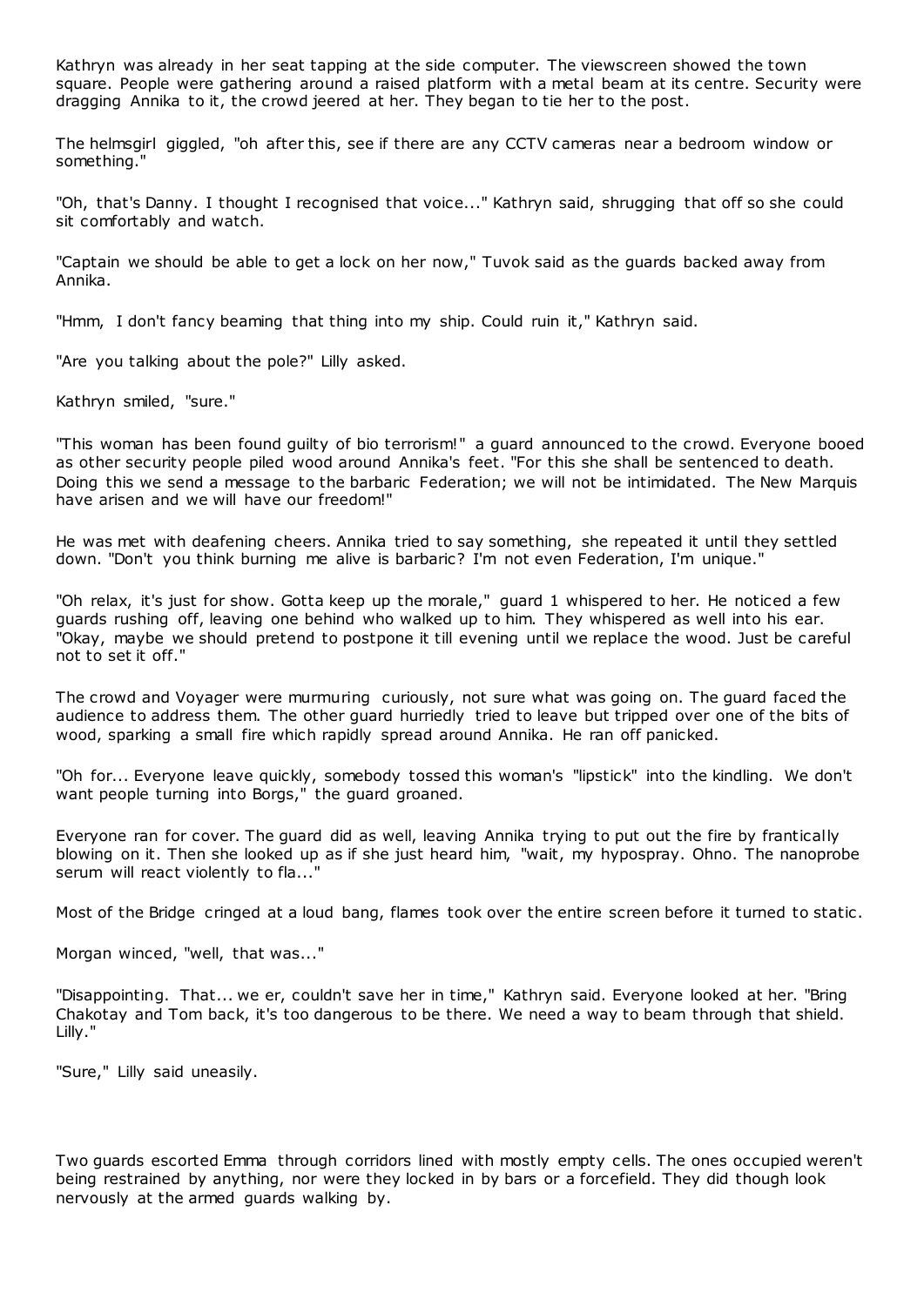Kathryn was already in her seat tapping at the side computer. The viewscreen showed the town square. People were gathering around a raised platform with a metal beam at its centre. Security were dragging Annika to it, the crowd jeered at her. They began to tie her to the post.

The helmsgirl giggled, "oh after this, see if there are any CCTV cameras near a bedroom window or something."

"Oh, that's Danny. I thought I recognised that voice..." Kathryn said, shrugging that off so she could sit comfortably and watch.

"Captain we should be able to get a lock on her now," Tuvok said as the guards backed away from Annika.

"Hmm, I don't fancy beaming that thing into my ship. Could ruin it," Kathryn said.

"Are you talking about the pole?" Lilly asked.

Kathryn smiled, "sure."

"This woman has been found guilty of bio terrorism!" a guard announced to the crowd. Everyone booed as other security people piled wood around Annika's feet. "For this she shall be sentenced to death. Doing this we send a message to the barbaric Federation; we will not be intimidated. The New Marquis have arisen and we will have our freedom!"

He was met with deafening cheers. Annika tried to say something, she repeated it until they settled down. "Don't you think burning me alive is barbaric? I'm not even Federation, I'm unique."

"Oh relax, it's just for show. Gotta keep up the morale," guard 1 whispered to her. He noticed a few guards rushing off, leaving one behind who walked up to him. They whispered as well into his ear. "Okay, maybe we should pretend to postpone it till evening until we replace the wood. Just be careful not to set it off."

The crowd and Voyager were murmuring curiously, not sure what was going on. The guard faced the audience to address them. The other guard hurriedly tried to leave but tripped over one of the bits of wood, sparking a small fire which rapidly spread around Annika. He ran off panicked.

"Oh for... Everyone leave quickly, somebody tossed this woman's "lipstick" into the kindling. We don't want people turning into Borgs," the guard groaned.

Everyone ran for cover. The guard did as well, leaving Annika trying to put out the fire by frantically blowing on it. Then she looked up as if she just heard him, "wait, my hypospray. Ohno. The nanoprobe serum will react violently to fla..."

Most of the Bridge cringed at a loud bang, flames took over the entire screen before it turned to static.

Morgan winced, "well, that was..."

"Disappointing. That... we er, couldn't save her in time," Kathryn said. Everyone looked at her. "Bring Chakotay and Tom back, it's too dangerous to be there. We need a way to beam through that shield. Lilly."

"Sure," Lilly said uneasily.

Two guards escorted Emma through corridors lined with mostly empty cells. The ones occupied weren't being restrained by anything, nor were they locked in by bars or a forcefield. They did though look nervously at the armed guards walking by.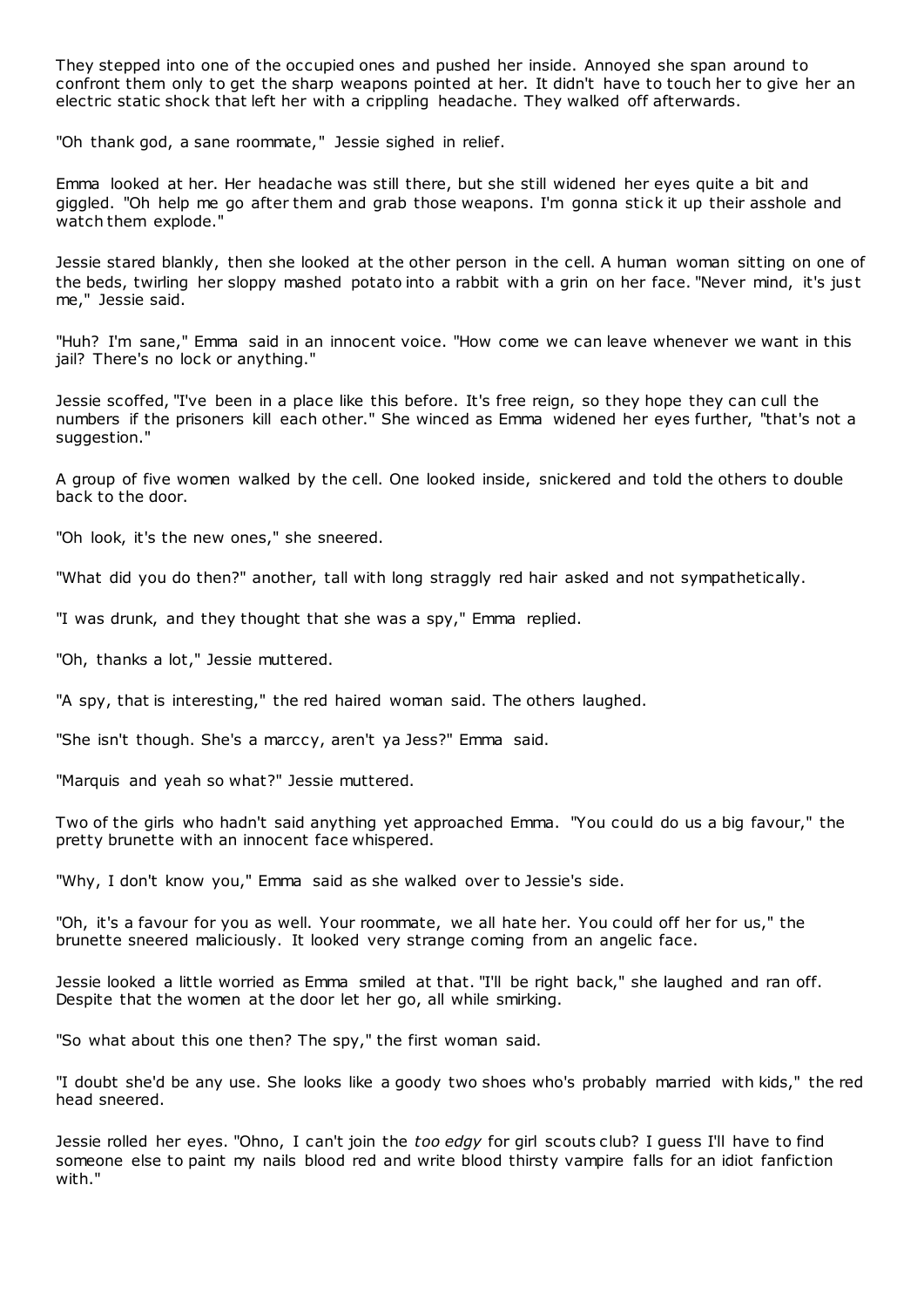They stepped into one of the occupied ones and pushed her inside. Annoyed she span around to confront them only to get the sharp weapons pointed at her. It didn't have to touch her to give her an electric static shock that left her with a crippling headache. They walked off afterwards.

"Oh thank god, a sane roommate," Jessie sighed in relief.

Emma looked at her. Her headache was still there, but she still widened her eyes quite a bit and giggled. "Oh help me go after them and grab those weapons. I'm gonna stick it up their asshole and watch them explode."

Jessie stared blankly, then she looked at the other person in the cell. A human woman sitting on one of the beds, twirling her sloppy mashed potato into a rabbit with a grin on her face. "Never mind, it's just me," Jessie said.

"Huh? I'm sane," Emma said in an innocent voice. "How come we can leave whenever we want in this jail? There's no lock or anything."

Jessie scoffed, "I've been in a place like this before. It's free reign, so they hope they can cull the numbers if the prisoners kill each other." She winced as Emma widened her eyes further, "that's not a suggestion."

A group of five women walked by the cell. One looked inside, snickered and told the others to double back to the door.

"Oh look, it's the new ones," she sneered.

"What did you do then?" another, tall with long straggly red hair asked and not sympathetically.

"I was drunk, and they thought that she was a spy," Emma replied.

"Oh, thanks a lot," Jessie muttered.

"A spy, that is interesting," the red haired woman said. The others laughed.

"She isn't though. She's a marccy, aren't ya Jess?" Emma said.

"Marquis and yeah so what?" Jessie muttered.

Two of the girls who hadn't said anything yet approached Emma. "You could do us a big favour," the pretty brunette with an innocent face whispered.

"Why, I don't know you," Emma said as she walked over to Jessie's side.

"Oh, it's a favour for you as well. Your roommate, we all hate her. You could off her for us," the brunette sneered maliciously. It looked very strange coming from an angelic face.

Jessie looked a little worried as Emma smiled at that. "I'll be right back," she laughed and ran off. Despite that the women at the door let her go, all while smirking.

"So what about this one then? The spy," the first woman said.

"I doubt she'd be any use. She looks like a goody two shoes who's probably married with kids," the red head sneered.

Jessie rolled her eyes. "Ohno, I can't join the *too edgy* for girl scouts club? I guess I'll have to find someone else to paint my nails blood red and write blood thirsty vampire falls for an idiot fanfiction with."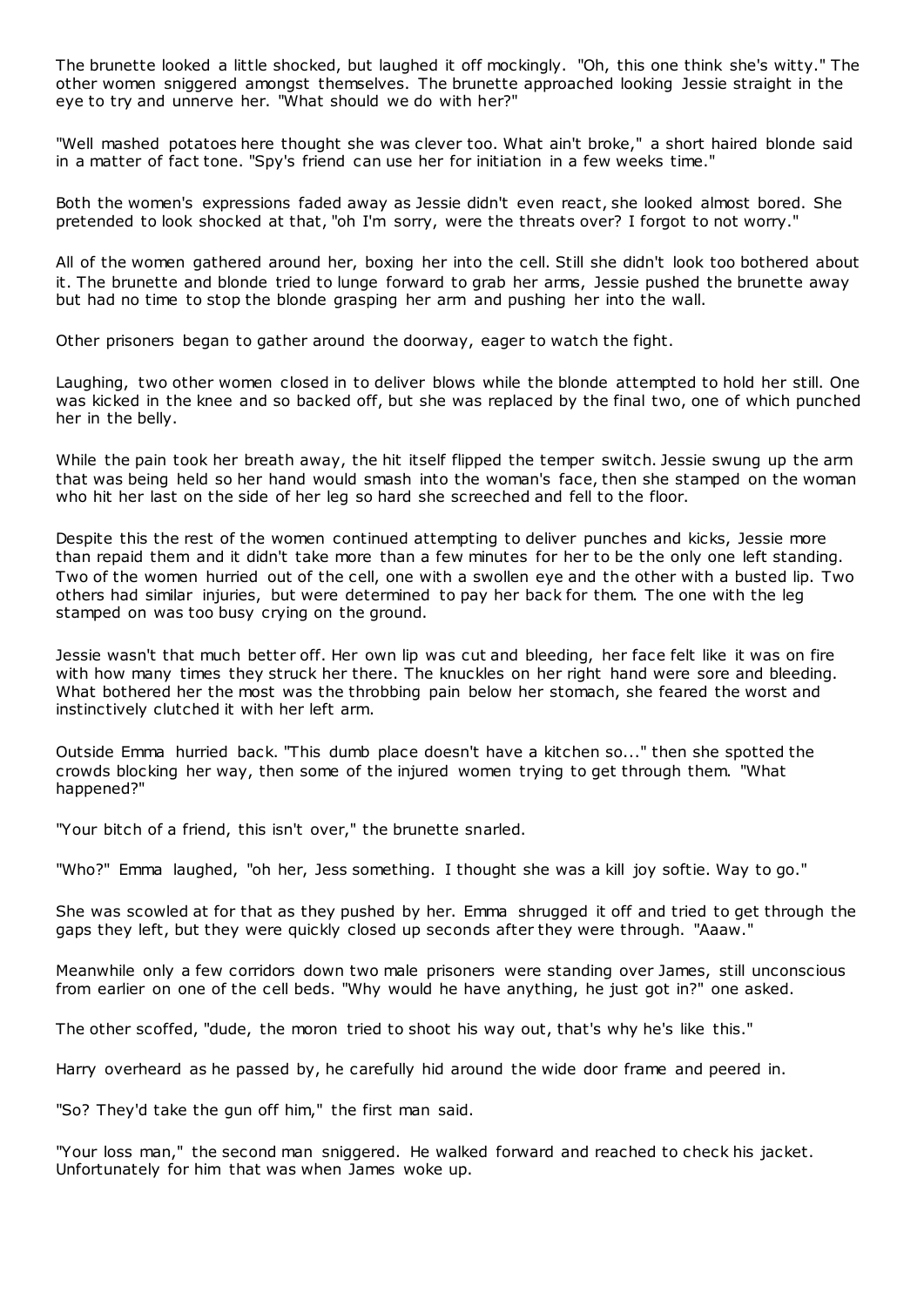The brunette looked a little shocked, but laughed it off mockingly. "Oh, this one think she's witty." The other women sniggered amongst themselves. The brunette approached looking Jessie straight in the eye to try and unnerve her. "What should we do with her?"

"Well mashed potatoes here thought she was clever too. What ain't broke," a short haired blonde said in a matter of fact tone. "Spy's friend can use her for initiation in a few weeks time."

Both the women's expressions faded away as Jessie didn't even react, she looked almost bored. She pretended to look shocked at that, "oh I'm sorry, were the threats over? I forgot to not worry."

All of the women gathered around her, boxing her into the cell. Still she didn't look too bothered about it. The brunette and blonde tried to lunge forward to grab her arms, Jessie pushed the brunette away but had no time to stop the blonde grasping her arm and pushing her into the wall.

Other prisoners began to gather around the doorway, eager to watch the fight.

Laughing, two other women closed in to deliver blows while the blonde attempted to hold her still. One was kicked in the knee and so backed off, but she was replaced by the final two, one of which punched her in the belly.

While the pain took her breath away, the hit itself flipped the temper switch. Jessie swung up the arm that was being held so her hand would smash into the woman's face, then she stamped on the woman who hit her last on the side of her leg so hard she screeched and fell to the floor.

Despite this the rest of the women continued attempting to deliver punches and kicks, Jessie more than repaid them and it didn't take more than a few minutes for her to be the only one left standing. Two of the women hurried out of the cell, one with a swollen eye and the other with a busted lip. Two others had similar injuries, but were determined to pay her back for them. The one with the leg stamped on was too busy crying on the ground.

Jessie wasn't that much better off. Her own lip was cut and bleeding, her face felt like it was on fire with how many times they struck her there. The knuckles on her right hand were sore and bleeding. What bothered her the most was the throbbing pain below her stomach, she feared the worst and instinctively clutched it with her left arm.

Outside Emma hurried back. "This dumb place doesn't have a kitchen so..." then she spotted the crowds blocking her way, then some of the injured women trying to get through them. "What happened?"

"Your bitch of a friend, this isn't over," the brunette snarled.

"Who?" Emma laughed, "oh her, Jess something. I thought she was a kill joy softie. Way to go."

She was scowled at for that as they pushed by her. Emma shrugged it off and tried to get through the gaps they left, but they were quickly closed up seconds after they were through. "Aaaw."

Meanwhile only a few corridors down two male prisoners were standing over James, still unconscious from earlier on one of the cell beds. "Why would he have anything, he just got in?" one asked.

The other scoffed, "dude, the moron tried to shoot his way out, that's why he's like this."

Harry overheard as he passed by, he carefully hid around the wide door frame and peered in.

"So? They'd take the gun off him," the first man said.

"Your loss man," the second man sniggered. He walked forward and reached to check his jacket. Unfortunately for him that was when James woke up.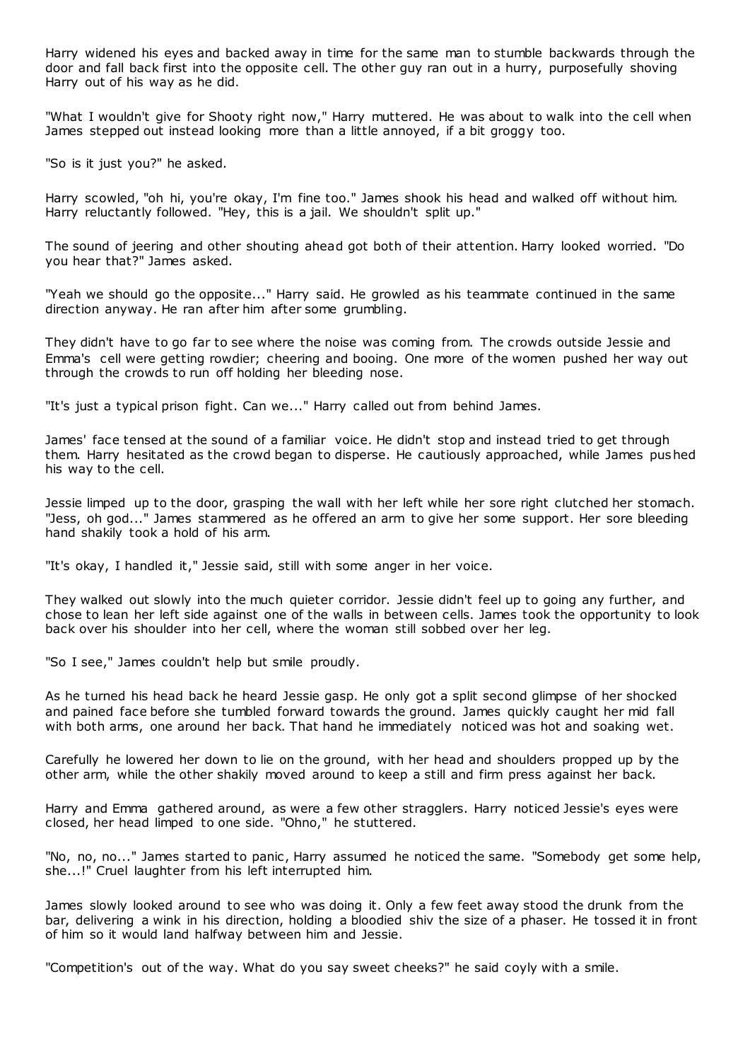Harry widened his eyes and backed away in time for the same man to stumble backwards through the door and fall back first into the opposite cell. The other guy ran out in a hurry, purposefully shoving Harry out of his way as he did.

"What I wouldn't give for Shooty right now," Harry muttered. He was about to walk into the cell when James stepped out instead looking more than a little annoyed, if a bit groggy too.

"So is it just you?" he asked.

Harry scowled, "oh hi, you're okay, I'm fine too." James shook his head and walked off without him. Harry reluctantly followed. "Hey, this is a jail. We shouldn't split up."

The sound of jeering and other shouting ahead got both of their attention. Harry looked worried. "Do you hear that?" James asked.

"Yeah we should go the opposite..." Harry said. He growled as his teammate continued in the same direction anyway. He ran after him after some grumbling.

They didn't have to go far to see where the noise was coming from. The crowds outside Jessie and Emma's cell were getting rowdier; cheering and booing. One more of the women pushed her way out through the crowds to run off holding her bleeding nose.

"It's just a typical prison fight. Can we..." Harry called out from behind James.

James' face tensed at the sound of a familiar voice. He didn't stop and instead tried to get through them. Harry hesitated as the crowd began to disperse. He cautiously approached, while James pushed his way to the cell.

Jessie limped up to the door, grasping the wall with her left while her sore right clutched her stomach. "Jess, oh god..." James stammered as he offered an arm to give her some support. Her sore bleeding hand shakily took a hold of his arm.

"It's okay, I handled it," Jessie said, still with some anger in her voice.

They walked out slowly into the much quieter corridor. Jessie didn't feel up to going any further, and chose to lean her left side against one of the walls in between cells. James took the opportunity to look back over his shoulder into her cell, where the woman still sobbed over her leg.

"So I see," James couldn't help but smile proudly.

As he turned his head back he heard Jessie gasp. He only got a split second glimpse of her shocked and pained face before she tumbled forward towards the ground. James quickly caught her mid fall with both arms, one around her back. That hand he immediately noticed was hot and soaking wet.

Carefully he lowered her down to lie on the ground, with her head and shoulders propped up by the other arm, while the other shakily moved around to keep a still and firm press against her back.

Harry and Emma gathered around, as were a few other stragglers. Harry noticed Jessie's eyes were closed, her head limped to one side. "Ohno," he stuttered.

"No, no, no..." James started to panic, Harry assumed he noticed the same. "Somebody get some help, she...!" Cruel laughter from his left interrupted him.

James slowly looked around to see who was doing it. Only a few feet away stood the drunk from the bar, delivering a wink in his direction, holding a bloodied shiv the size of a phaser. He tossed it in front of him so it would land halfway between him and Jessie.

"Competition's out of the way. What do you say sweet cheeks?" he said coyly with a smile.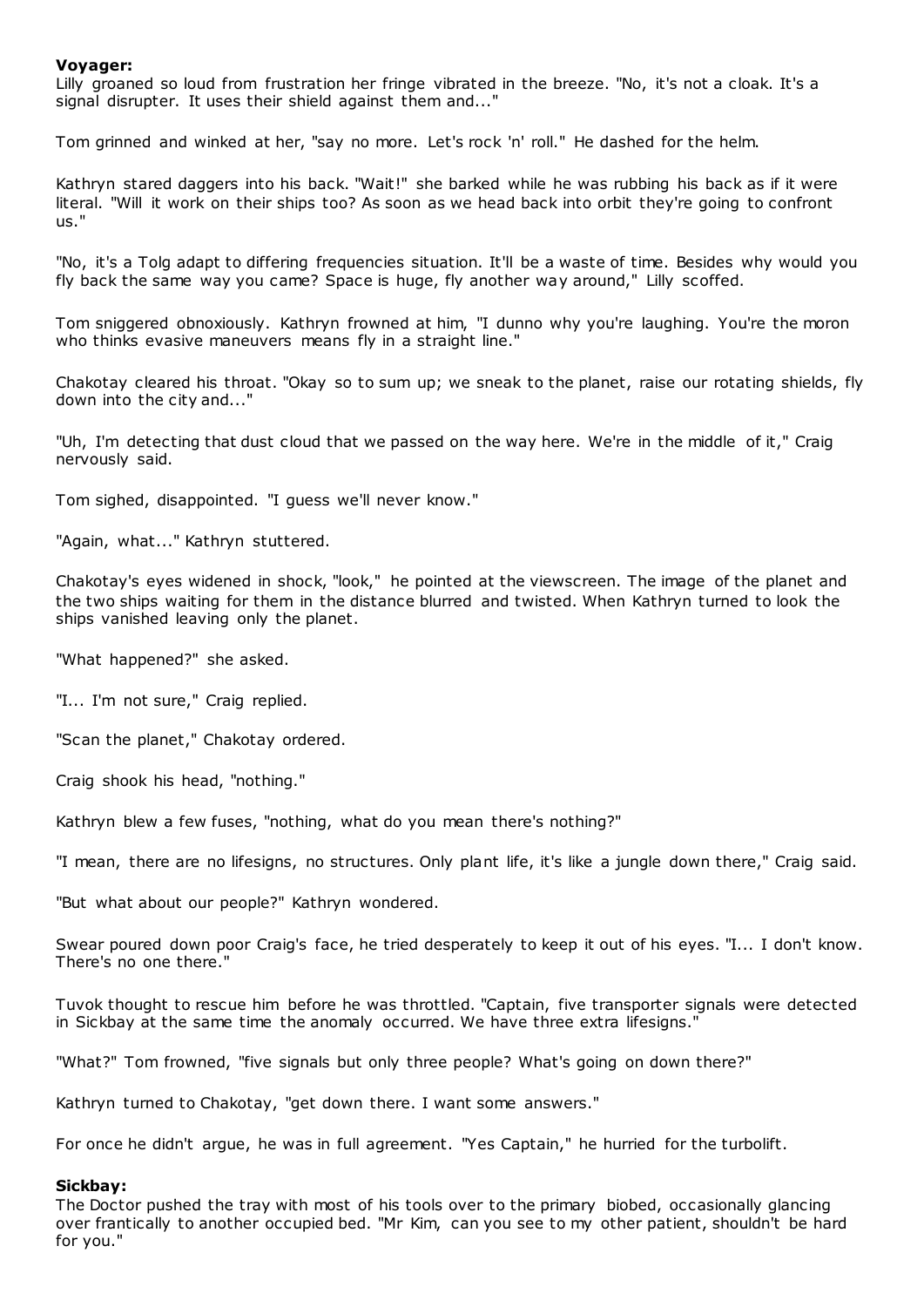**Voyager:**

Lilly groaned so loud from frustration her fringe vibrated in the breeze. "No, it's not a cloak. It's a signal disrupter. It uses their shield against them and..."

Tom grinned and winked at her, "say no more. Let's rock 'n' roll." He dashed for the helm.

Kathryn stared daggers into his back. "Wait!" she barked while he was rubbing his back as if it were literal. "Will it work on their ships too? As soon as we head back into orbit they're going to confront us."

"No, it's a Tolg adapt to differing frequencies situation. It'll be a waste of time. Besides why would you fly back the same way you came? Space is huge, fly another way around," Lilly scoffed.

Tom sniggered obnoxiously. Kathryn frowned at him, "I dunno why you're laughing. You're the moron who thinks evasive maneuvers means fly in a straight line."

Chakotay cleared his throat. "Okay so to sum up; we sneak to the planet, raise our rotating shields, fly down into the city and..."

"Uh, I'm detecting that dust cloud that we passed on the way here. We're in the middle of it," Craig nervously said.

Tom sighed, disappointed. "I guess we'll never know."

"Again, what..." Kathryn stuttered.

Chakotay's eyes widened in shock, "look," he pointed at the viewscreen. The image of the planet and the two ships waiting for them in the distance blurred and twisted. When Kathryn turned to look the ships vanished leaving only the planet.

"What happened?" she asked.

"I... I'm not sure," Craig replied.

"Scan the planet," Chakotay ordered.

Craig shook his head, "nothing."

Kathryn blew a few fuses, "nothing, what do you mean there's nothing?"

"I mean, there are no lifesigns, no structures. Only plant life, it's like a jungle down there," Craig said.

"But what about our people?" Kathryn wondered.

Swear poured down poor Craig's face, he tried desperately to keep it out of his eyes. "I... I don't know. There's no one there."

Tuvok thought to rescue him before he was throttled. "Captain, five transporter signals were detected in Sickbay at the same time the anomaly occurred. We have three extra lifesigns."

"What?" Tom frowned, "five signals but only three people? What's going on down there?"

Kathryn turned to Chakotay, "get down there. I want some answers."

For once he didn't argue, he was in full agreement. "Yes Captain," he hurried for the turbolift.

**Sickbay:**

The Doctor pushed the tray with most of his tools over to the primary biobed, occasionally glancing over frantically to another occupied bed. "Mr Kim, can you see to my other patient, shouldn't be hard for you."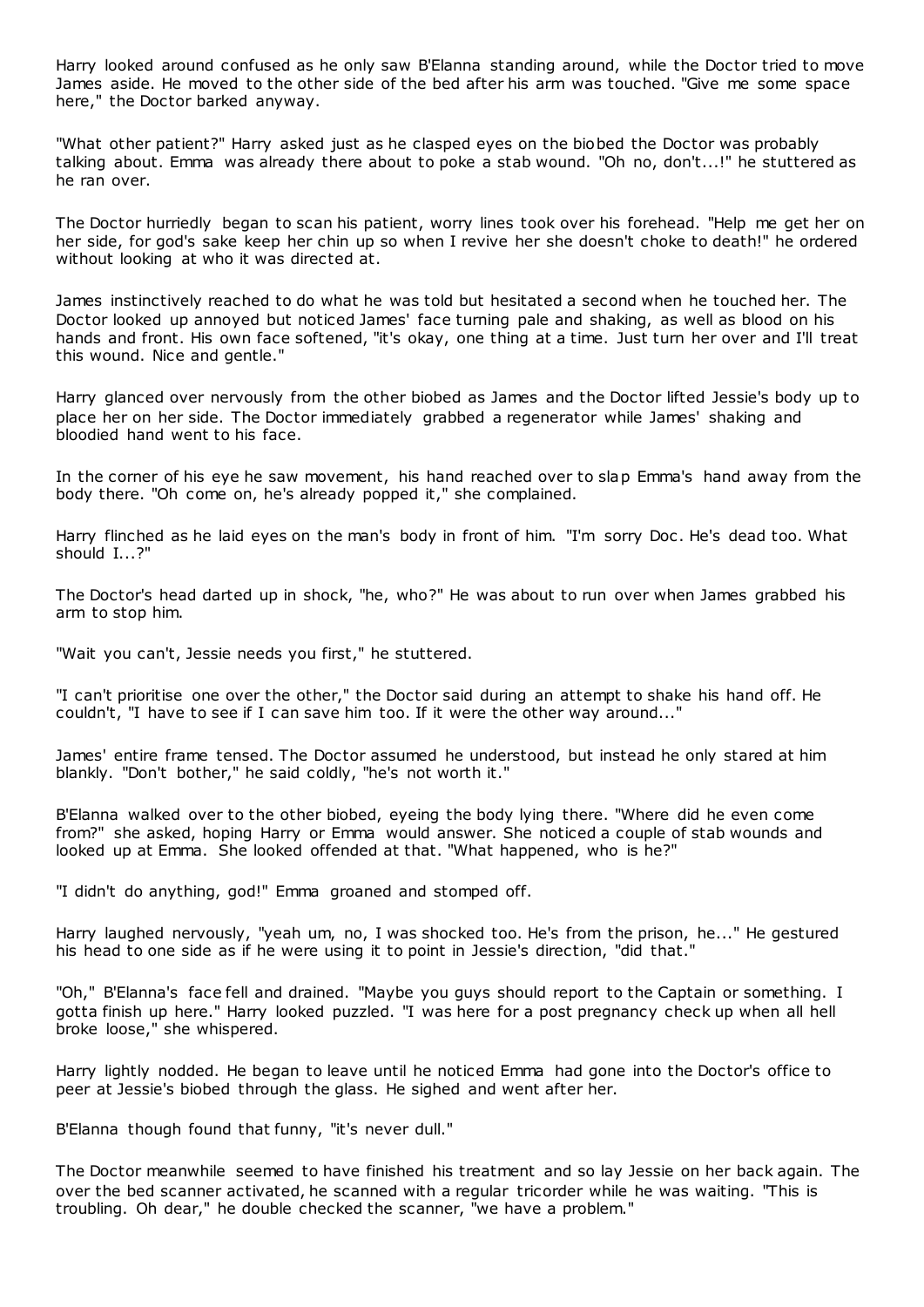Harry looked around confused as he only saw B'Elanna standing around, while the Doctor tried to move James aside. He moved to the other side of the bed after his arm was touched. "Give me some space here," the Doctor barked anyway.

"What other patient?" Harry asked just as he clasped eyes on the biobed the Doctor was probably talking about. Emma was already there about to poke a stab wound. "Oh no, don't...!" he stuttered as he ran over.

The Doctor hurriedly began to scan his patient, worry lines took over his forehead. "Help me get her on her side, for god's sake keep her chin up so when I revive her she doesn't choke to death!" he ordered without looking at who it was directed at.

James instinctively reached to do what he was told but hesitated a second when he touched her. The Doctor looked up annoyed but noticed James' face turning pale and shaking, as well as blood on his hands and front. His own face softened, "it's okay, one thing at a time. Just turn her over and I'll treat this wound. Nice and gentle."

Harry glanced over nervously from the other biobed as James and the Doctor lifted Jessie's body up to place her on her side. The Doctor immediately grabbed a regenerator while James' shaking and bloodied hand went to his face.

In the corner of his eye he saw movement, his hand reached over to slap Emma's hand away from the body there. "Oh come on, he's already popped it," she complained.

Harry flinched as he laid eyes on the man's body in front of him. "I'm sorry Doc. He's dead too. What should I...?"

The Doctor's head darted up in shock, "he, who?" He was about to run over when James grabbed his arm to stop him.

"Wait you can't, Jessie needs you first," he stuttered.

"I can't prioritise one over the other," the Doctor said during an attempt to shake his hand off. He couldn't, "I have to see if I can save him too. If it were the other way around..."

James' entire frame tensed. The Doctor assumed he understood, but instead he only stared at him blankly. "Don't bother," he said coldly, "he's not worth it."

B'Elanna walked over to the other biobed, eyeing the body lying there. "Where did he even come from?" she asked, hoping Harry or Emma would answer. She noticed a couple of stab wounds and looked up at Emma. She looked offended at that. "What happened, who is he?"

"I didn't do anything, god!" Emma groaned and stomped off.

Harry laughed nervously, "yeah um, no, I was shocked too. He's from the prison, he..." He gestured his head to one side as if he were using it to point in Jessie's direction, "did that."

"Oh," B'Elanna's face fell and drained. "Maybe you guys should report to the Captain or something. I gotta finish up here." Harry looked puzzled. "I was here for a post pregnancy check up when all hell broke loose," she whispered.

Harry lightly nodded. He began to leave until he noticed Emma had gone into the Doctor's office to peer at Jessie's biobed through the glass. He sighed and went after her.

B'Elanna though found that funny, "it's never dull."

The Doctor meanwhile seemed to have finished his treatment and so lay Jessie on her back again. The over the bed scanner activated, he scanned with a regular tricorder while he was waiting. "This is troubling. Oh dear," he double checked the scanner, "we have a problem."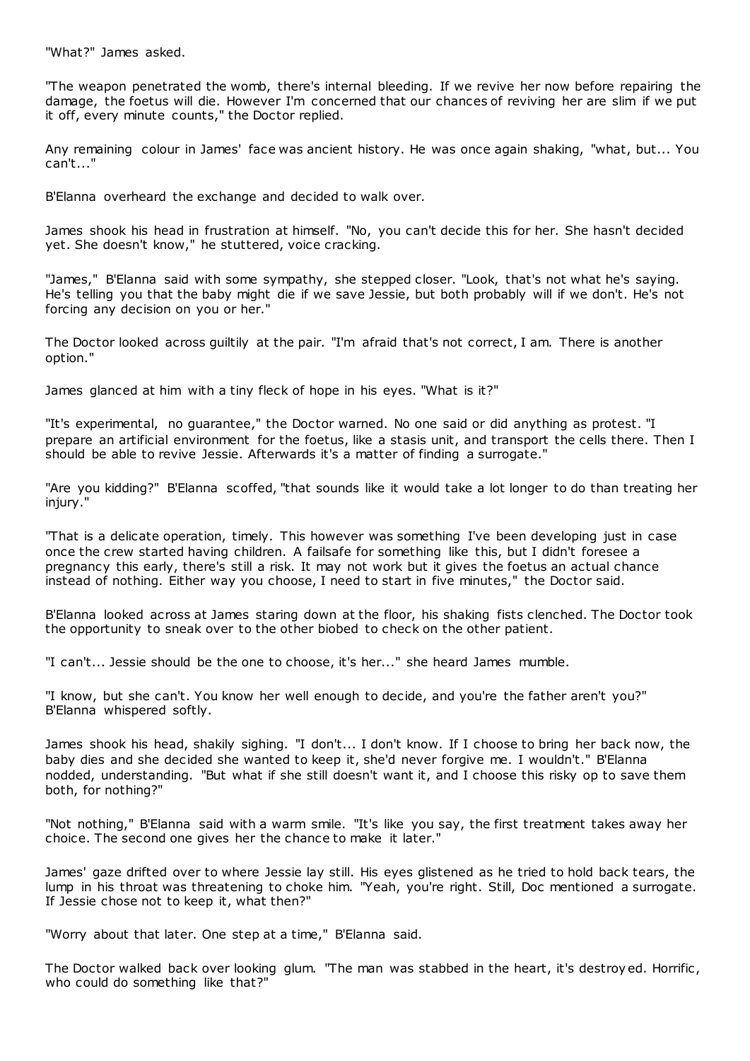"What?" James asked.

"The weapon penetrated the womb, there's internal bleeding. If we revive her now before repairing the damage, the foetus will die. However I'm concerned that our chances of reviving her are slim if we put it off, every minute counts," the Doctor replied.

Any remaining colour in James' face was ancient history. He was once again shaking, "what, but... You can't..."

B'Elanna overheard the exchange and decided to walk over.

James shook his head in frustration at himself. "No, you can't decide this for her. She hasn't decided yet. She doesn't know," he stuttered, voice cracking.

"James," B'Elanna said with some sympathy, she stepped closer. "Look, that's not what he's saying. He's telling you that the baby might die if we save Jessie, but both probably will if we don't. He's not forcing any decision on you or her."

The Doctor looked across guiltily at the pair. "I'm afraid that's not correct, I am. There is another option."

James glanced at him with a tiny fleck of hope in his eyes. "What is it?"

"It's experimental, no guarantee," the Doctor warned. No one said or did anything as protest. "I prepare an artificial environment for the foetus, like a stasis unit, and transport the cells there. Then I should be able to revive Jessie. Afterwards it's a matter of finding a surrogate."

"Are you kidding?" B'Elanna scoffed, "that sounds like it would take a lot longer to do than treating her injury."

"That is a delicate operation, timely. This however was something I've been developing just in case once the crew started having children. A failsafe for something like this, but I didn't foresee a pregnancy this early, there's still a risk. It may not work but it gives the foetus an actual chance instead of nothing. Either way you choose, I need to start in five minutes," the Doctor said.

B'Elanna looked across at James staring down at the floor, his shaking fists clenched. The Doctor took the opportunity to sneak over to the other biobed to check on the other patient.

"I can't... Jessie should be the one to choose, it's her..." she heard James mumble.

"I know, but she can't. You know her well enough to decide, and you're the father aren't you?" B'Elanna whispered softly.

James shook his head, shakily sighing. "I don't... I don't know. If I choose to bring her back now, the baby dies and she decided she wanted to keep it, she'd never forgive me. I wouldn't." B'Elanna nodded, understanding. "But what if she still doesn't want it, and I choose this risky op to save them both, for nothing?"

"Not nothing," B'Elanna said with a warm smile. "It's like you say, the first treatment takes away her choice. The second one gives her the chance to make it later."

James' gaze drifted over to where Jessie lay still. His eyes glistened as he tried to hold back tears, the lump in his throat was threatening to choke him. "Yeah, you're right. Still, Doc mentioned a surrogate. If Jessie chose not to keep it, what then?"

"Worry about that later. One step at a time," B'Elanna said.

The Doctor walked back over looking glum. "The man was stabbed in the heart, it's destroyed. Horrific, who could do something like that?"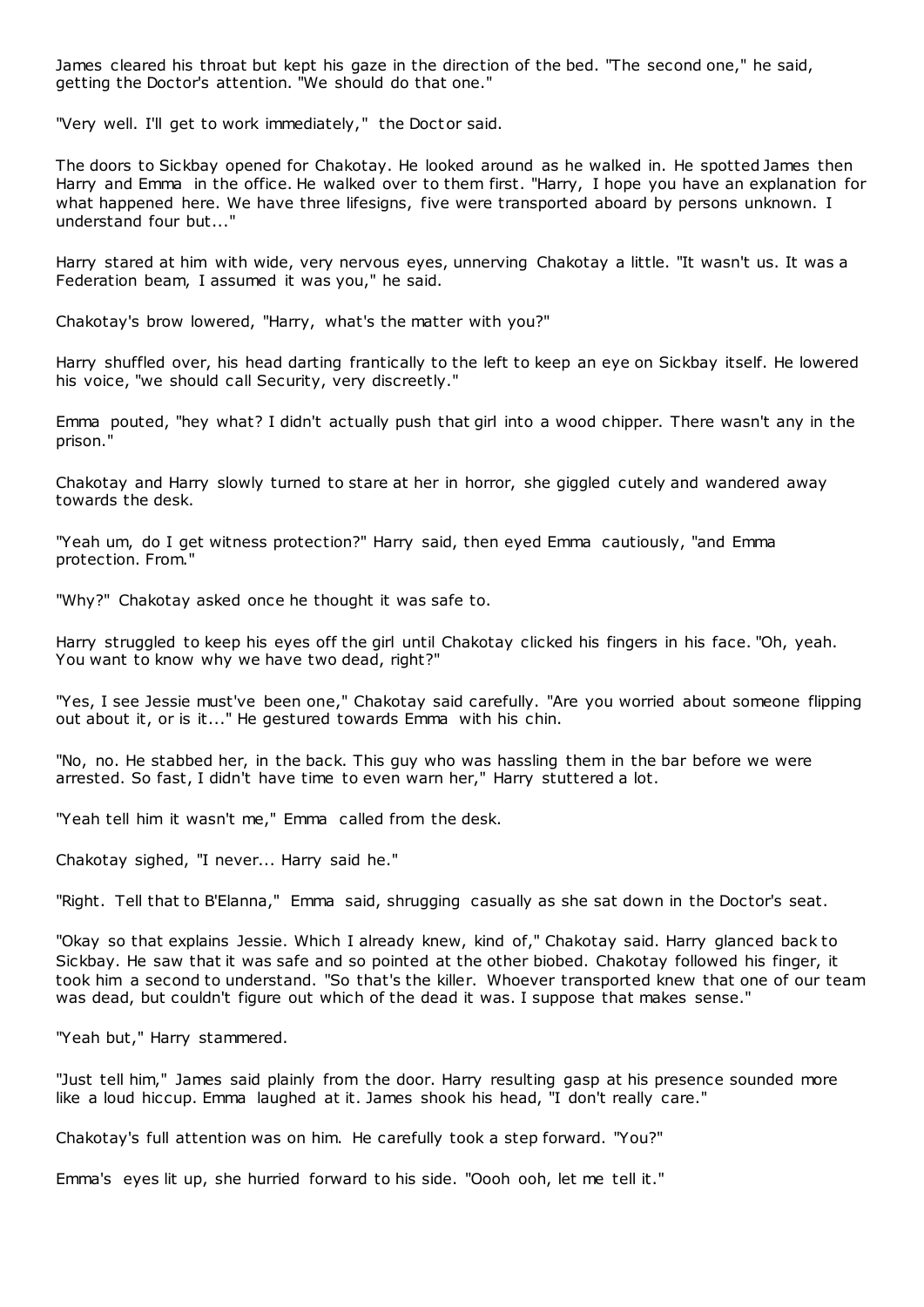James cleared his throat but kept his gaze in the direction of the bed. "The second one," he said, getting the Doctor's attention. "We should do that one."

"Very well. I'll get to work immediately," the Doctor said.

The doors to Sickbay opened for Chakotay. He looked around as he walked in. He spotted James then Harry and Emma in the office. He walked over to them first. "Harry, I hope you have an explanation for what happened here. We have three lifesigns, five were transported aboard by persons unknown. I understand four but..."

Harry stared at him with wide, very nervous eyes, unnerving Chakotay a little. "It wasn't us. It was a Federation beam, I assumed it was you," he said.

Chakotay's brow lowered, "Harry, what's the matter with you?"

Harry shuffled over, his head darting frantically to the left to keep an eye on Sickbay itself. He lowered his voice, "we should call Security, very discreetly."

Emma pouted, "hey what? I didn't actually push that girl into a wood chipper. There wasn't any in the prison."

Chakotay and Harry slowly turned to stare at her in horror, she giggled cutely and wandered away towards the desk.

"Yeah um, do I get witness protection?" Harry said, then eyed Emma cautiously, "and Emma protection. From."

"Why?" Chakotay asked once he thought it was safe to.

Harry struggled to keep his eyes off the girl until Chakotay clicked his fingers in his face. "Oh, yeah. You want to know why we have two dead, right?"

"Yes, I see Jessie must've been one," Chakotay said carefully. "Are you worried about someone flipping out about it, or is it..." He gestured towards Emma with his chin.

"No, no. He stabbed her, in the back. This guy who was hassling them in the bar before we were arrested. So fast, I didn't have time to even warn her," Harry stuttered a lot.

"Yeah tell him it wasn't me," Emma called from the desk.

Chakotay sighed, "I never... Harry said he."

"Right. Tell that to B'Elanna," Emma said, shrugging casually as she sat down in the Doctor's seat.

"Okay so that explains Jessie. Which I already knew, kind of," Chakotay said. Harry glanced back to Sickbay. He saw that it was safe and so pointed at the other biobed. Chakotay followed his finger, it took him a second to understand. "So that's the killer. Whoever transported knew that one of our team was dead, but couldn't figure out which of the dead it was. I suppose that makes sense."

"Yeah but," Harry stammered.

"Just tell him," James said plainly from the door. Harry resulting gasp at his presence sounded more like a loud hiccup. Emma laughed at it. James shook his head, "I don't really care."

Chakotay's full attention was on him. He carefully took a step forward. "You?"

Emma's eyes lit up, she hurried forward to his side. "Oooh ooh, let me tell it."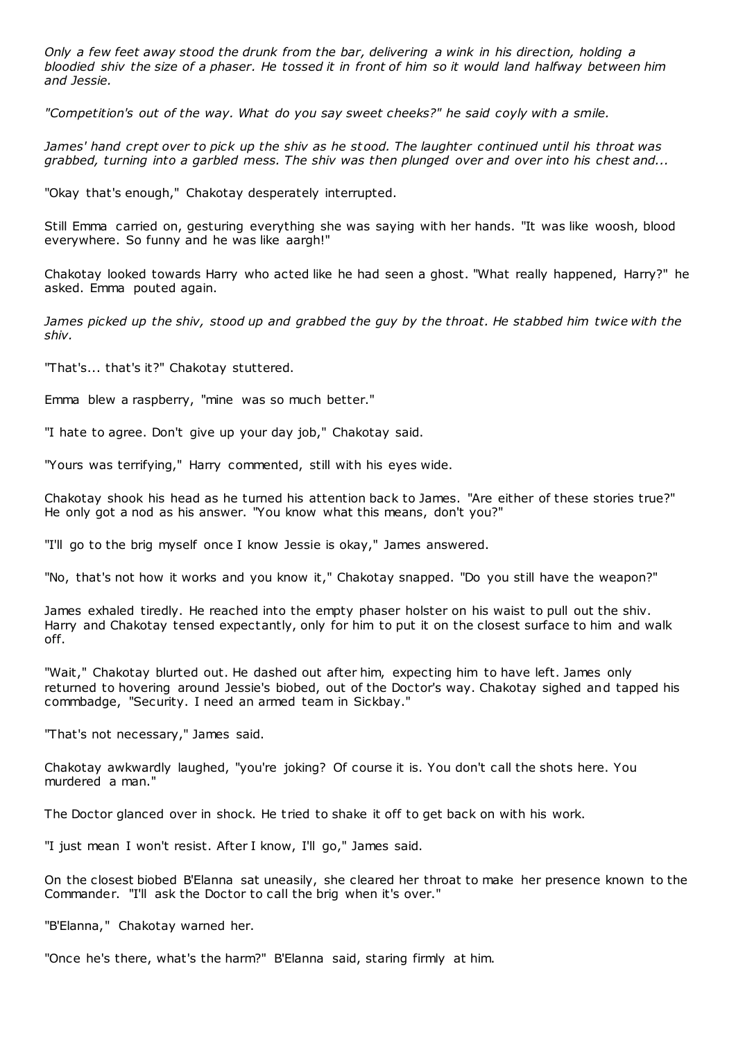*Only a few feet away stood the drunk from the bar, delivering a wink in his direction, holding a bloodied shiv the size of a phaser. He tossed it in front of him so it would land halfway between him and Jessie.*

*"Competition's out of the way. What do you say sweet cheeks?" he said coyly with a smile.*

*James' hand crept over to pick up the shiv as he stood. The laughter continued until his throat was grabbed, turning into a garbled mess. The shiv was then plunged over and over into his chest and...*

"Okay that's enough," Chakotay desperately interrupted.

Still Emma carried on, gesturing everything she was saying with her hands. "It was like woosh, blood everywhere. So funny and he was like aargh!"

Chakotay looked towards Harry who acted like he had seen a ghost. "What really happened, Harry?" he asked. Emma pouted again.

*James picked up the shiv, stood up and grabbed the guy by the throat. He stabbed him twice with the shiv.*

"That's... that's it?" Chakotay stuttered.

Emma blew a raspberry, "mine was so much better."

"I hate to agree. Don't give up your day job," Chakotay said.

"Yours was terrifying," Harry commented, still with his eyes wide.

Chakotay shook his head as he turned his attention back to James. "Are either of these stories true?" He only got a nod as his answer. "You know what this means, don't you?"

"I'll go to the brig myself once I know Jessie is okay," James answered.

"No, that's not how it works and you know it," Chakotay snapped. "Do you still have the weapon?"

James exhaled tiredly. He reached into the empty phaser holster on his waist to pull out the shiv. Harry and Chakotay tensed expectantly, only for him to put it on the closest surface to him and walk off.

"Wait," Chakotay blurted out. He dashed out after him, expecting him to have left. James only returned to hovering around Jessie's biobed, out of the Doctor's way. Chakotay sighed and tapped his commbadge, "Security. I need an armed team in Sickbay."

"That's not necessary," James said.

Chakotay awkwardly laughed, "you're joking? Of course it is. You don't call the shots here. You murdered a man."

The Doctor glanced over in shock. He tried to shake it off to get back on with his work.

"I just mean I won't resist. After I know, I'll go," James said.

On the closest biobed B'Elanna sat uneasily, she cleared her throat to make her presence known to the Commander. "I'll ask the Doctor to call the brig when it's over."

"B'Elanna," Chakotay warned her.

"Once he's there, what's the harm?" B'Elanna said, staring firmly at him.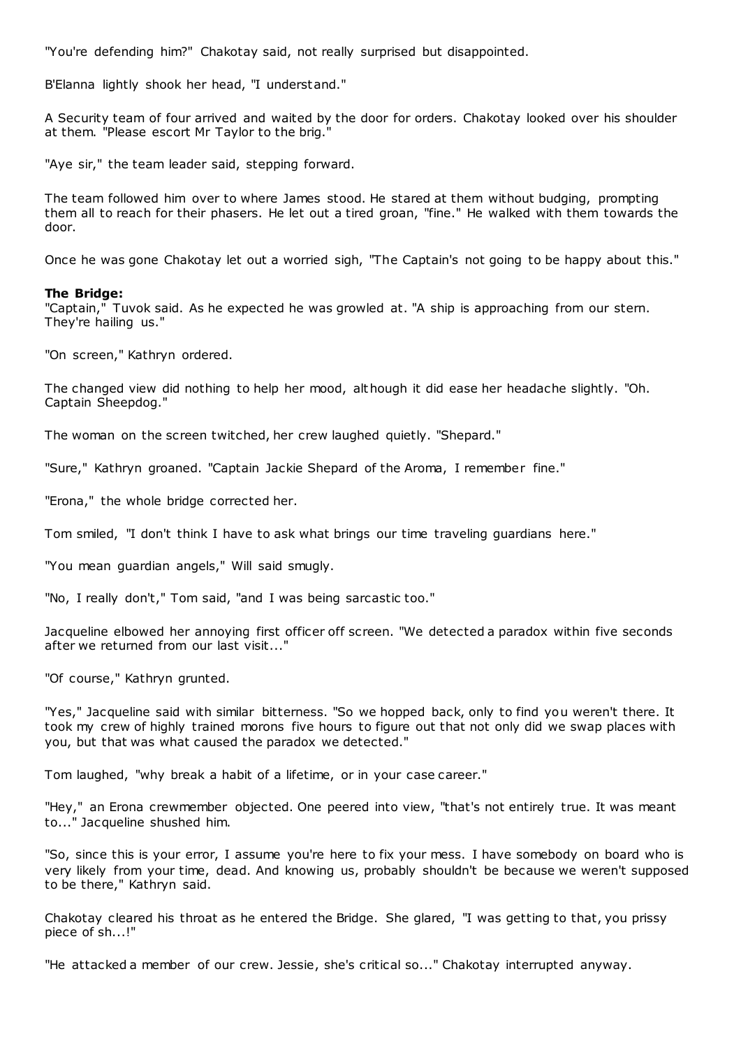"You're defending him?" Chakotay said, not really surprised but disappointed.

B'Elanna lightly shook her head, "I understand."

A Security team of four arrived and waited by the door for orders. Chakotay looked over his shoulder at them. "Please escort Mr Taylor to the brig."

"Aye sir," the team leader said, stepping forward.

The team followed him over to where James stood. He stared at them without budging, prompting them all to reach for their phasers. He let out a tired groan, "fine." He walked with them towards the door.

Once he was gone Chakotay let out a worried sigh, "The Captain's not going to be happy about this."

**The Bridge:**
"Captain," Tuvok said. As he expected he was growled at. "A ship is approaching from our stern. They're hailing us."

"On screen," Kathryn ordered.

The changed view did nothing to help her mood, although it did ease her headache slightly. "Oh. Captain Sheepdog."

The woman on the screen twitched, her crew laughed quietly. "Shepard."

"Sure," Kathryn groaned. "Captain Jackie Shepard of the Aroma, I remember fine."

"Erona," the whole bridge corrected her.

Tom smiled, "I don't think I have to ask what brings our time traveling guardians here."

"You mean guardian angels," Will said smugly.

"No, I really don't," Tom said, "and I was being sarcastic too."

Jacqueline elbowed her annoying first officer off screen. "We detected a paradox within five seconds after we returned from our last visit..."

"Of course," Kathryn grunted.

"Yes," Jacqueline said with similar bitterness. "So we hopped back, only to find you weren't there. It took my crew of highly trained morons five hours to figure out that not only did we swap places with you, but that was what caused the paradox we detected."

Tom laughed, "why break a habit of a lifetime, or in your case career."

"Hey," an Erona crewmember objected. One peered into view, "that's not entirely true. It was meant to..." Jacqueline shushed him.

"So, since this is your error, I assume you're here to fix your mess. I have somebody on board who is very likely from your time, dead. And knowing us, probably shouldn't be because we weren't supposed to be there," Kathryn said.

Chakotay cleared his throat as he entered the Bridge. She glared, "I was getting to that, you prissy piece of sh...!"

"He attacked a member of our crew. Jessie, she's critical so..." Chakotay interrupted anyway.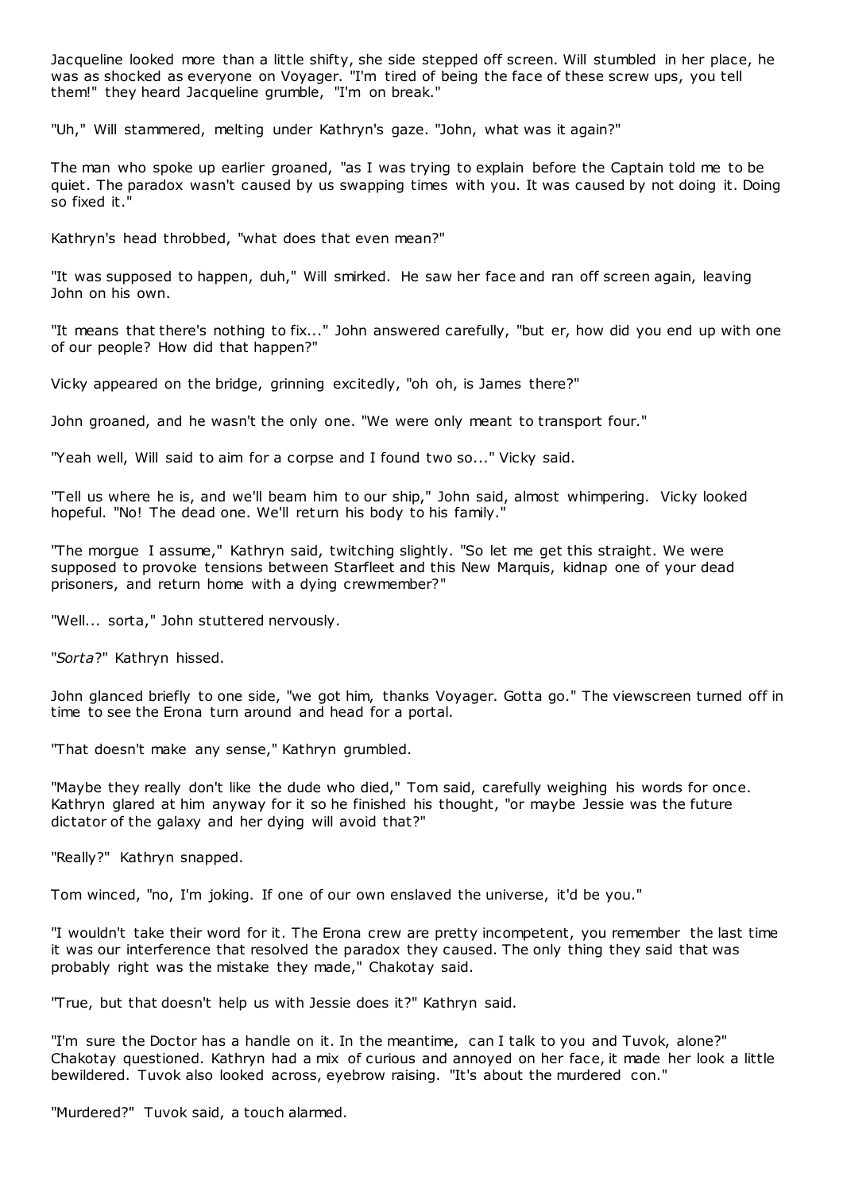Jacqueline looked more than a little shifty, she side stepped off screen. Will stumbled in her place, he was as shocked as everyone on Voyager. "I'm tired of being the face of these screw ups, you tell them!" they heard Jacqueline grumble, "I'm on break."

"Uh," Will stammered, melting under Kathryn's gaze. "John, what was it again?"

The man who spoke up earlier groaned, "as I was trying to explain before the Captain told me to be quiet. The paradox wasn't caused by us swapping times with you. It was caused by not doing it. Doing so fixed it."

Kathryn's head throbbed, "what does that even mean?"

"It was supposed to happen, duh," Will smirked. He saw her face and ran off screen again, leaving John on his own.

"It means that there's nothing to fix..." John answered carefully, "but er, how did you end up with one of our people? How did that happen?"

Vicky appeared on the bridge, grinning excitedly, "oh oh, is James there?"

John groaned, and he wasn't the only one. "We were only meant to transport four."

"Yeah well, Will said to aim for a corpse and I found two so..." Vicky said.

"Tell us where he is, and we'll beam him to our ship," John said, almost whimpering. Vicky looked hopeful. "No! The dead one. We'll return his body to his family."

"The morgue I assume," Kathryn said, twitching slightly. "So let me get this straight. We were supposed to provoke tensions between Starfleet and this New Marquis, kidnap one of your dead prisoners, and return home with a dying crewmember?"

"Well... sorta," John stuttered nervously.

"*Sorta*?" Kathryn hissed.

John glanced briefly to one side, "we got him, thanks Voyager. Gotta go." The viewscreen turned off in time to see the Erona turn around and head for a portal.

"That doesn't make any sense," Kathryn grumbled.

"Maybe they really don't like the dude who died," Tom said, carefully weighing his words for once. Kathryn glared at him anyway for it so he finished his thought, "or maybe Jessie was the future dictator of the galaxy and her dying will avoid that?"

"Really?" Kathryn snapped.

Tom winced, "no, I'm joking. If one of our own enslaved the universe, it'd be you."

"I wouldn't take their word for it. The Erona crew are pretty incompetent, you remember the last time it was our interference that resolved the paradox they caused. The only thing they said that was probably right was the mistake they made," Chakotay said.

"True, but that doesn't help us with Jessie does it?" Kathryn said.

"I'm sure the Doctor has a handle on it. In the meantime, can I talk to you and Tuvok, alone?" Chakotay questioned. Kathryn had a mix of curious and annoyed on her face, it made her look a little bewildered. Tuvok also looked across, eyebrow raising. "It's about the murdered con."

"Murdered?" Tuvok said, a touch alarmed.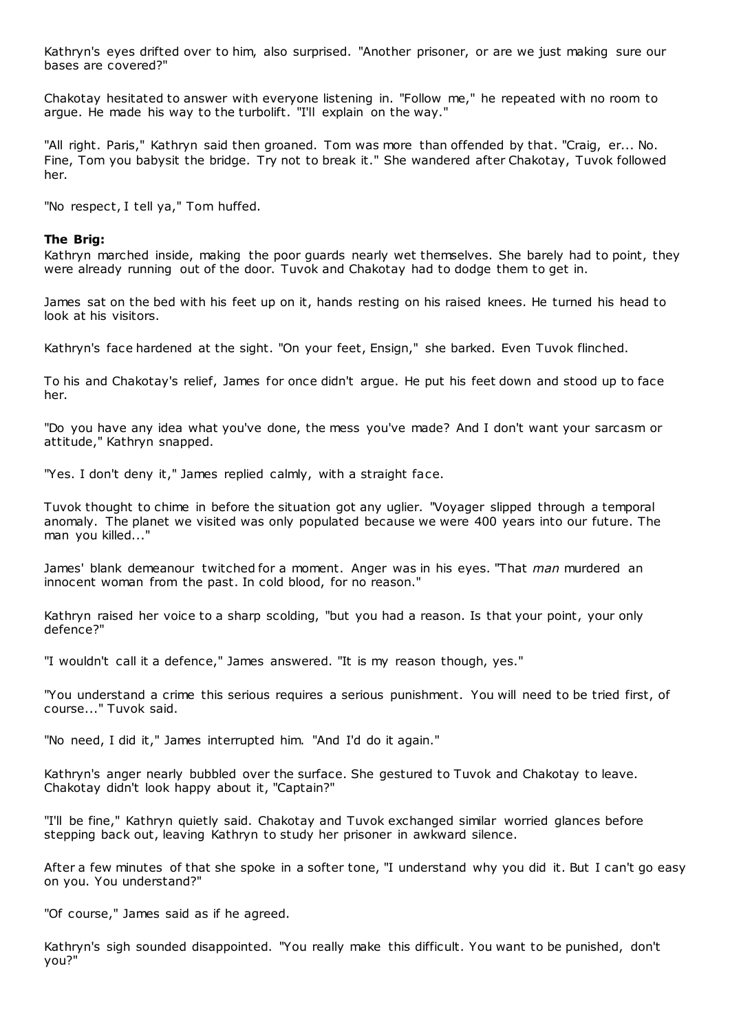Kathryn's eyes drifted over to him, also surprised. "Another prisoner, or are we just making sure our bases are covered?"

Chakotay hesitated to answer with everyone listening in. "Follow me," he repeated with no room to argue. He made his way to the turbolift. "I'll explain on the way."

"All right. Paris," Kathryn said then groaned. Tom was more than offended by that. "Craig, er... No. Fine, Tom you babysit the bridge. Try not to break it." She wandered after Chakotay, Tuvok followed her.

"No respect, I tell ya," Tom huffed.

**The Brig:**

Kathryn marched inside, making the poor guards nearly wet themselves. She barely had to point, they were already running out of the door. Tuvok and Chakotay had to dodge them to get in.

James sat on the bed with his feet up on it, hands resting on his raised knees. He turned his head to look at his visitors.

Kathryn's face hardened at the sight. "On your feet, Ensign," she barked. Even Tuvok flinched.

To his and Chakotay's relief, James for once didn't argue. He put his feet down and stood up to face her.

"Do you have any idea what you've done, the mess you've made? And I don't want your sarcasm or attitude," Kathryn snapped.

"Yes. I don't deny it," James replied calmly, with a straight face.

Tuvok thought to chime in before the situation got any uglier. "Voyager slipped through a temporal anomaly. The planet we visited was only populated because we were 400 years into our future. The man you killed..."

James' blank demeanour twitched for a moment. Anger was in his eyes. "That *man* murdered an innocent woman from the past. In cold blood, for no reason."

Kathryn raised her voice to a sharp scolding, "but you had a reason. Is that your point, your only defence?"

"I wouldn't call it a defence," James answered. "It is my reason though, yes."

"You understand a crime this serious requires a serious punishment. You will need to be tried first, of course..." Tuvok said.

"No need, I did it," James interrupted him. "And I'd do it again."

Kathryn's anger nearly bubbled over the surface. She gestured to Tuvok and Chakotay to leave. Chakotay didn't look happy about it, "Captain?"

"I'll be fine," Kathryn quietly said. Chakotay and Tuvok exchanged similar worried glances before stepping back out, leaving Kathryn to study her prisoner in awkward silence.

After a few minutes of that she spoke in a softer tone, "I understand why you did it. But I can't go easy on you. You understand?"

"Of course," James said as if he agreed.

Kathryn's sigh sounded disappointed. "You really make this difficult. You want to be punished, don't you?"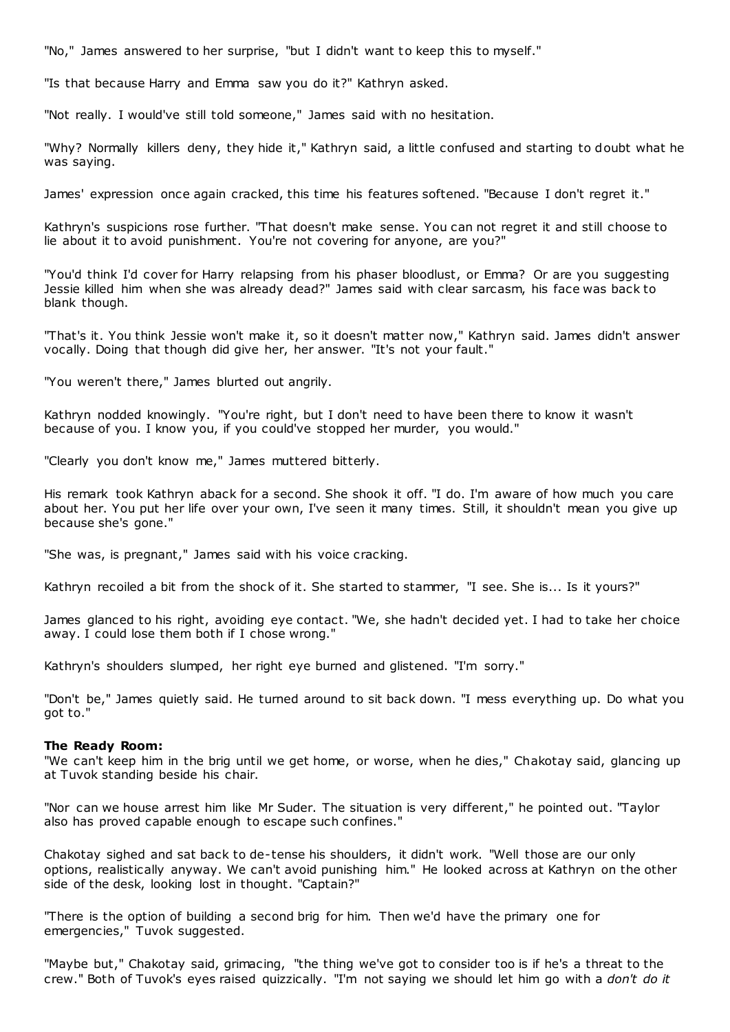"No," James answered to her surprise, "but I didn't want to keep this to myself."

"Is that because Harry and Emma saw you do it?" Kathryn asked.

"Not really. I would've still told someone," James said with no hesitation.

"Why? Normally killers deny, they hide it," Kathryn said, a little confused and starting to doubt what he was saying.

James' expression once again cracked, this time his features softened. "Because I don't regret it."

Kathryn's suspicions rose further. "That doesn't make sense. You can not regret it and still choose to lie about it to avoid punishment. You're not covering for anyone, are you?"

"You'd think I'd cover for Harry relapsing from his phaser bloodlust, or Emma? Or are you suggesting Jessie killed him when she was already dead?" James said with clear sarcasm, his face was back to blank though.

"That's it. You think Jessie won't make it, so it doesn't matter now," Kathryn said. James didn't answer vocally. Doing that though did give her, her answer. "It's not your fault."

"You weren't there," James blurted out angrily.

Kathryn nodded knowingly. "You're right, but I don't need to have been there to know it wasn't because of you. I know you, if you could've stopped her murder, you would."

"Clearly you don't know me," James muttered bitterly.

His remark took Kathryn aback for a second. She shook it off. "I do. I'm aware of how much you care about her. You put her life over your own, I've seen it many times. Still, it shouldn't mean you give up because she's gone."

"She was, is pregnant," James said with his voice cracking.

Kathryn recoiled a bit from the shock of it. She started to stammer, "I see. She is... Is it yours?"

James glanced to his right, avoiding eye contact. "We, she hadn't decided yet. I had to take her choice away. I could lose them both if I chose wrong."

Kathryn's shoulders slumped, her right eye burned and glistened. "I'm sorry."

"Don't be," James quietly said. He turned around to sit back down. "I mess everything up. Do what you got to."

**The Ready Room:**
"We can't keep him in the brig until we get home, or worse, when he dies," Chakotay said, glancing up at Tuvok standing beside his chair.

"Nor can we house arrest him like Mr Suder. The situation is very different," he pointed out. "Taylor also has proved capable enough to escape such confines."

Chakotay sighed and sat back to de-tense his shoulders, it didn't work. "Well those are our only options, realistically anyway. We can't avoid punishing him." He looked across at Kathryn on the other side of the desk, looking lost in thought. "Captain?"

"There is the option of building a second brig for him. Then we'd have the primary one for emergencies," Tuvok suggested.

"Maybe but," Chakotay said, grimacing, "the thing we've got to consider too is if he's a threat to the crew." Both of Tuvok's eyes raised quizzically. "I'm not saying we should let him go with a *don't do it*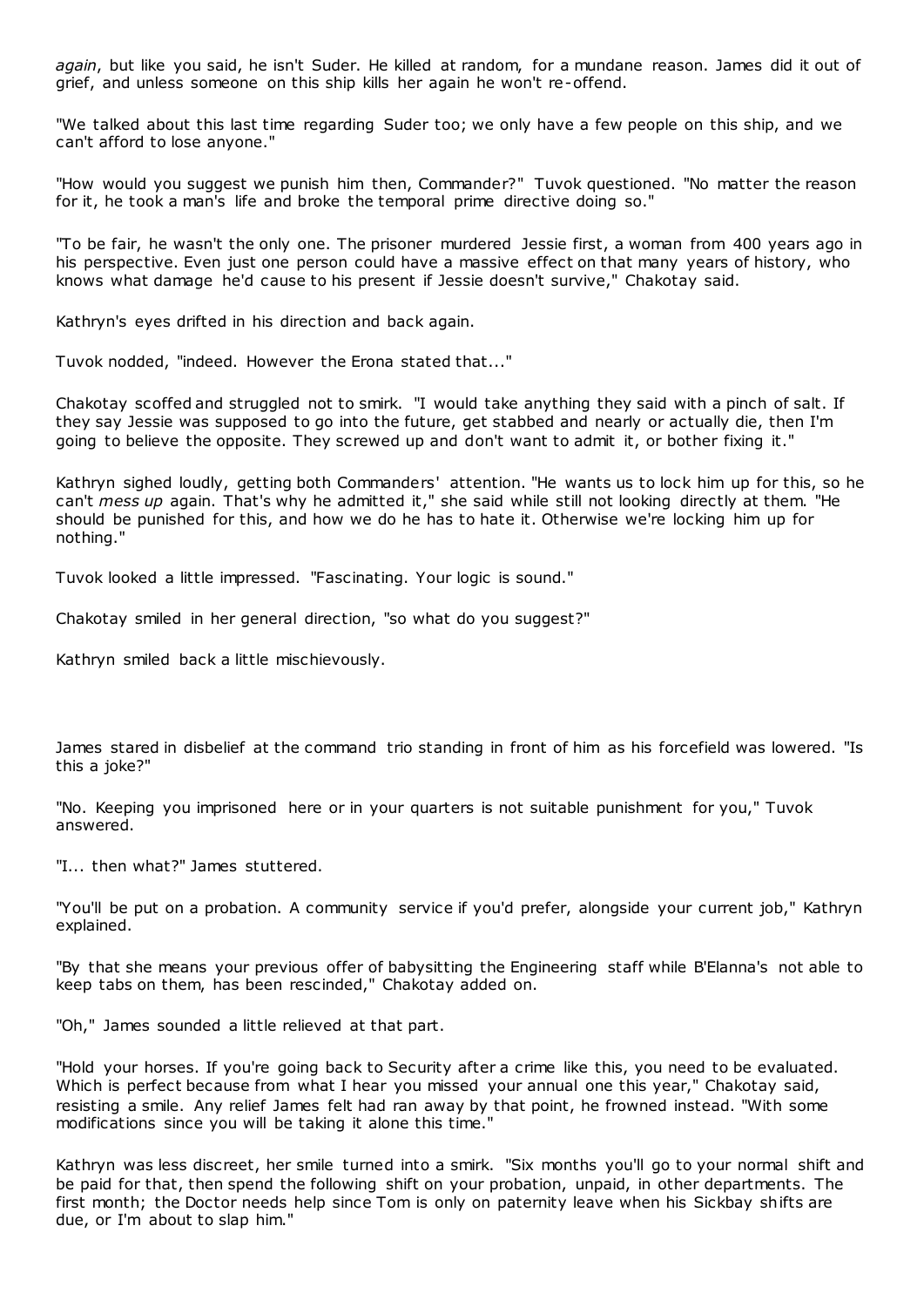*again*, but like you said, he isn't Suder. He killed at random, for a mundane reason. James did it out of grief, and unless someone on this ship kills her again he won't re-offend.

"We talked about this last time regarding Suder too; we only have a few people on this ship, and we can't afford to lose anyone."

"How would you suggest we punish him then, Commander?" Tuvok questioned. "No matter the reason for it, he took a man's life and broke the temporal prime directive doing so."

"To be fair, he wasn't the only one. The prisoner murdered Jessie first, a woman from 400 years ago in his perspective. Even just one person could have a massive effect on that many years of history, who knows what damage he'd cause to his present if Jessie doesn't survive," Chakotay said.

Kathryn's eyes drifted in his direction and back again.

Tuvok nodded, "indeed. However the Erona stated that..."

Chakotay scoffed and struggled not to smirk. "I would take anything they said with a pinch of salt. If they say Jessie was supposed to go into the future, get stabbed and nearly or actually die, then I'm going to believe the opposite. They screwed up and don't want to admit it, or bother fixing it."

Kathryn sighed loudly, getting both Commanders' attention. "He wants us to lock him up for this, so he can't *mess up* again. That's why he admitted it," she said while still not looking directly at them. "He should be punished for this, and how we do he has to hate it. Otherwise we're locking him up for nothing."

Tuvok looked a little impressed. "Fascinating. Your logic is sound."

Chakotay smiled in her general direction, "so what do you suggest?"

Kathryn smiled back a little mischievously.

James stared in disbelief at the command trio standing in front of him as his forcefield was lowered. "Is this a joke?"

"No. Keeping you imprisoned here or in your quarters is not suitable punishment for you," Tuvok answered.

"I... then what?" James stuttered.

"You'll be put on a probation. A community service if you'd prefer, alongside your current job," Kathryn explained.

"By that she means your previous offer of babysitting the Engineering staff while B'Elanna's not able to keep tabs on them, has been rescinded," Chakotay added on.

"Oh," James sounded a little relieved at that part.

"Hold your horses. If you're going back to Security after a crime like this, you need to be evaluated. Which is perfect because from what I hear you missed your annual one this year," Chakotay said, resisting a smile. Any relief James felt had ran away by that point, he frowned instead. "With some modifications since you will be taking it alone this time."

Kathryn was less discreet, her smile turned into a smirk. "Six months you'll go to your normal shift and be paid for that, then spend the following shift on your probation, unpaid, in other departments. The first month; the Doctor needs help since Tom is only on paternity leave when his Sickbay shifts are due, or I'm about to slap him."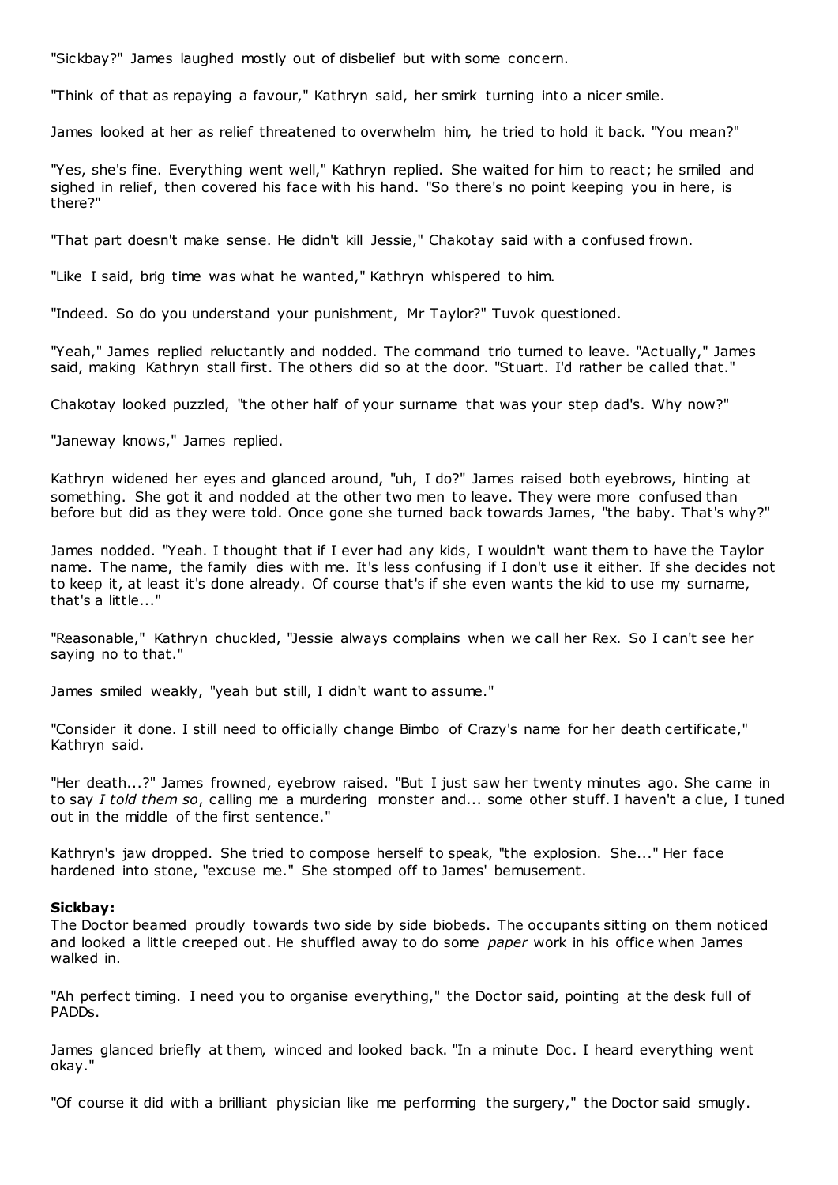"Sickbay?" James laughed mostly out of disbelief but with some concern.

"Think of that as repaying a favour," Kathryn said, her smirk turning into a nicer smile.

James looked at her as relief threatened to overwhelm him, he tried to hold it back. "You mean?"

"Yes, she's fine. Everything went well," Kathryn replied. She waited for him to react; he smiled and sighed in relief, then covered his face with his hand. "So there's no point keeping you in here, is there?"

"That part doesn't make sense. He didn't kill Jessie," Chakotay said with a confused frown.

"Like I said, brig time was what he wanted," Kathryn whispered to him.

"Indeed. So do you understand your punishment, Mr Taylor?" Tuvok questioned.

"Yeah," James replied reluctantly and nodded. The command trio turned to leave. "Actually," James said, making Kathryn stall first. The others did so at the door. "Stuart. I'd rather be called that."

Chakotay looked puzzled, "the other half of your surname that was your step dad's. Why now?"

"Janeway knows," James replied.

Kathryn widened her eyes and glanced around, "uh, I do?" James raised both eyebrows, hinting at something. She got it and nodded at the other two men to leave. They were more confused than before but did as they were told. Once gone she turned back towards James, "the baby. That's why?"

James nodded. "Yeah. I thought that if I ever had any kids, I wouldn't want them to have the Taylor name. The name, the family dies with me. It's less confusing if I don't use it either. If she decides not to keep it, at least it's done already. Of course that's if she even wants the kid to use my surname, that's a little..."

"Reasonable," Kathryn chuckled, "Jessie always complains when we call her Rex. So I can't see her saying no to that."

James smiled weakly, "yeah but still, I didn't want to assume."

"Consider it done. I still need to officially change Bimbo of Crazy's name for her death certificate," Kathryn said.

"Her death...?" James frowned, eyebrow raised. "But I just saw her twenty minutes ago. She came in to say *I told them so*, calling me a murdering monster and... some other stuff. I haven't a clue, I tuned out in the middle of the first sentence."

Kathryn's jaw dropped. She tried to compose herself to speak, "the explosion. She..." Her face hardened into stone, "excuse me." She stomped off to James' bemusement.

**Sickbay:**
The Doctor beamed proudly towards two side by side biobeds. The occupants sitting on them noticed and looked a little creeped out. He shuffled away to do some *paper* work in his office when James walked in.

"Ah perfect timing. I need you to organise everything," the Doctor said, pointing at the desk full of PADDs.

James glanced briefly at them, winced and looked back. "In a minute Doc. I heard everything went okay."

"Of course it did with a brilliant physician like me performing the surgery," the Doctor said smugly.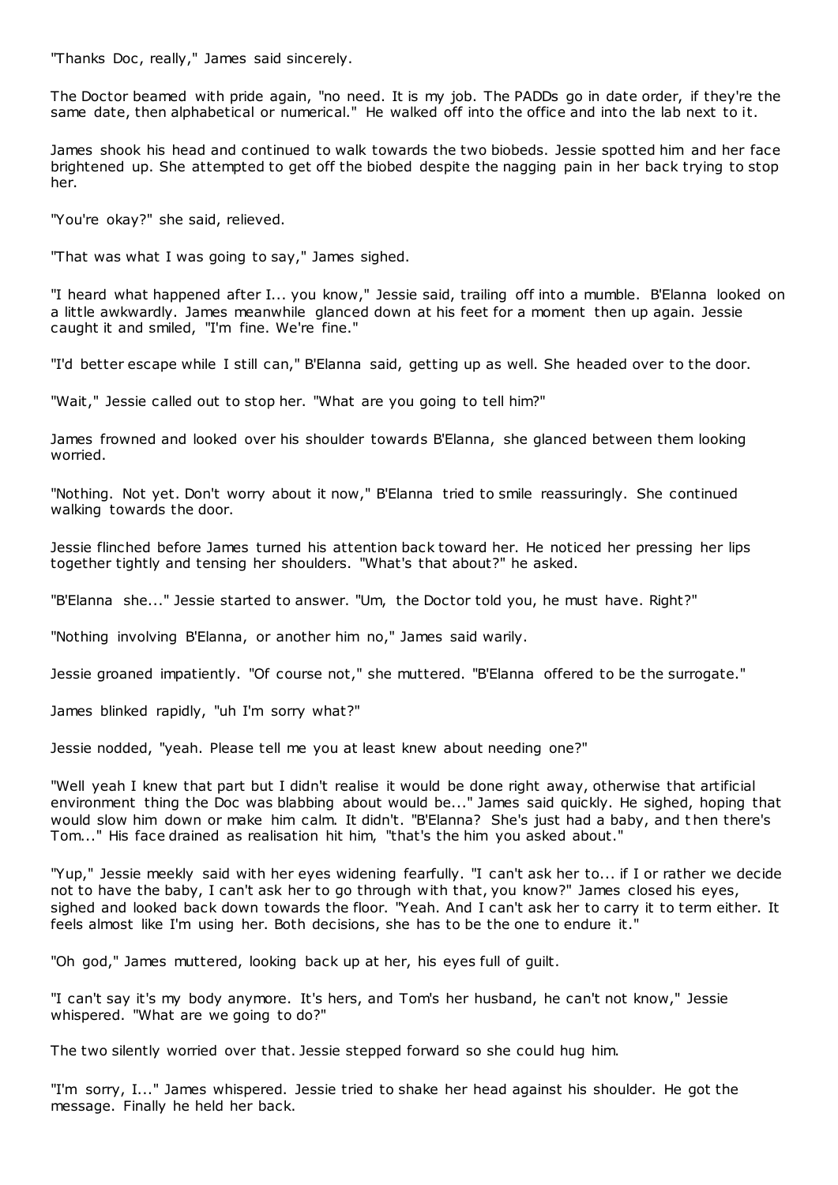"Thanks Doc, really," James said sincerely.

The Doctor beamed with pride again, "no need. It is my job. The PADDs go in date order, if they're the same date, then alphabetical or numerical." He walked off into the office and into the lab next to it.

James shook his head and continued to walk towards the two biobeds. Jessie spotted him and her face brightened up. She attempted to get off the biobed despite the nagging pain in her back trying to stop her.

"You're okay?" she said, relieved.

"That was what I was going to say," James sighed.

"I heard what happened after I... you know," Jessie said, trailing off into a mumble. B'Elanna looked on a little awkwardly. James meanwhile glanced down at his feet for a moment then up again. Jessie caught it and smiled, "I'm fine. We're fine."

"I'd better escape while I still can," B'Elanna said, getting up as well. She headed over to the door.

"Wait," Jessie called out to stop her. "What are you going to tell him?"

James frowned and looked over his shoulder towards B'Elanna, she glanced between them looking worried.

"Nothing. Not yet. Don't worry about it now," B'Elanna tried to smile reassuringly. She continued walking towards the door.

Jessie flinched before James turned his attention back toward her. He noticed her pressing her lips together tightly and tensing her shoulders. "What's that about?" he asked.

"B'Elanna she..." Jessie started to answer. "Um, the Doctor told you, he must have. Right?"

"Nothing involving B'Elanna, or another him no," James said warily.

Jessie groaned impatiently. "Of course not," she muttered. "B'Elanna offered to be the surrogate."

James blinked rapidly, "uh I'm sorry what?"

Jessie nodded, "yeah. Please tell me you at least knew about needing one?"

"Well yeah I knew that part but I didn't realise it would be done right away, otherwise that artificial environment thing the Doc was blabbing about would be..." James said quickly. He sighed, hoping that would slow him down or make him calm. It didn't. "B'Elanna? She's just had a baby, and then there's Tom..." His face drained as realisation hit him, "that's the him you asked about."

"Yup," Jessie meekly said with her eyes widening fearfully. "I can't ask her to... if I or rather we decide not to have the baby, I can't ask her to go through with that, you know?" James closed his eyes, sighed and looked back down towards the floor. "Yeah. And I can't ask her to carry it to term either. It feels almost like I'm using her. Both decisions, she has to be the one to endure it."

"Oh god," James muttered, looking back up at her, his eyes full of guilt.

"I can't say it's my body anymore. It's hers, and Tom's her husband, he can't not know," Jessie whispered. "What are we going to do?"

The two silently worried over that. Jessie stepped forward so she could hug him.

"I'm sorry, I..." James whispered. Jessie tried to shake her head against his shoulder. He got the message. Finally he held her back.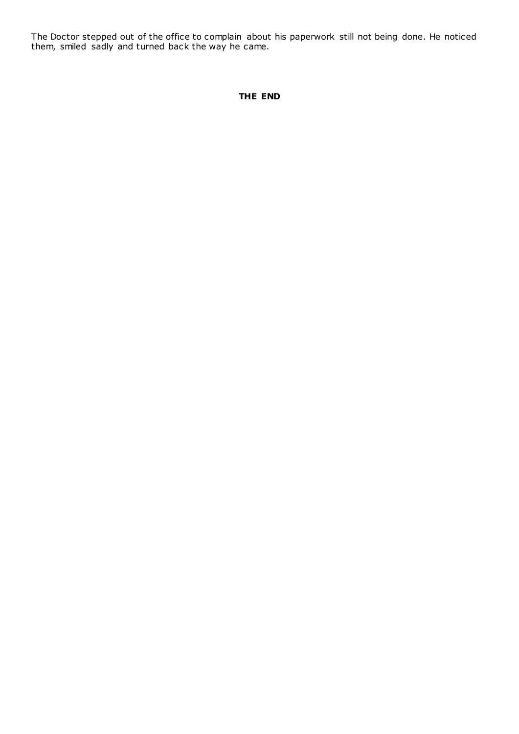The Doctor stepped out of the office to complain about his paperwork still not being done. He noticed them, smiled sadly and turned back the way he came.

**THE END**